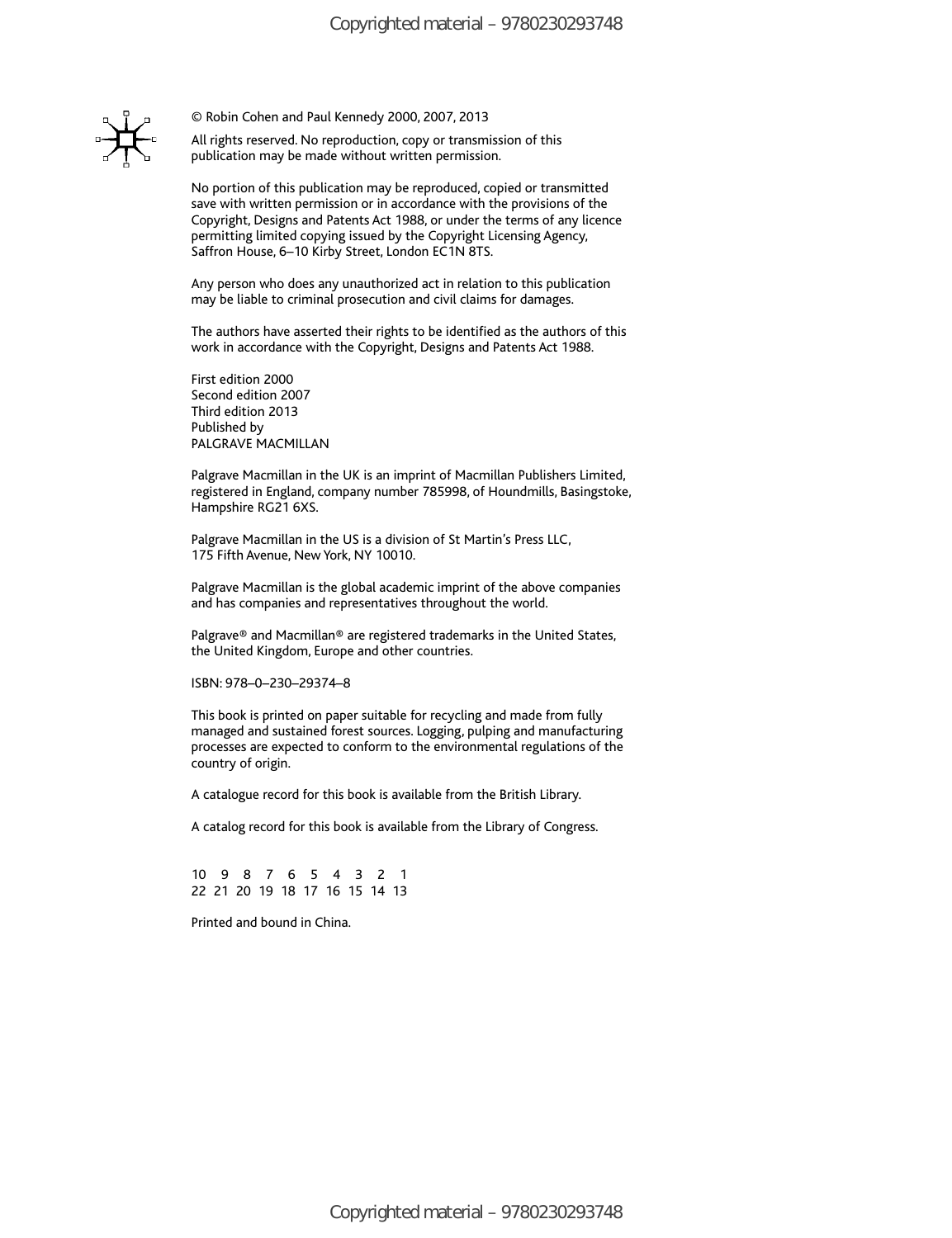© Robin Cohen and Paul Kennedy 2000, 2007, 2013

All rights reserved. No reproduction, copy or transmission of this publication may be made without written permission.

No portion of this publication may be reproduced, copied or transmitted save with written permission or in accordance with the provisions of the Copyright, Designs and Patents Act 1988, or under the terms of any licence permitting limited copying issued by the Copyright Licensing Agency, Saffron House, 6–10 Kirby Street, London EC1N 8TS.

Any person who does any unauthorized act in relation to this publication may be liable to criminal prosecution and civil claims for damages.

The authors have asserted their rights to be identified as the authors of this work in accordance with the Copyright, Designs and Patents Act 1988.

First edition 2000
Second edition 2007
Third edition 2013
Published by
PALGRAVE MACMILLAN

Palgrave Macmillan in the UK is an imprint of Macmillan Publishers Limited, registered in England, company number 785998, of Houndmills, Basingstoke, Hampshire RG21 6XS.

Palgrave Macmillan in the US is a division of St Martin's Press LLC, 175 Fifth Avenue, New York, NY 10010.

Palgrave Macmillan is the global academic imprint of the above companies and has companies and representatives throughout the world.

Palgrave® and Macmillan® are registered trademarks in the United States, the United Kingdom, Europe and other countries.

ISBN: 978–0–230–29374–8

This book is printed on paper suitable for recycling and made from fully managed and sustained forest sources. Logging, pulping and manufacturing processes are expected to conform to the environmental regulations of the country of origin.

A catalogue record for this book is available from the British Library.

A catalog record for this book is available from the Library of Congress.

10 9 8 7 6 5 4 3 2 1
22 21 20 19 18 17 16 15 14 13

Printed and bound in China.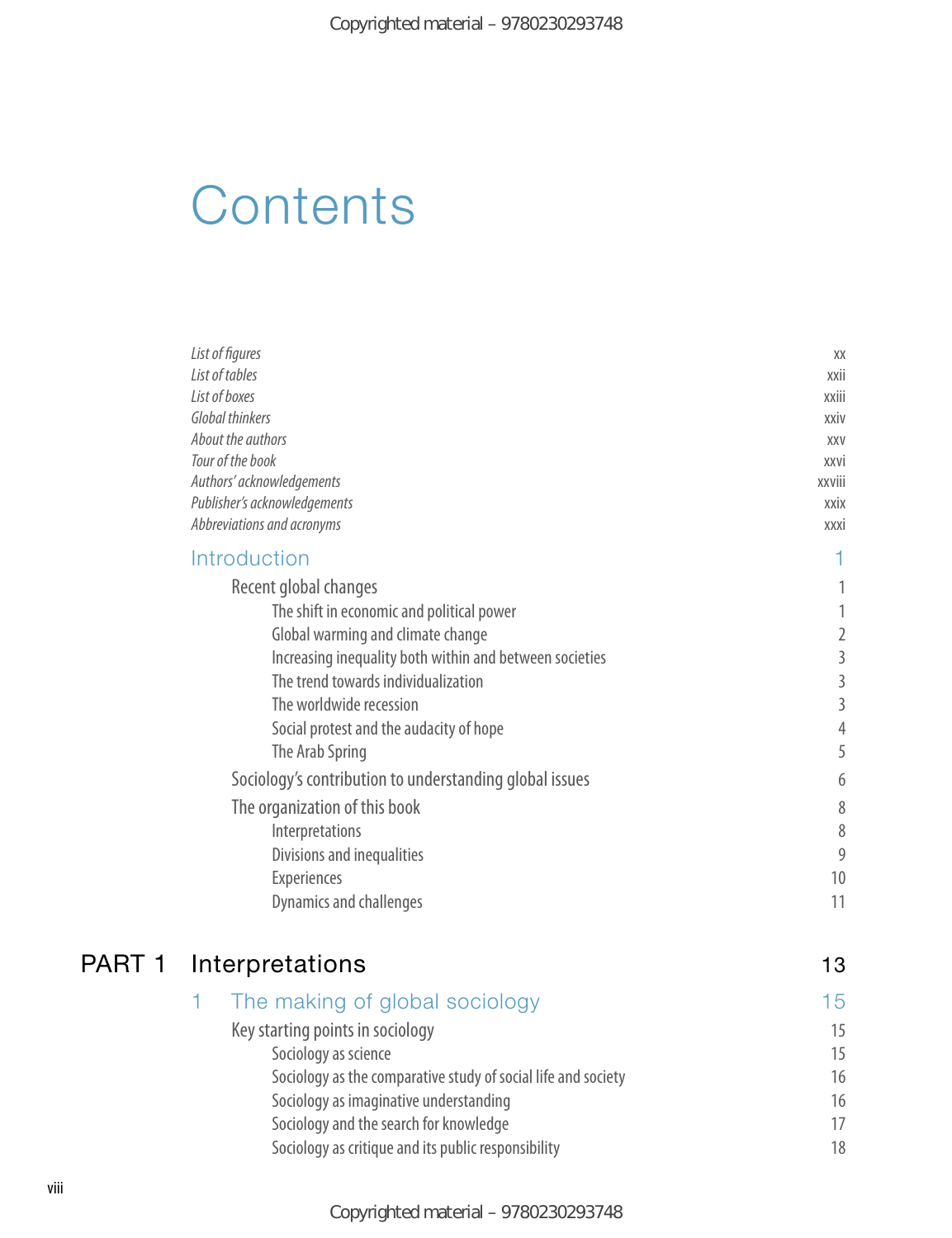# Contents

| | |
|---|---|
| *List of figures* | xx |
| *List of tables* | xxii |
| *List of boxes* | xxiii |
| *Global thinkers* | xxiv |
| *About the authors* | xxv |
| *Tour of the book* | xxvi |
| *Authors' acknowledgements* | xxviii |
| *Publisher's acknowledgements* | xxix |
| *Abbreviations and acronyms* | xxxi |

## Introduction — 1

- Recent global changes — 1
  - The shift in economic and political power — 1
  - Global warming and climate change — 2
  - Increasing inequality both within and between societies — 3
  - The trend towards individualization — 3
  - The worldwide recession — 3
  - Social protest and the audacity of hope — 4
  - The Arab Spring — 5
- Sociology's contribution to understanding global issues — 6
- The organization of this book — 8
  - Interpretations — 8
  - Divisions and inequalities — 9
  - Experiences — 10
  - Dynamics and challenges — 11

## PART 1 Interpretations — 13

### 1 The making of global sociology — 15

- Key starting points in sociology — 15
  - Sociology as science — 15
  - Sociology as the comparative study of social life and society — 16
  - Sociology as imaginative understanding — 16
  - Sociology and the search for knowledge — 17
  - Sociology as critique and its public responsibility — 18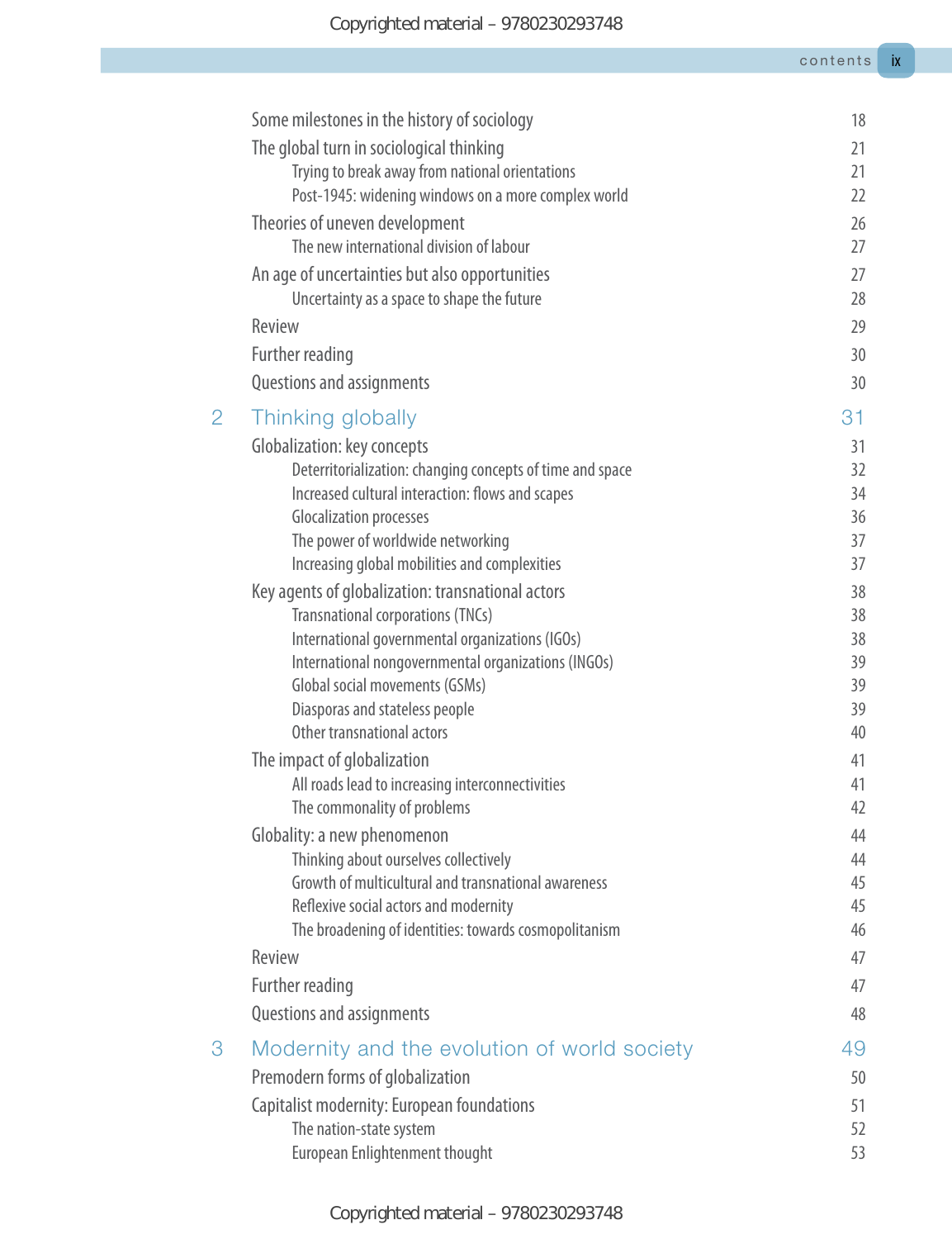Some milestones in the history of sociology 18

The global turn in sociological thinking 21

- Trying to break away from national orientations 21
- Post-1945: widening windows on a more complex world 22

Theories of uneven development 26

- The new international division of labour 27

An age of uncertainties but also opportunities 27

- Uncertainty as a space to shape the future 28

Review 29

Further reading 30

Questions and assignments 30

## 2 Thinking globally 31

Globalization: key concepts 31

- Deterritorialization: changing concepts of time and space 32
- Increased cultural interaction: flows and scapes 34
- Glocalization processes 36
- The power of worldwide networking 37
- Increasing global mobilities and complexities 37

Key agents of globalization: transnational actors 38

- Transnational corporations (TNCs) 38
- International governmental organizations (IGOs) 38
- International nongovernmental organizations (INGOs) 39
- Global social movements (GSMs) 39
- Diasporas and stateless people 39
- Other transnational actors 40

The impact of globalization 41

- All roads lead to increasing interconnectivities 41
- The commonality of problems 42

Globality: a new phenomenon 44

- Thinking about ourselves collectively 44
- Growth of multicultural and transnational awareness 45
- Reflexive social actors and modernity 45
- The broadening of identities: towards cosmopolitanism 46

Review 47

Further reading 47

Questions and assignments 48

## 3 Modernity and the evolution of world society 49

Premodern forms of globalization 50

Capitalist modernity: European foundations 51

- The nation-state system 52
- European Enlightenment thought 53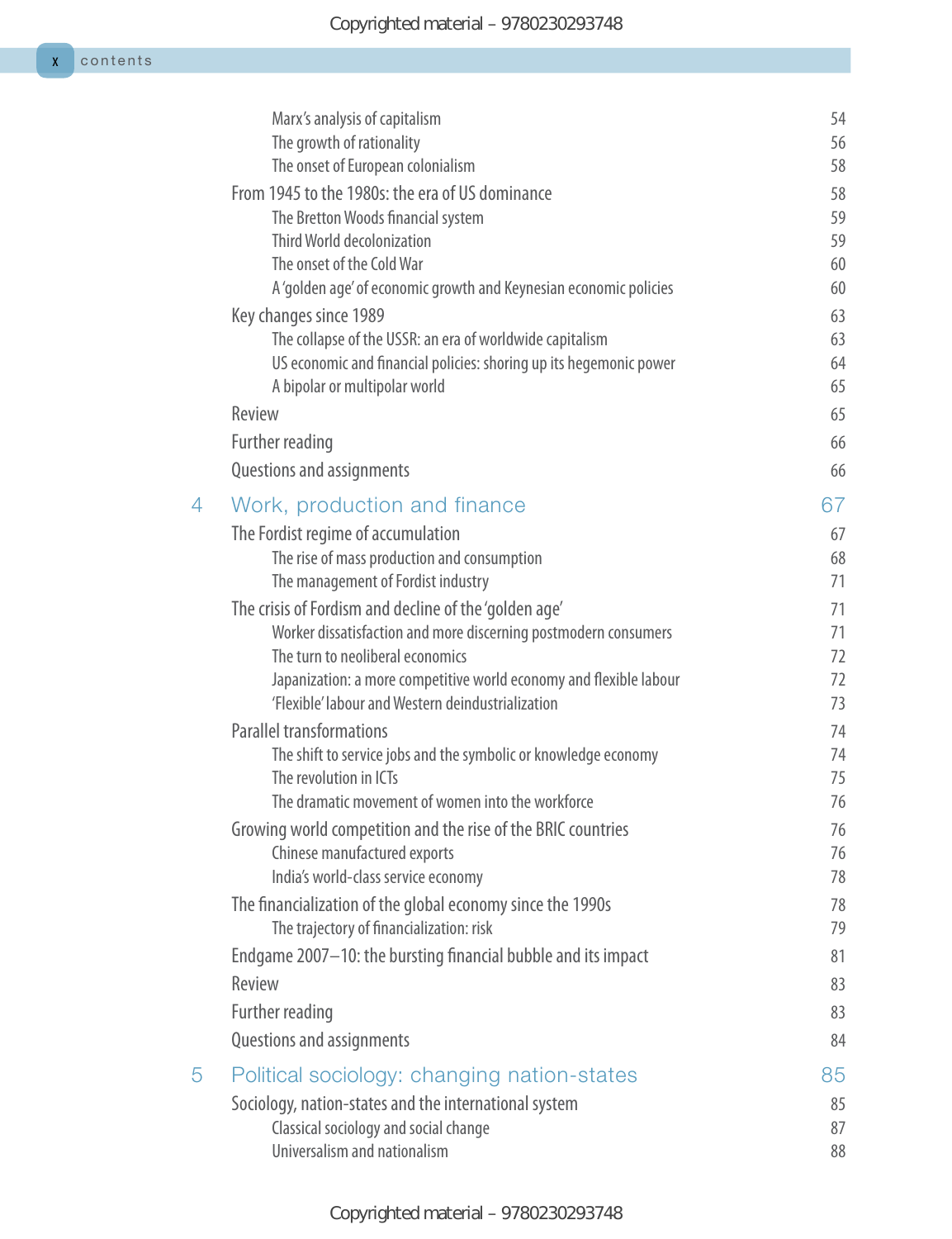Marx's analysis of capitalism 54
The growth of rationality 56
The onset of European colonialism 58

From 1945 to the 1980s: the era of US dominance 58
The Bretton Woods financial system 59
Third World decolonization 59
The onset of the Cold War 60
A 'golden age' of economic growth and Keynesian economic policies 60

Key changes since 1989 63
The collapse of the USSR: an era of worldwide capitalism 63
US economic and financial policies: shoring up its hegemonic power 64
A bipolar or multipolar world 65

Review 65

Further reading 66

Questions and assignments 66

## 4 Work, production and finance 67

The Fordist regime of accumulation 67
The rise of mass production and consumption 68
The management of Fordist industry 71

The crisis of Fordism and decline of the 'golden age' 71
Worker dissatisfaction and more discerning postmodern consumers 71
The turn to neoliberal economics 72
Japanization: a more competitive world economy and flexible labour 72
'Flexible' labour and Western deindustrialization 73

Parallel transformations 74
The shift to service jobs and the symbolic or knowledge economy 74
The revolution in ICTs 75
The dramatic movement of women into the workforce 76

Growing world competition and the rise of the BRIC countries 76
Chinese manufactured exports 76
India's world-class service economy 78

The financialization of the global economy since the 1990s 78
The trajectory of financialization: risk 79

Endgame 2007–10: the bursting financial bubble and its impact 81

Review 83

Further reading 83

Questions and assignments 84

## 5 Political sociology: changing nation-states 85

Sociology, nation-states and the international system 85
Classical sociology and social change 87
Universalism and nationalism 88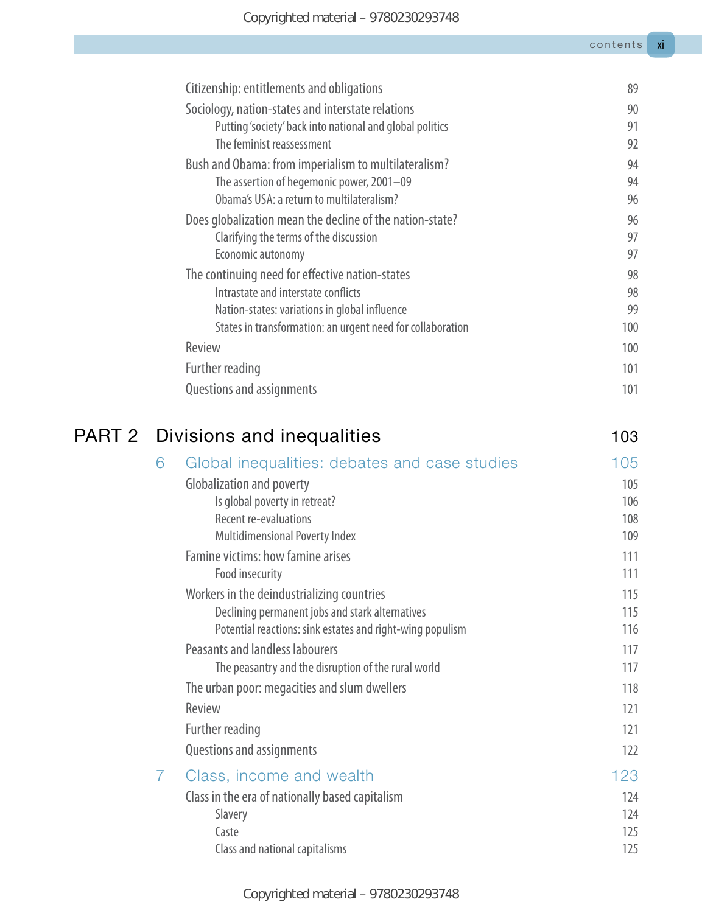Citizenship: entitlements and obligations 89

Sociology, nation-states and interstate relations 90

- Putting 'society' back into national and global politics 91
- The feminist reassessment 92

Bush and Obama: from imperialism to multilateralism? 94

- The assertion of hegemonic power, 2001–09 94
- Obama's USA: a return to multilateralism? 96

Does globalization mean the decline of the nation-state? 96

- Clarifying the terms of the discussion 97
- Economic autonomy 97

The continuing need for effective nation-states 98

- Intrastate and interstate conflicts 98
- Nation-states: variations in global influence 99
- States in transformation: an urgent need for collaboration 100

Review 100

Further reading 101

Questions and assignments 101

# PART 2 Divisions and inequalities 103

## 6 Global inequalities: debates and case studies 105

Globalization and poverty 105

- Is global poverty in retreat? 106
- Recent re-evaluations 108
- Multidimensional Poverty Index 109

Famine victims: how famine arises 111

- Food insecurity 111

Workers in the deindustrializing countries 115

- Declining permanent jobs and stark alternatives 115
- Potential reactions: sink estates and right-wing populism 116

Peasants and landless labourers 117

- The peasantry and the disruption of the rural world 117

The urban poor: megacities and slum dwellers 118

Review 121

Further reading 121

Questions and assignments 122

## 7 Class, income and wealth 123

Class in the era of nationally based capitalism 124

- Slavery 124
- Caste 125
- Class and national capitalisms 125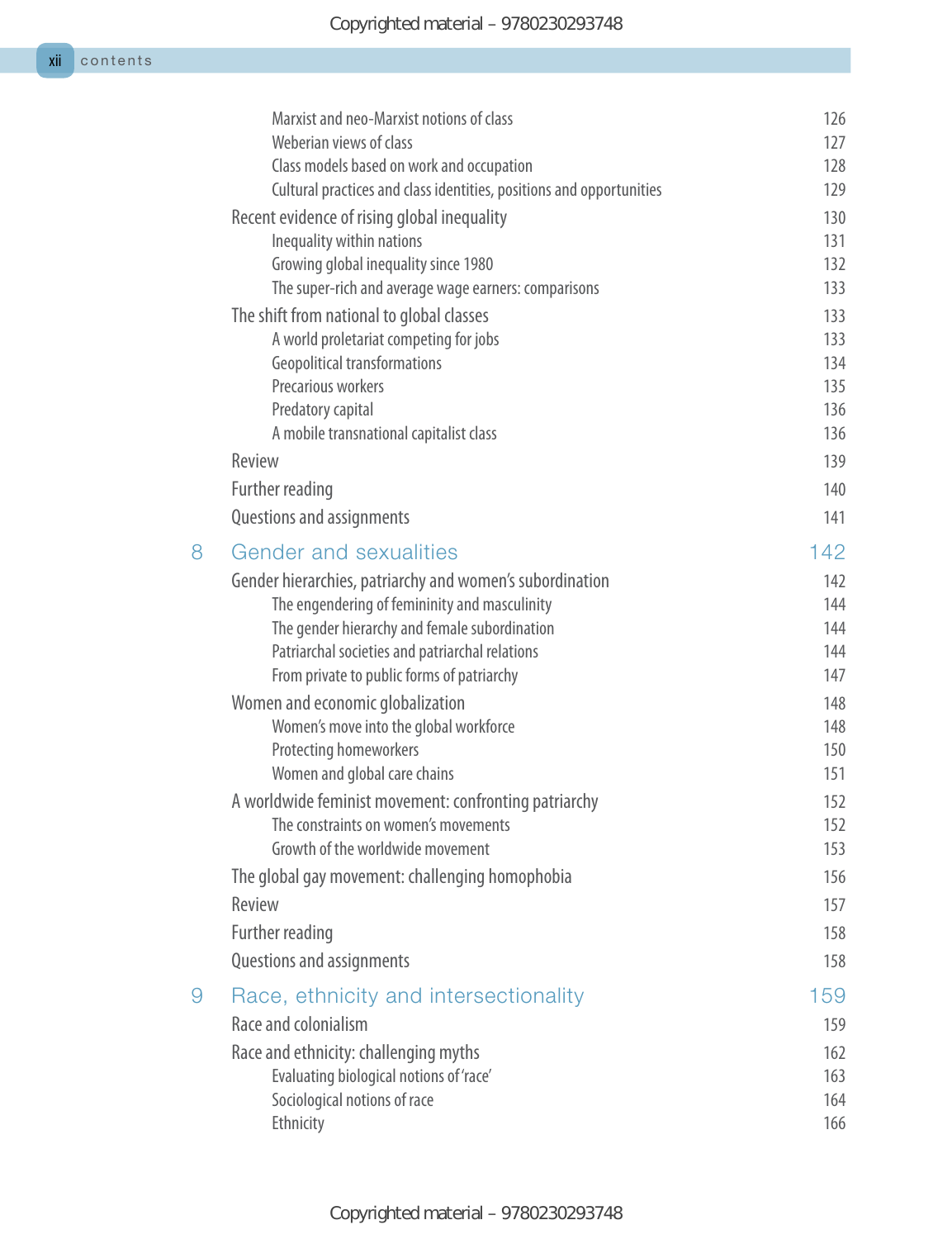Marxist and neo-Marxist notions of class 126
Weberian views of class 127
Class models based on work and occupation 128
Cultural practices and class identities, positions and opportunities 129

Recent evidence of rising global inequality 130
Inequality within nations 131
Growing global inequality since 1980 132
The super-rich and average wage earners: comparisons 133

The shift from national to global classes 133
A world proletariat competing for jobs 133
Geopolitical transformations 134
Precarious workers 135
Predatory capital 136
A mobile transnational capitalist class 136

Review 139

Further reading 140

Questions and assignments 141

## 8 Gender and sexualities 142

Gender hierarchies, patriarchy and women's subordination 142
The engendering of femininity and masculinity 144
The gender hierarchy and female subordination 144
Patriarchal societies and patriarchal relations 144
From private to public forms of patriarchy 147

Women and economic globalization 148
Women's move into the global workforce 148
Protecting homeworkers 150
Women and global care chains 151

A worldwide feminist movement: confronting patriarchy 152
The constraints on women's movements 152
Growth of the worldwide movement 153

The global gay movement: challenging homophobia 156

Review 157

Further reading 158

Questions and assignments 158

## 9 Race, ethnicity and intersectionality 159

Race and colonialism 159

Race and ethnicity: challenging myths 162
Evaluating biological notions of 'race' 163
Sociological notions of race 164
Ethnicity 166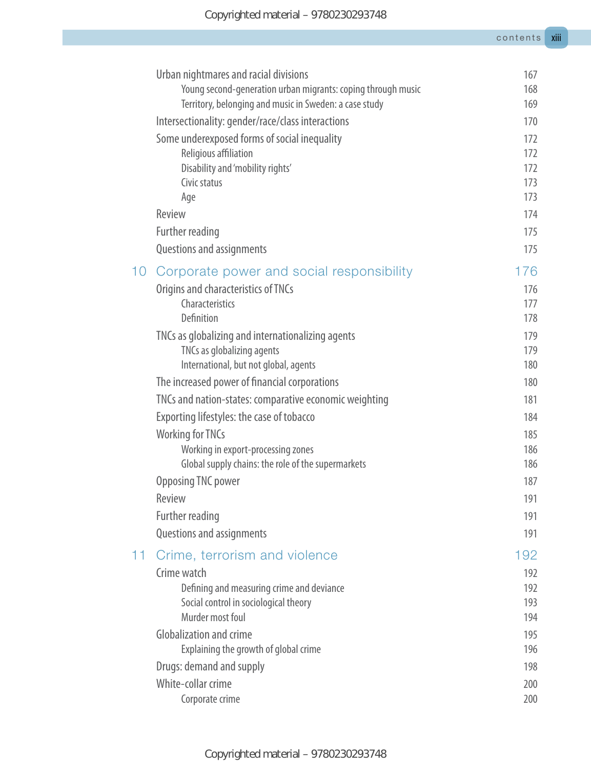Urban nightmares and racial divisions 167

- Young second-generation urban migrants: coping through music 168
- Territory, belonging and music in Sweden: a case study 169

Intersectionality: gender/race/class interactions 170

Some underexposed forms of social inequality 172

- Religious affiliation 172
- Disability and 'mobility rights' 172
- Civic status 173
- Age 173

Review 174

Further reading 175

Questions and assignments 175

## 10 Corporate power and social responsibility 176

Origins and characteristics of TNCs 176

- Characteristics 177
- Definition 178

TNCs as globalizing and internationalizing agents 179

- TNCs as globalizing agents 179
- International, but not global, agents 180

The increased power of financial corporations 180

TNCs and nation-states: comparative economic weighting 181

Exporting lifestyles: the case of tobacco 184

Working for TNCs 185

- Working in export-processing zones 186
- Global supply chains: the role of the supermarkets 186

Opposing TNC power 187

Review 191

Further reading 191

Questions and assignments 191

## 11 Crime, terrorism and violence 192

Crime watch 192

- Defining and measuring crime and deviance 192
- Social control in sociological theory 193
- Murder most foul 194

Globalization and crime 195

- Explaining the growth of global crime 196

Drugs: demand and supply 198

White-collar crime 200

- Corporate crime 200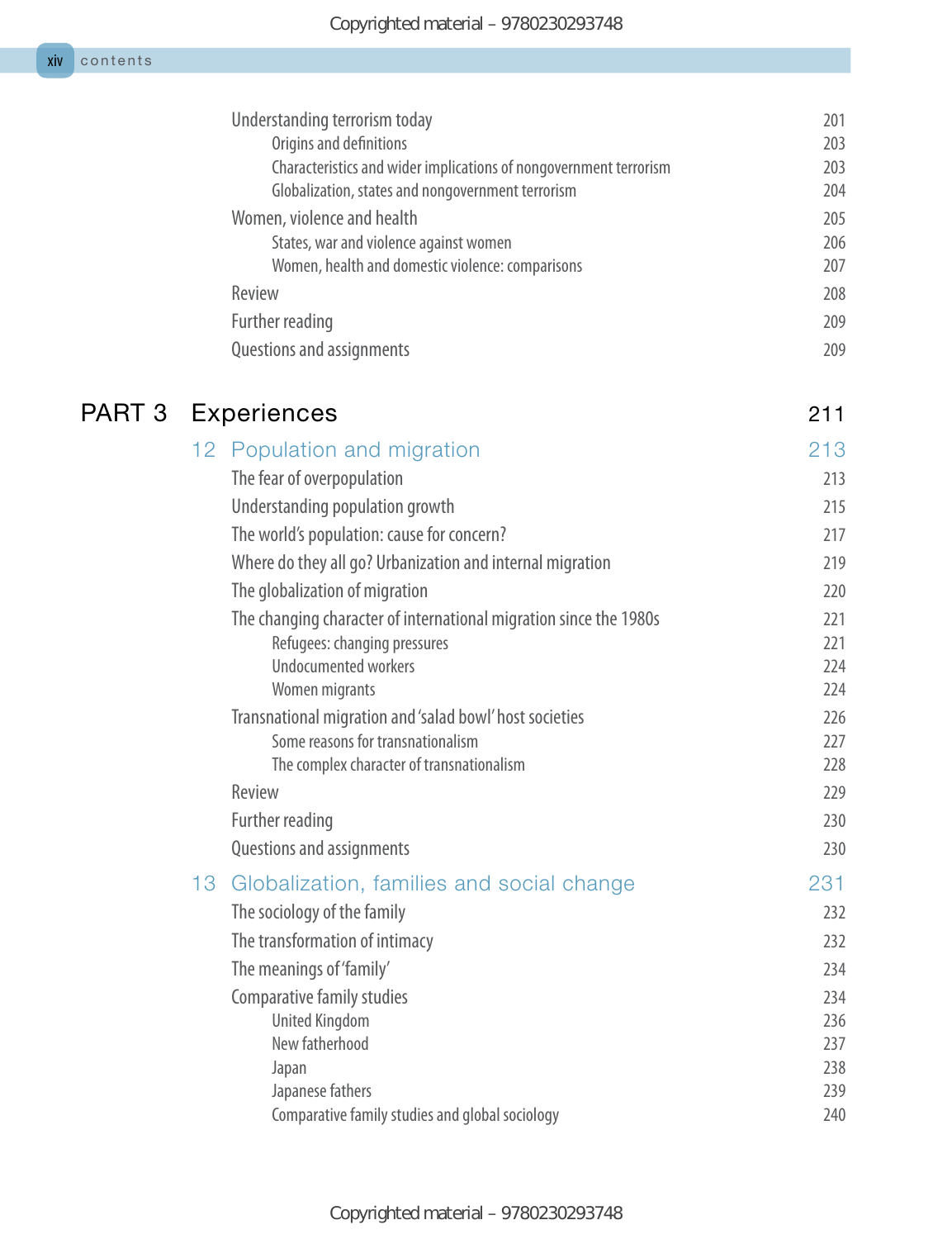Understanding terrorism today 201

- Origins and definitions 203
- Characteristics and wider implications of nongovernment terrorism 203
- Globalization, states and nongovernment terrorism 204

Women, violence and health 205

- States, war and violence against women 206
- Women, health and domestic violence: comparisons 207

Review 208

Further reading 209

Questions and assignments 209

# PART 3 Experiences 211

## 12 Population and migration 213

The fear of overpopulation 213

Understanding population growth 215

The world's population: cause for concern? 217

Where do they all go? Urbanization and internal migration 219

The globalization of migration 220

The changing character of international migration since the 1980s 221

- Refugees: changing pressures 221
- Undocumented workers 224
- Women migrants 224

Transnational migration and 'salad bowl' host societies 226

- Some reasons for transnationalism 227
- The complex character of transnationalism 228

Review 229

Further reading 230

Questions and assignments 230

## 13 Globalization, families and social change 231

The sociology of the family 232

The transformation of intimacy 232

The meanings of 'family' 234

Comparative family studies 234

- United Kingdom 236
- New fatherhood 237
- Japan 238
- Japanese fathers 239
- Comparative family studies and global sociology 240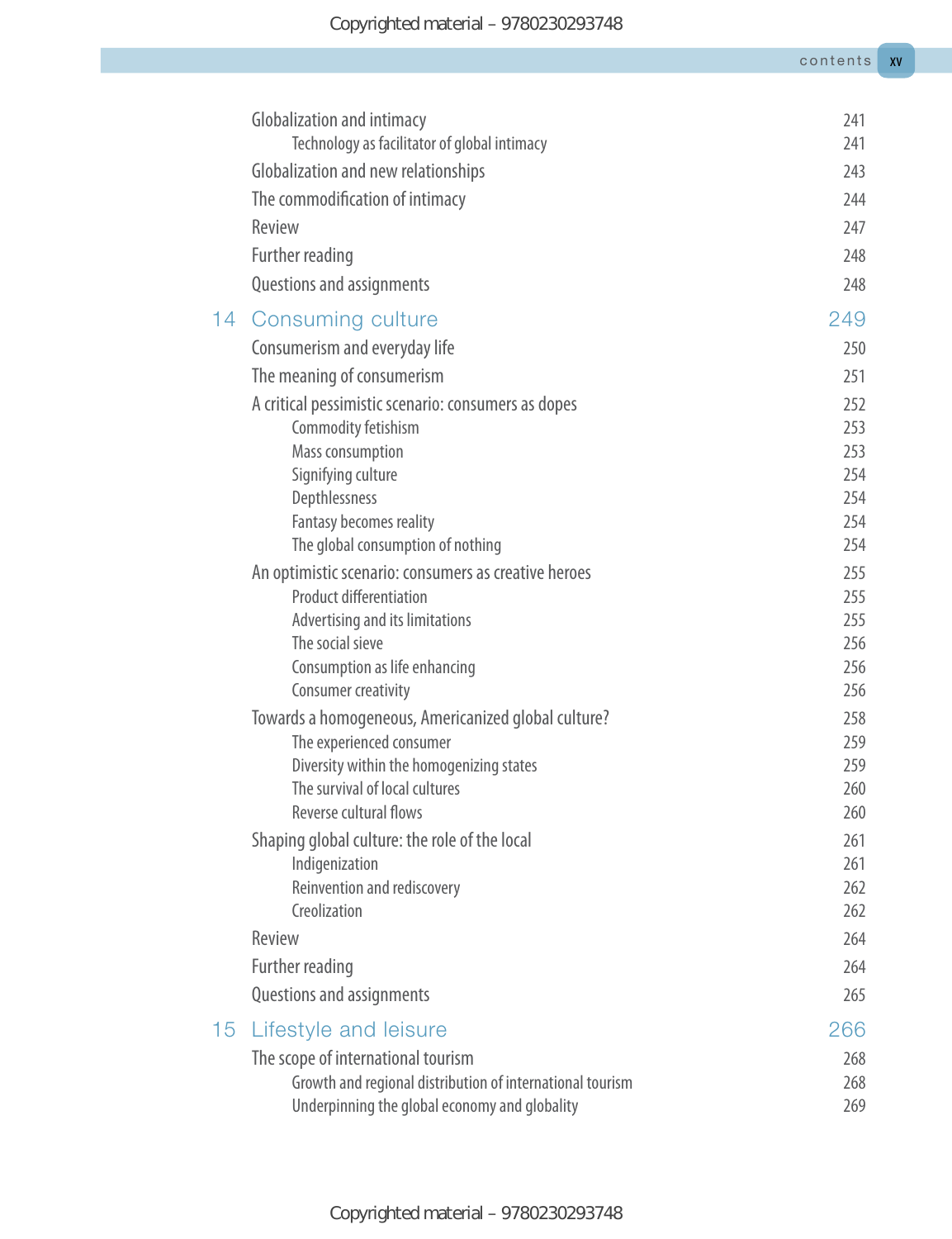| | | |
|---|---|---|
| | Globalization and intimacy | 241 |
| | Technology as facilitator of global intimacy | 241 |
| | Globalization and new relationships | 243 |
| | The commodification of intimacy | 244 |
| | Review | 247 |
| | Further reading | 248 |
| | Questions and assignments | 248 |
| **14** | **Consuming culture** | **249** |
| | Consumerism and everyday life | 250 |
| | The meaning of consumerism | 251 |
| | A critical pessimistic scenario: consumers as dopes | 252 |
| | Commodity fetishism | 253 |
| | Mass consumption | 253 |
| | Signifying culture | 254 |
| | Depthlessness | 254 |
| | Fantasy becomes reality | 254 |
| | The global consumption of nothing | 254 |
| | An optimistic scenario: consumers as creative heroes | 255 |
| | Product differentiation | 255 |
| | Advertising and its limitations | 255 |
| | The social sieve | 256 |
| | Consumption as life enhancing | 256 |
| | Consumer creativity | 256 |
| | Towards a homogeneous, Americanized global culture? | 258 |
| | The experienced consumer | 259 |
| | Diversity within the homogenizing states | 259 |
| | The survival of local cultures | 260 |
| | Reverse cultural flows | 260 |
| | Shaping global culture: the role of the local | 261 |
| | Indigenization | 261 |
| | Reinvention and rediscovery | 262 |
| | Creolization | 262 |
| | Review | 264 |
| | Further reading | 264 |
| | Questions and assignments | 265 |
| **15** | **Lifestyle and leisure** | **266** |
| | The scope of international tourism | 268 |
| | Growth and regional distribution of international tourism | 268 |
| | Underpinning the global economy and globality | 269 |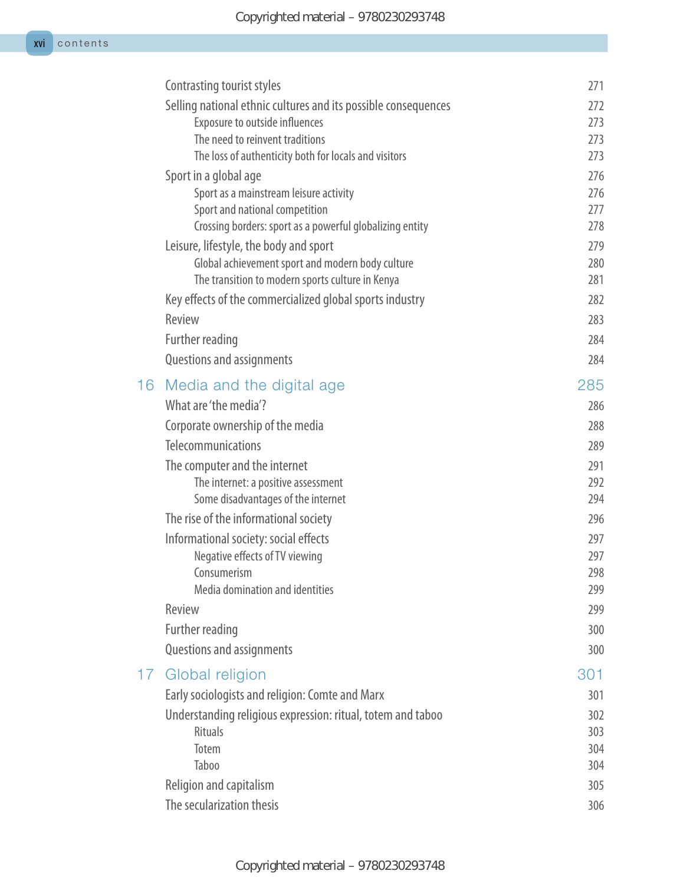| | |
|---|---|
| Contrasting tourist styles | 271 |
| Selling national ethnic cultures and its possible consequences | 272 |
| &nbsp;&nbsp;&nbsp;&nbsp;Exposure to outside influences | 273 |
| &nbsp;&nbsp;&nbsp;&nbsp;The need to reinvent traditions | 273 |
| &nbsp;&nbsp;&nbsp;&nbsp;The loss of authenticity both for locals and visitors | 273 |
| Sport in a global age | 276 |
| &nbsp;&nbsp;&nbsp;&nbsp;Sport as a mainstream leisure activity | 276 |
| &nbsp;&nbsp;&nbsp;&nbsp;Sport and national competition | 277 |
| &nbsp;&nbsp;&nbsp;&nbsp;Crossing borders: sport as a powerful globalizing entity | 278 |
| Leisure, lifestyle, the body and sport | 279 |
| &nbsp;&nbsp;&nbsp;&nbsp;Global achievement sport and modern body culture | 280 |
| &nbsp;&nbsp;&nbsp;&nbsp;The transition to modern sports culture in Kenya | 281 |
| Key effects of the commercialized global sports industry | 282 |
| Review | 283 |
| Further reading | 284 |
| Questions and assignments | 284 |

## 16 Media and the digital age — 285

| | |
|---|---|
| What are 'the media'? | 286 |
| Corporate ownership of the media | 288 |
| Telecommunications | 289 |
| The computer and the internet | 291 |
| &nbsp;&nbsp;&nbsp;&nbsp;The internet: a positive assessment | 292 |
| &nbsp;&nbsp;&nbsp;&nbsp;Some disadvantages of the internet | 294 |
| The rise of the informational society | 296 |
| Informational society: social effects | 297 |
| &nbsp;&nbsp;&nbsp;&nbsp;Negative effects of TV viewing | 297 |
| &nbsp;&nbsp;&nbsp;&nbsp;Consumerism | 298 |
| &nbsp;&nbsp;&nbsp;&nbsp;Media domination and identities | 299 |
| Review | 299 |
| Further reading | 300 |
| Questions and assignments | 300 |

## 17 Global religion — 301

| | |
|---|---|
| Early sociologists and religion: Comte and Marx | 301 |
| Understanding religious expression: ritual, totem and taboo | 302 |
| &nbsp;&nbsp;&nbsp;&nbsp;Rituals | 303 |
| &nbsp;&nbsp;&nbsp;&nbsp;Totem | 304 |
| &nbsp;&nbsp;&nbsp;&nbsp;Taboo | 304 |
| Religion and capitalism | 305 |
| The secularization thesis | 306 |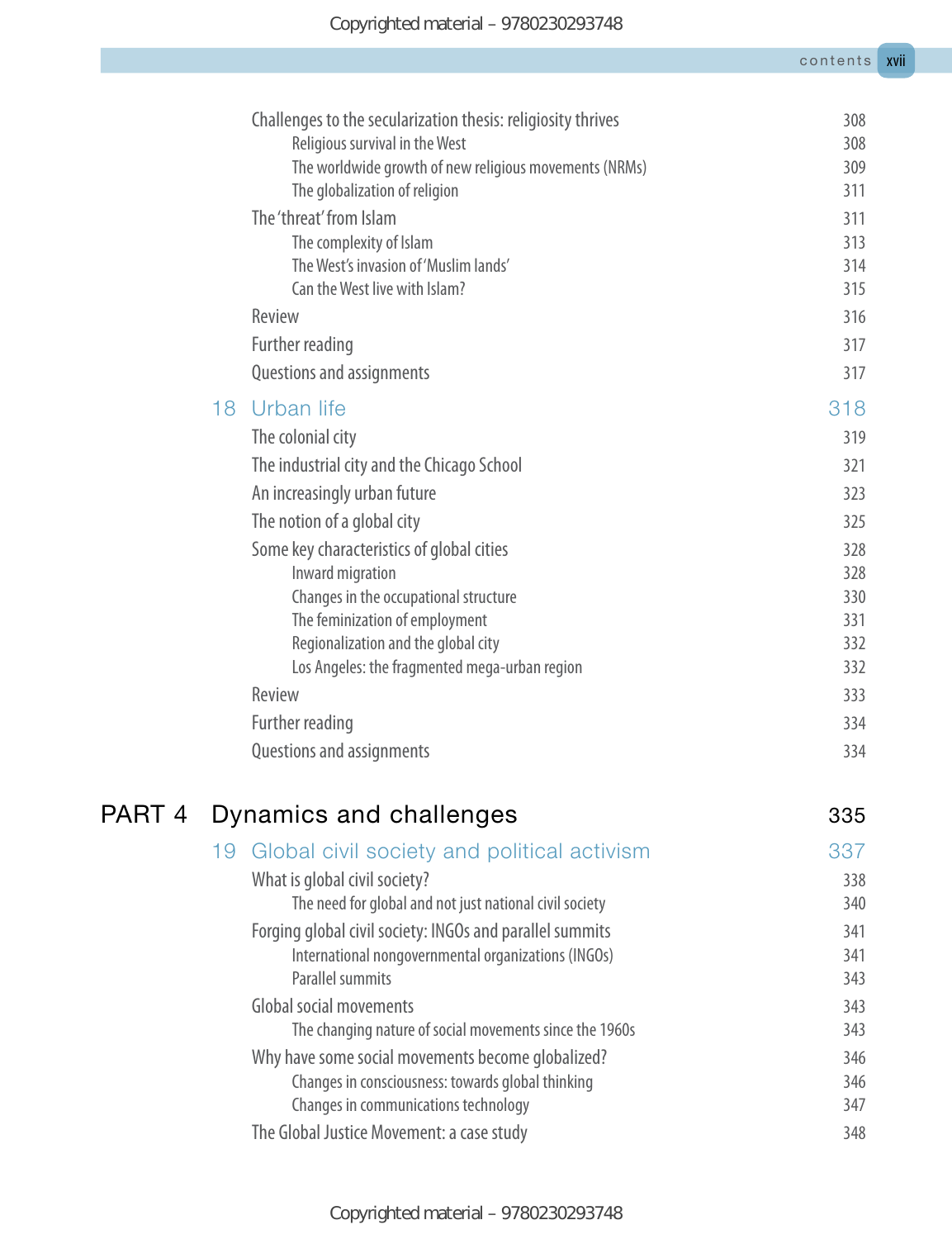Challenges to the secularization thesis: religiosity thrives 308
- Religious survival in the West 308
- The worldwide growth of new religious movements (NRMs) 309
- The globalization of religion 311

The 'threat' from Islam 311
- The complexity of Islam 313
- The West's invasion of 'Muslim lands' 314
- Can the West live with Islam? 315

Review 316

Further reading 317

Questions and assignments 317

## 18 Urban life 318

The colonial city 319

The industrial city and the Chicago School 321

An increasingly urban future 323

The notion of a global city 325

Some key characteristics of global cities 328
- Inward migration 328
- Changes in the occupational structure 330
- The feminization of employment 331
- Regionalization and the global city 332
- Los Angeles: the fragmented mega-urban region 332

Review 333

Further reading 334

Questions and assignments 334

# PART 4 Dynamics and challenges 335

## 19 Global civil society and political activism 337

What is global civil society? 338
- The need for global and not just national civil society 340

Forging global civil society: INGOs and parallel summits 341
- International nongovernmental organizations (INGOs) 341
- Parallel summits 343

Global social movements 343
- The changing nature of social movements since the 1960s 343

Why have some social movements become globalized? 346
- Changes in consciousness: towards global thinking 346
- Changes in communications technology 347

The Global Justice Movement: a case study 348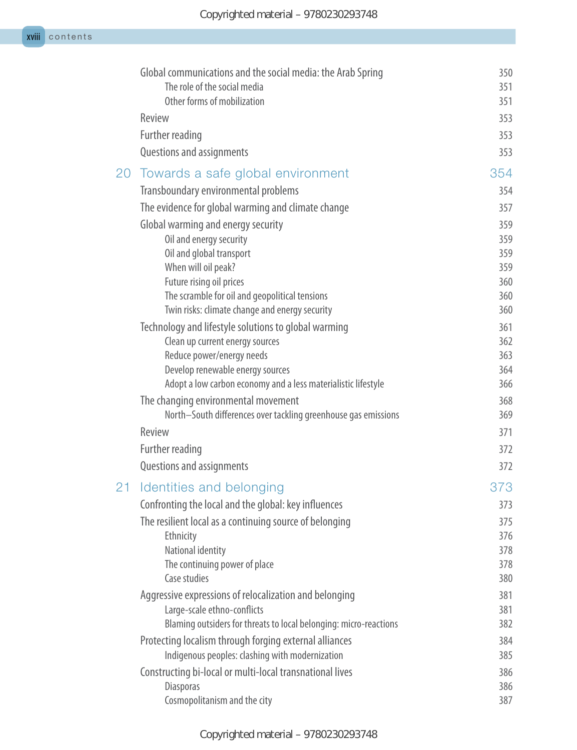Global communications and the social media: the Arab Spring 350
- The role of the social media 351
- Other forms of mobilization 351

Review 353

Further reading 353

Questions and assignments 353

## 20 Towards a safe global environment 354

Transboundary environmental problems 354

The evidence for global warming and climate change 357

Global warming and energy security 359
- Oil and energy security 359
- Oil and global transport 359
- When will oil peak? 359
- Future rising oil prices 360
- The scramble for oil and geopolitical tensions 360
- Twin risks: climate change and energy security 360

Technology and lifestyle solutions to global warming 361
- Clean up current energy sources 362
- Reduce power/energy needs 363
- Develop renewable energy sources 364
- Adopt a low carbon economy and a less materialistic lifestyle 366

The changing environmental movement 368
- North–South differences over tackling greenhouse gas emissions 369

Review 371

Further reading 372

Questions and assignments 372

## 21 Identities and belonging 373

Confronting the local and the global: key influences 373

The resilient local as a continuing source of belonging 375
- Ethnicity 376
- National identity 378
- The continuing power of place 378
- Case studies 380

Aggressive expressions of relocalization and belonging 381
- Large-scale ethno-conflicts 381
- Blaming outsiders for threats to local belonging: micro-reactions 382

Protecting localism through forging external alliances 384
- Indigenous peoples: clashing with modernization 385

Constructing bi-local or multi-local transnational lives 386
- Diasporas 386
- Cosmopolitanism and the city 387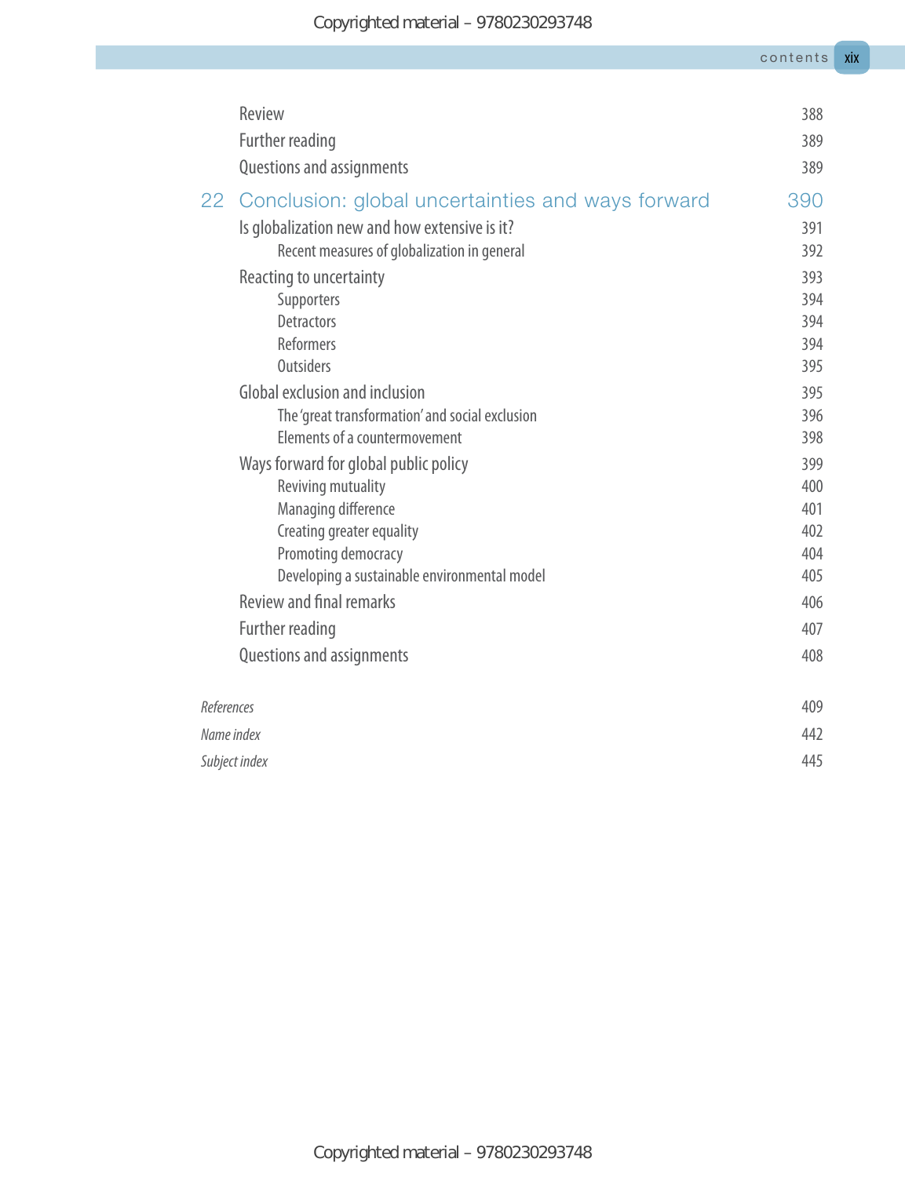| | |
|---|---|
| Review | 388 |
| Further reading | 389 |
| Questions and assignments | 389 |
| **22 Conclusion: global uncertainties and ways forward** | **390** |
| Is globalization new and how extensive is it? | 391 |
| Recent measures of globalization in general | 392 |
| Reacting to uncertainty | 393 |
| Supporters | 394 |
| Detractors | 394 |
| Reformers | 394 |
| Outsiders | 395 |
| Global exclusion and inclusion | 395 |
| The 'great transformation' and social exclusion | 396 |
| Elements of a countermovement | 398 |
| Ways forward for global public policy | 399 |
| Reviving mutuality | 400 |
| Managing difference | 401 |
| Creating greater equality | 402 |
| Promoting democracy | 404 |
| Developing a sustainable environmental model | 405 |
| Review and final remarks | 406 |
| Further reading | 407 |
| Questions and assignments | 408 |
| *References* | 409 |
| *Name index* | 442 |
| *Subject index* | 445 |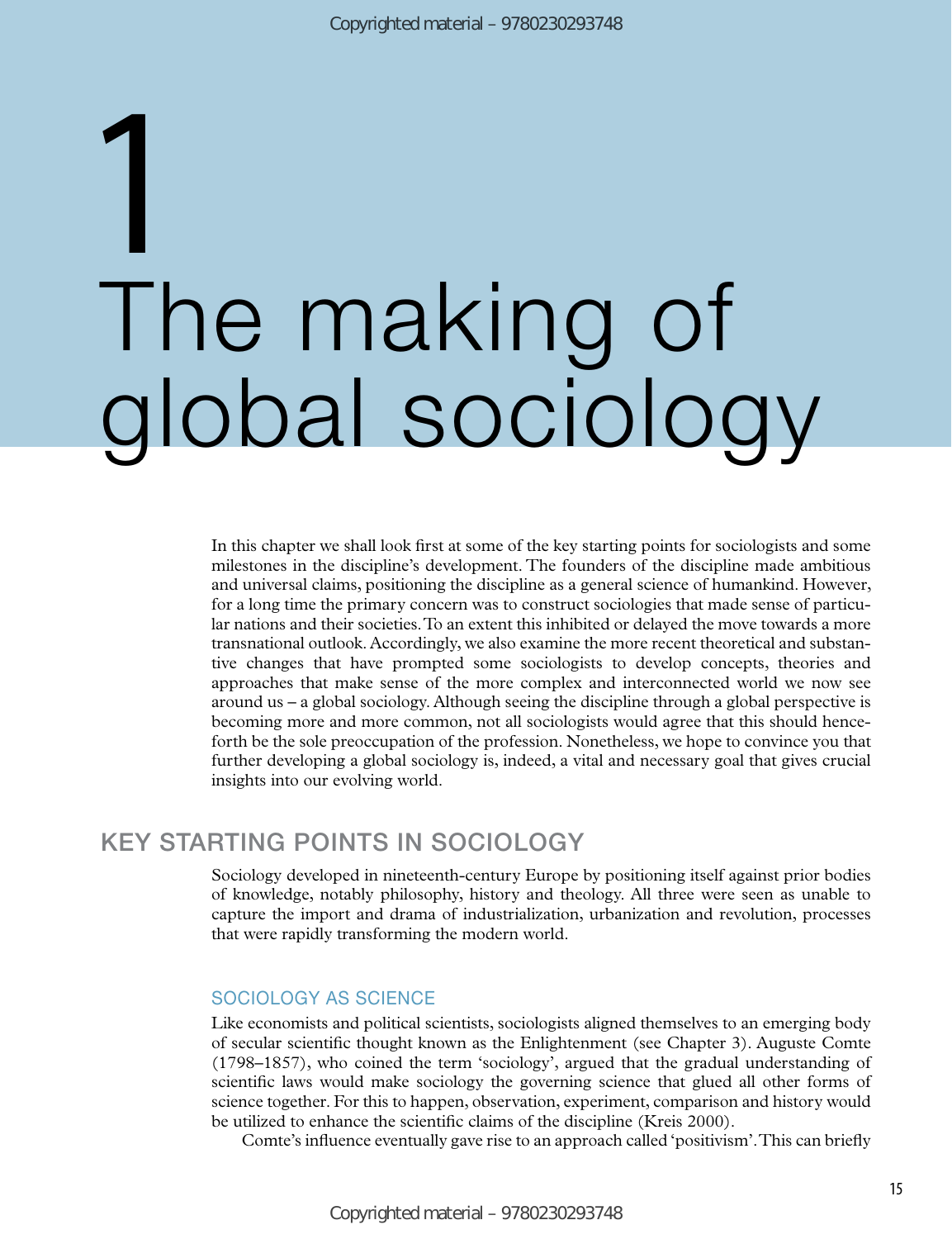# 1 The making of global sociology

In this chapter we shall look first at some of the key starting points for sociologists and some milestones in the discipline's development. The founders of the discipline made ambitious and universal claims, positioning the discipline as a general science of humankind. However, for a long time the primary concern was to construct sociologies that made sense of particular nations and their societies. To an extent this inhibited or delayed the move towards a more transnational outlook. Accordingly, we also examine the more recent theoretical and substantive changes that have prompted some sociologists to develop concepts, theories and approaches that make sense of the more complex and interconnected world we now see around us – a global sociology. Although seeing the discipline through a global perspective is becoming more and more common, not all sociologists would agree that this should henceforth be the sole preoccupation of the profession. Nonetheless, we hope to convince you that further developing a global sociology is, indeed, a vital and necessary goal that gives crucial insights into our evolving world.

## KEY STARTING POINTS IN SOCIOLOGY

Sociology developed in nineteenth-century Europe by positioning itself against prior bodies of knowledge, notably philosophy, history and theology. All three were seen as unable to capture the import and drama of industrialization, urbanization and revolution, processes that were rapidly transforming the modern world.

### SOCIOLOGY AS SCIENCE

Like economists and political scientists, sociologists aligned themselves to an emerging body of secular scientific thought known as the Enlightenment (see Chapter 3). Auguste Comte (1798–1857), who coined the term 'sociology', argued that the gradual understanding of scientific laws would make sociology the governing science that glued all other forms of science together. For this to happen, observation, experiment, comparison and history would be utilized to enhance the scientific claims of the discipline (Kreis 2000).

Comte's influence eventually gave rise to an approach called 'positivism'. This can briefly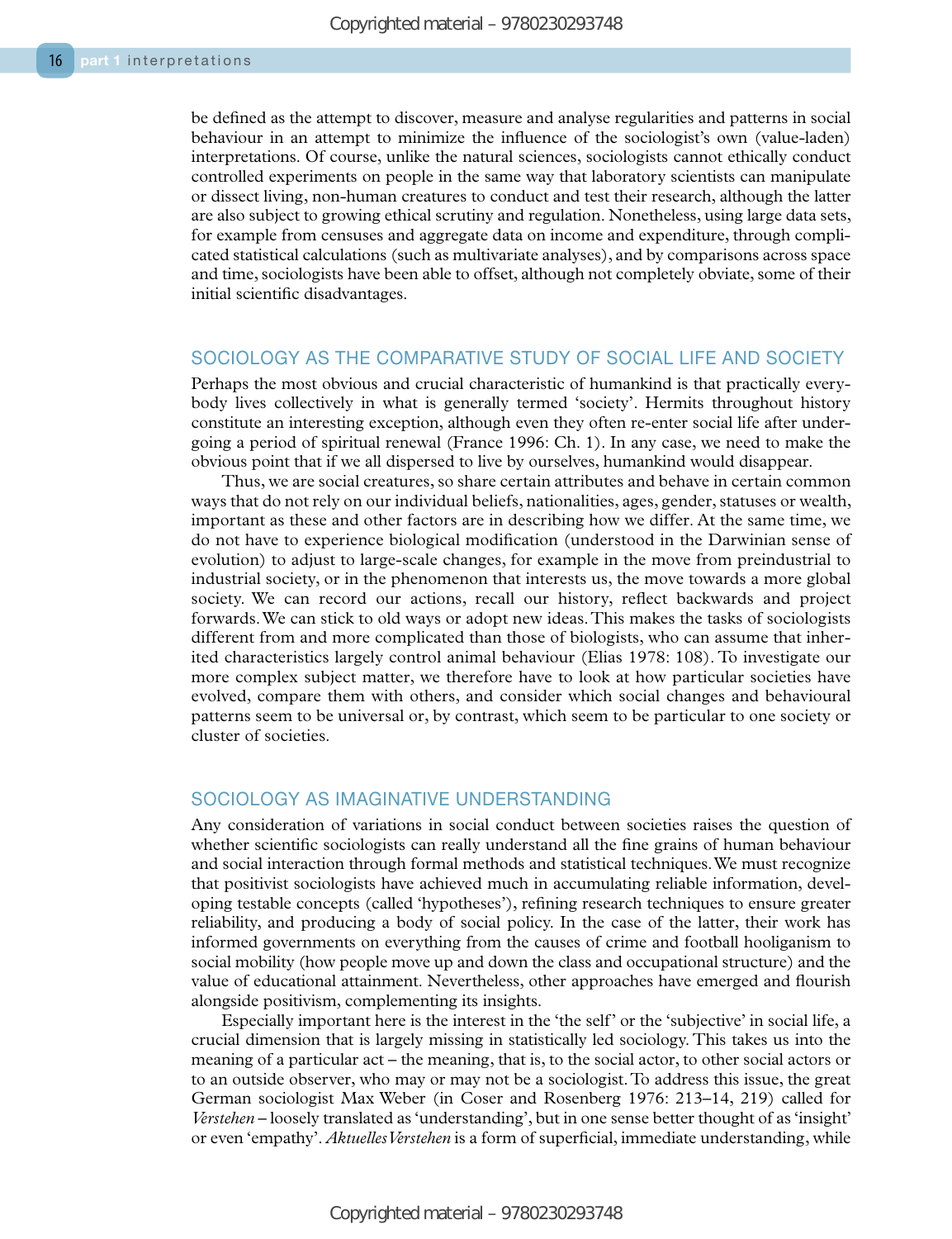be defined as the attempt to discover, measure and analyse regularities and patterns in social behaviour in an attempt to minimize the influence of the sociologist's own (value-laden) interpretations. Of course, unlike the natural sciences, sociologists cannot ethically conduct controlled experiments on people in the same way that laboratory scientists can manipulate or dissect living, non-human creatures to conduct and test their research, although the latter are also subject to growing ethical scrutiny and regulation. Nonetheless, using large data sets, for example from censuses and aggregate data on income and expenditure, through complicated statistical calculations (such as multivariate analyses), and by comparisons across space and time, sociologists have been able to offset, although not completely obviate, some of their initial scientific disadvantages.

## SOCIOLOGY AS THE COMPARATIVE STUDY OF SOCIAL LIFE AND SOCIETY

Perhaps the most obvious and crucial characteristic of humankind is that practically everybody lives collectively in what is generally termed 'society'. Hermits throughout history constitute an interesting exception, although even they often re-enter social life after undergoing a period of spiritual renewal (France 1996: Ch. 1). In any case, we need to make the obvious point that if we all dispersed to live by ourselves, humankind would disappear.

Thus, we are social creatures, so share certain attributes and behave in certain common ways that do not rely on our individual beliefs, nationalities, ages, gender, statuses or wealth, important as these and other factors are in describing how we differ. At the same time, we do not have to experience biological modification (understood in the Darwinian sense of evolution) to adjust to large-scale changes, for example in the move from preindustrial to industrial society, or in the phenomenon that interests us, the move towards a more global society. We can record our actions, recall our history, reflect backwards and project forwards. We can stick to old ways or adopt new ideas. This makes the tasks of sociologists different from and more complicated than those of biologists, who can assume that inherited characteristics largely control animal behaviour (Elias 1978: 108). To investigate our more complex subject matter, we therefore have to look at how particular societies have evolved, compare them with others, and consider which social changes and behavioural patterns seem to be universal or, by contrast, which seem to be particular to one society or cluster of societies.

## SOCIOLOGY AS IMAGINATIVE UNDERSTANDING

Any consideration of variations in social conduct between societies raises the question of whether scientific sociologists can really understand all the fine grains of human behaviour and social interaction through formal methods and statistical techniques. We must recognize that positivist sociologists have achieved much in accumulating reliable information, developing testable concepts (called 'hypotheses'), refining research techniques to ensure greater reliability, and producing a body of social policy. In the case of the latter, their work has informed governments on everything from the causes of crime and football hooliganism to social mobility (how people move up and down the class and occupational structure) and the value of educational attainment. Nevertheless, other approaches have emerged and flourish alongside positivism, complementing its insights.

Especially important here is the interest in the 'the self' or the 'subjective' in social life, a crucial dimension that is largely missing in statistically led sociology. This takes us into the meaning of a particular act – the meaning, that is, to the social actor, to other social actors or to an outside observer, who may or may not be a sociologist. To address this issue, the great German sociologist Max Weber (in Coser and Rosenberg 1976: 213–14, 219) called for *Verstehen* – loosely translated as 'understanding', but in one sense better thought of as 'insight' or even 'empathy'. *Aktuelles Verstehen* is a form of superficial, immediate understanding, while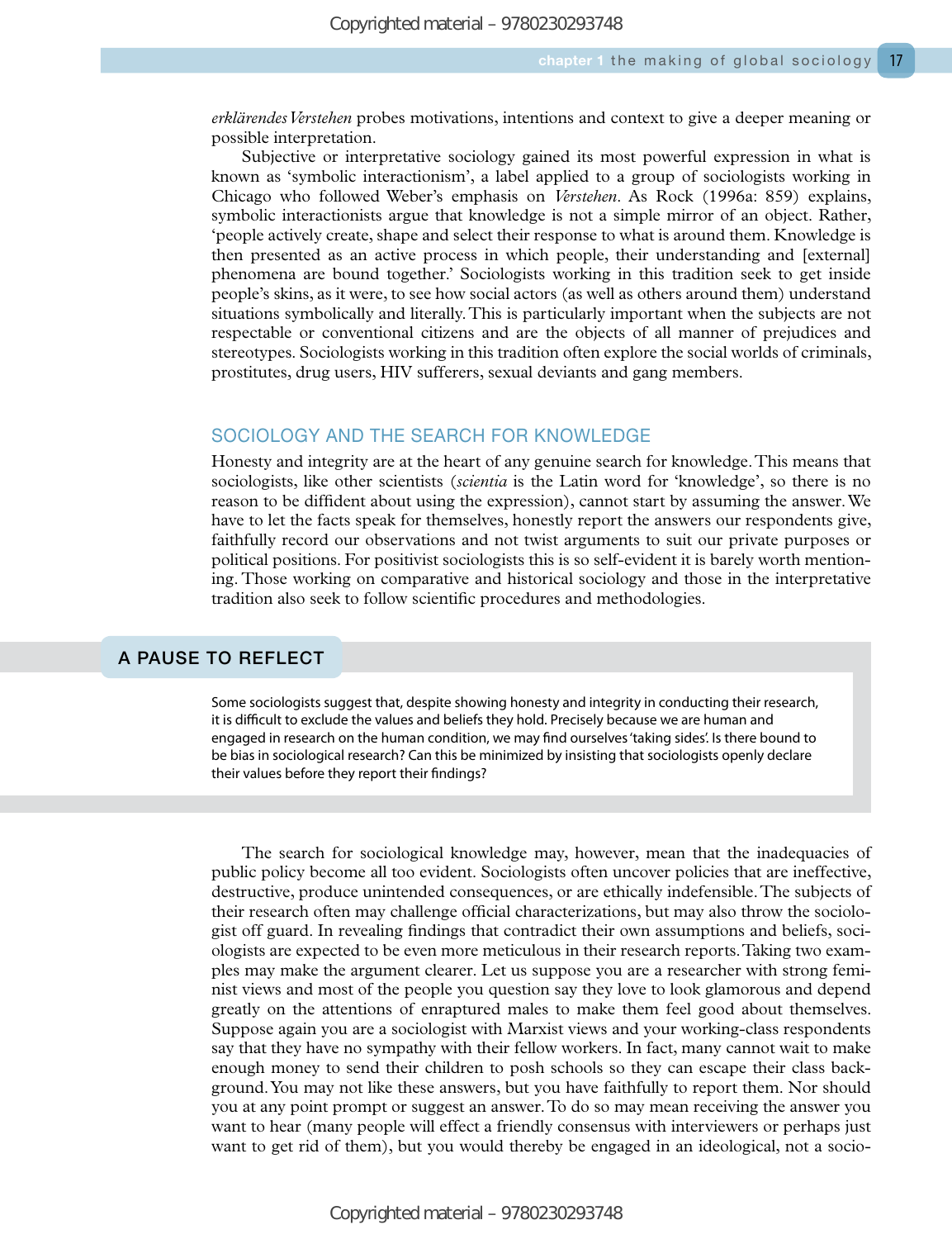*erklärendes Verstehen* probes motivations, intentions and context to give a deeper meaning or possible interpretation.

Subjective or interpretative sociology gained its most powerful expression in what is known as 'symbolic interactionism', a label applied to a group of sociologists working in Chicago who followed Weber's emphasis on *Verstehen*. As Rock (1996a: 859) explains, symbolic interactionists argue that knowledge is not a simple mirror of an object. Rather, 'people actively create, shape and select their response to what is around them. Knowledge is then presented as an active process in which people, their understanding and [external] phenomena are bound together.' Sociologists working in this tradition seek to get inside people's skins, as it were, to see how social actors (as well as others around them) understand situations symbolically and literally. This is particularly important when the subjects are not respectable or conventional citizens and are the objects of all manner of prejudices and stereotypes. Sociologists working in this tradition often explore the social worlds of criminals, prostitutes, drug users, HIV sufferers, sexual deviants and gang members.

## SOCIOLOGY AND THE SEARCH FOR KNOWLEDGE

Honesty and integrity are at the heart of any genuine search for knowledge. This means that sociologists, like other scientists (*scientia* is the Latin word for 'knowledge', so there is no reason to be diffident about using the expression), cannot start by assuming the answer. We have to let the facts speak for themselves, honestly report the answers our respondents give, faithfully record our observations and not twist arguments to suit our private purposes or political positions. For positivist sociologists this is so self-evident it is barely worth mentioning. Those working on comparative and historical sociology and those in the interpretative tradition also seek to follow scientific procedures and methodologies.

### A PAUSE TO REFLECT

Some sociologists suggest that, despite showing honesty and integrity in conducting their research, it is difficult to exclude the values and beliefs they hold. Precisely because we are human and engaged in research on the human condition, we may find ourselves 'taking sides'. Is there bound to be bias in sociological research? Can this be minimized by insisting that sociologists openly declare their values before they report their findings?

The search for sociological knowledge may, however, mean that the inadequacies of public policy become all too evident. Sociologists often uncover policies that are ineffective, destructive, produce unintended consequences, or are ethically indefensible. The subjects of their research often may challenge official characterizations, but may also throw the sociologist off guard. In revealing findings that contradict their own assumptions and beliefs, sociologists are expected to be even more meticulous in their research reports. Taking two examples may make the argument clearer. Let us suppose you are a researcher with strong feminist views and most of the people you question say they love to look glamorous and depend greatly on the attentions of enraptured males to make them feel good about themselves. Suppose again you are a sociologist with Marxist views and your working-class respondents say that they have no sympathy with their fellow workers. In fact, many cannot wait to make enough money to send their children to posh schools so they can escape their class background. You may not like these answers, but you have faithfully to report them. Nor should you at any point prompt or suggest an answer. To do so may mean receiving the answer you want to hear (many people will effect a friendly consensus with interviewers or perhaps just want to get rid of them), but you would thereby be engaged in an ideological, not a socio-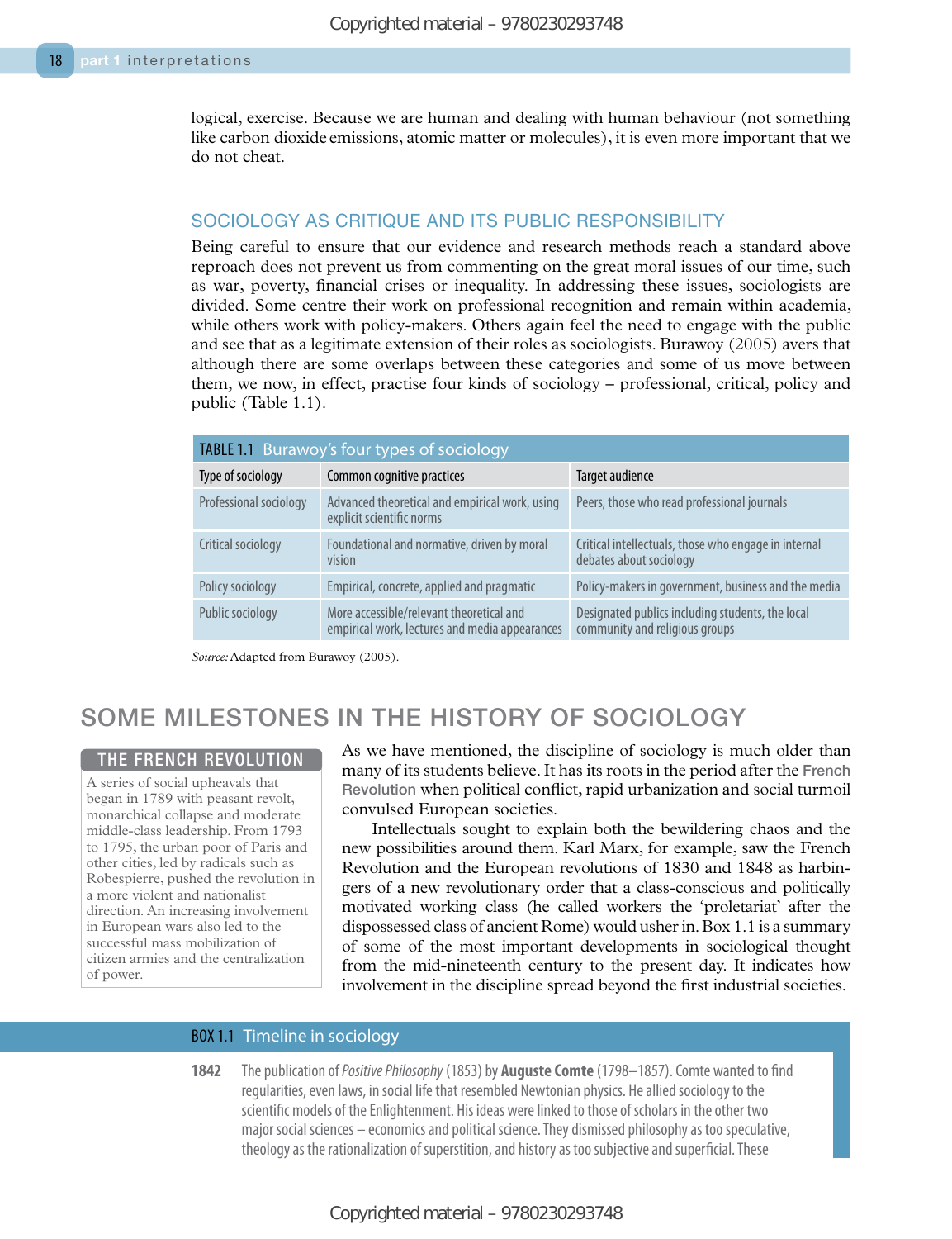logical, exercise. Because we are human and dealing with human behaviour (not something like carbon dioxide emissions, atomic matter or molecules), it is even more important that we do not cheat.

### SOCIOLOGY AS CRITIQUE AND ITS PUBLIC RESPONSIBILITY

Being careful to ensure that our evidence and research methods reach a standard above reproach does not prevent us from commenting on the great moral issues of our time, such as war, poverty, financial crises or inequality. In addressing these issues, sociologists are divided. Some centre their work on professional recognition and remain within academia, while others work with policy-makers. Others again feel the need to engage with the public and see that as a legitimate extension of their roles as sociologists. Burawoy (2005) avers that although there are some overlaps between these categories and some of us move between them, we now, in effect, practise four kinds of sociology – professional, critical, policy and public (Table 1.1).

**TABLE 1.1 Burawoy's four types of sociology**

| Type of sociology | Common cognitive practices | Target audience |
|---|---|---|
| Professional sociology | Advanced theoretical and empirical work, using explicit scientific norms | Peers, those who read professional journals |
| Critical sociology | Foundational and normative, driven by moral vision | Critical intellectuals, those who engage in internal debates about sociology |
| Policy sociology | Empirical, concrete, applied and pragmatic | Policy-makers in government, business and the media |
| Public sociology | More accessible/relevant theoretical and empirical work, lectures and media appearances | Designated publics including students, the local community and religious groups |

*Source:* Adapted from Burawoy (2005).

## SOME MILESTONES IN THE HISTORY OF SOCIOLOGY

As we have mentioned, the discipline of sociology is much older than many of its students believe. It has its roots in the period after the French Revolution when political conflict, rapid urbanization and social turmoil convulsed European societies.

Intellectuals sought to explain both the bewildering chaos and the new possibilities around them. Karl Marx, for example, saw the French Revolution and the European revolutions of 1830 and 1848 as harbingers of a new revolutionary order that a class-conscious and politically motivated working class (he called workers the 'proletariat' after the dispossessed class of ancient Rome) would usher in. Box 1.1 is a summary of some of the most important developments in sociological thought from the mid-nineteenth century to the present day. It indicates how involvement in the discipline spread beyond the first industrial societies.

> **THE FRENCH REVOLUTION**
> A series of social upheavals that began in 1789 with peasant revolt, monarchical collapse and moderate middle-class leadership. From 1793 to 1795, the urban poor of Paris and other cities, led by radicals such as Robespierre, pushed the revolution in a more violent and nationalist direction. An increasing involvement in European wars also led to the successful mass mobilization of citizen armies and the centralization of power.

**BOX 1.1 Timeline in sociology**

**1842** The publication of *Positive Philosophy* (1853) by **Auguste Comte** (1798–1857). Comte wanted to find regularities, even laws, in social life that resembled Newtonian physics. He allied sociology to the scientific models of the Enlightenment. His ideas were linked to those of scholars in the other two major social sciences – economics and political science. They dismissed philosophy as too speculative, theology as the rationalization of superstition, and history as too subjective and superficial. These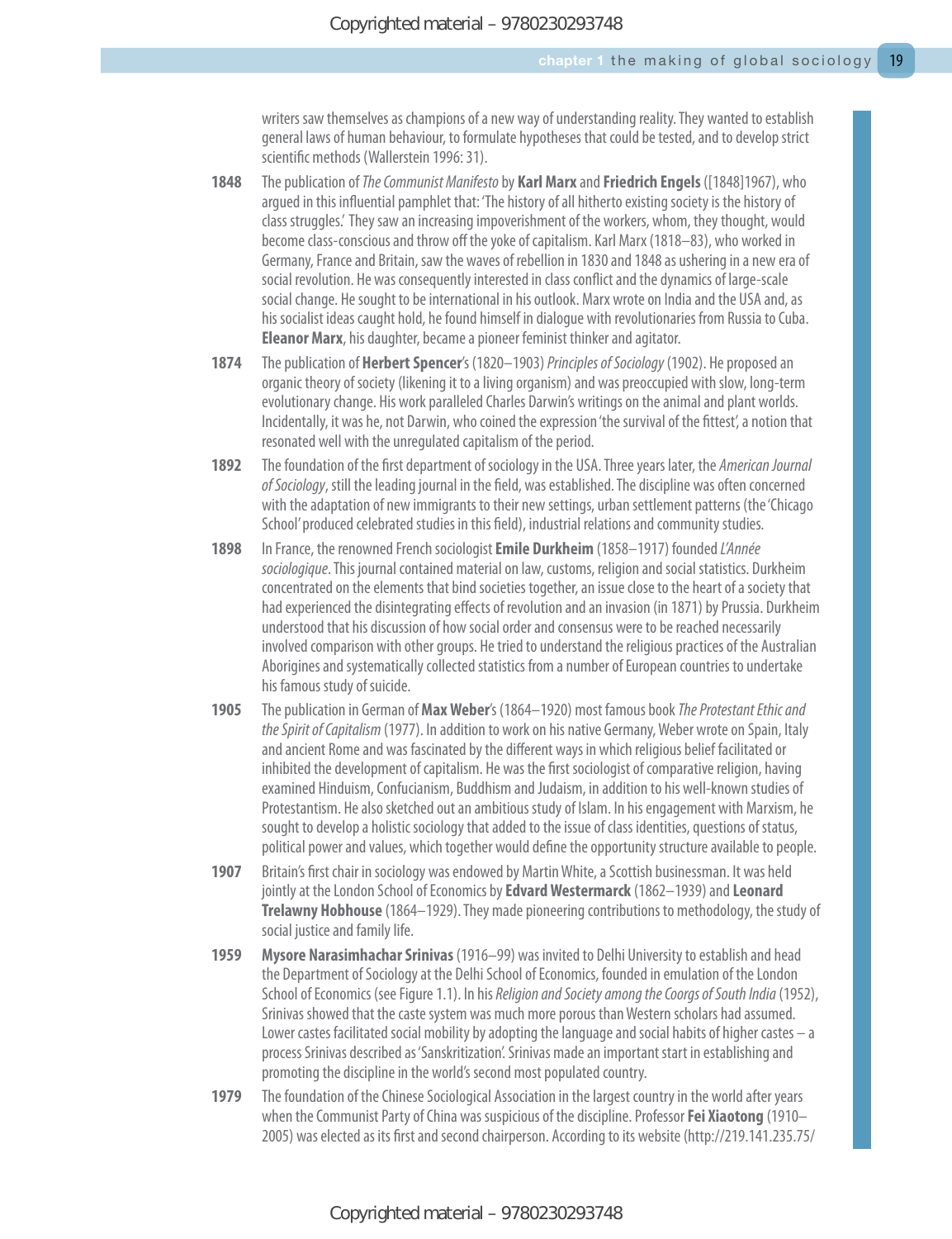writers saw themselves as champions of a new way of understanding reality. They wanted to establish general laws of human behaviour, to formulate hypotheses that could be tested, and to develop strict scientific methods (Wallerstein 1996: 31).

**1848** The publication of *The Communist Manifesto* by **Karl Marx** and **Friedrich Engels** ([1848]1967), who argued in this influential pamphlet that: 'The history of all hitherto existing society is the history of class struggles.' They saw an increasing impoverishment of the workers, whom, they thought, would become class-conscious and throw off the yoke of capitalism. Karl Marx (1818–83), who worked in Germany, France and Britain, saw the waves of rebellion in 1830 and 1848 as ushering in a new era of social revolution. He was consequently interested in class conflict and the dynamics of large-scale social change. He sought to be international in his outlook. Marx wrote on India and the USA and, as his socialist ideas caught hold, he found himself in dialogue with revolutionaries from Russia to Cuba. **Eleanor Marx**, his daughter, became a pioneer feminist thinker and agitator.

**1874** The publication of **Herbert Spencer**'s (1820–1903) *Principles of Sociology* (1902). He proposed an organic theory of society (likening it to a living organism) and was preoccupied with slow, long-term evolutionary change. His work paralleled Charles Darwin's writings on the animal and plant worlds. Incidentally, it was he, not Darwin, who coined the expression 'the survival of the fittest', a notion that resonated well with the unregulated capitalism of the period.

**1892** The foundation of the first department of sociology in the USA. Three years later, the *American Journal of Sociology*, still the leading journal in the field, was established. The discipline was often concerned with the adaptation of new immigrants to their new settings, urban settlement patterns (the 'Chicago School' produced celebrated studies in this field), industrial relations and community studies.

**1898** In France, the renowned French sociologist **Emile Durkheim** (1858–1917) founded *L'Année sociologique*. This journal contained material on law, customs, religion and social statistics. Durkheim concentrated on the elements that bind societies together, an issue close to the heart of a society that had experienced the disintegrating effects of revolution and an invasion (in 1871) by Prussia. Durkheim understood that his discussion of how social order and consensus were to be reached necessarily involved comparison with other groups. He tried to understand the religious practices of the Australian Aborigines and systematically collected statistics from a number of European countries to undertake his famous study of suicide.

**1905** The publication in German of **Max Weber**'s (1864–1920) most famous book *The Protestant Ethic and the Spirit of Capitalism* (1977). In addition to work on his native Germany, Weber wrote on Spain, Italy and ancient Rome and was fascinated by the different ways in which religious belief facilitated or inhibited the development of capitalism. He was the first sociologist of comparative religion, having examined Hinduism, Confucianism, Buddhism and Judaism, in addition to his well-known studies of Protestantism. He also sketched out an ambitious study of Islam. In his engagement with Marxism, he sought to develop a holistic sociology that added to the issue of class identities, questions of status, political power and values, which together would define the opportunity structure available to people.

**1907** Britain's first chair in sociology was endowed by Martin White, a Scottish businessman. It was held jointly at the London School of Economics by **Edvard Westermarck** (1862–1939) and **Leonard Trelawny Hobhouse** (1864–1929). They made pioneering contributions to methodology, the study of social justice and family life.

**1959** **Mysore Narasimhachar Srinivas** (1916–99) was invited to Delhi University to establish and head the Department of Sociology at the Delhi School of Economics, founded in emulation of the London School of Economics (see Figure 1.1). In his *Religion and Society among the Coorgs of South India* (1952), Srinivas showed that the caste system was much more porous than Western scholars had assumed. Lower castes facilitated social mobility by adopting the language and social habits of higher castes – a process Srinivas described as 'Sanskritization'. Srinivas made an important start in establishing and promoting the discipline in the world's second most populated country.

**1979** The foundation of the Chinese Sociological Association in the largest country in the world after years when the Communist Party of China was suspicious of the discipline. Professor **Fei Xiaotong** (1910–2005) was elected as its first and second chairperson. According to its website (http://219.141.235.75/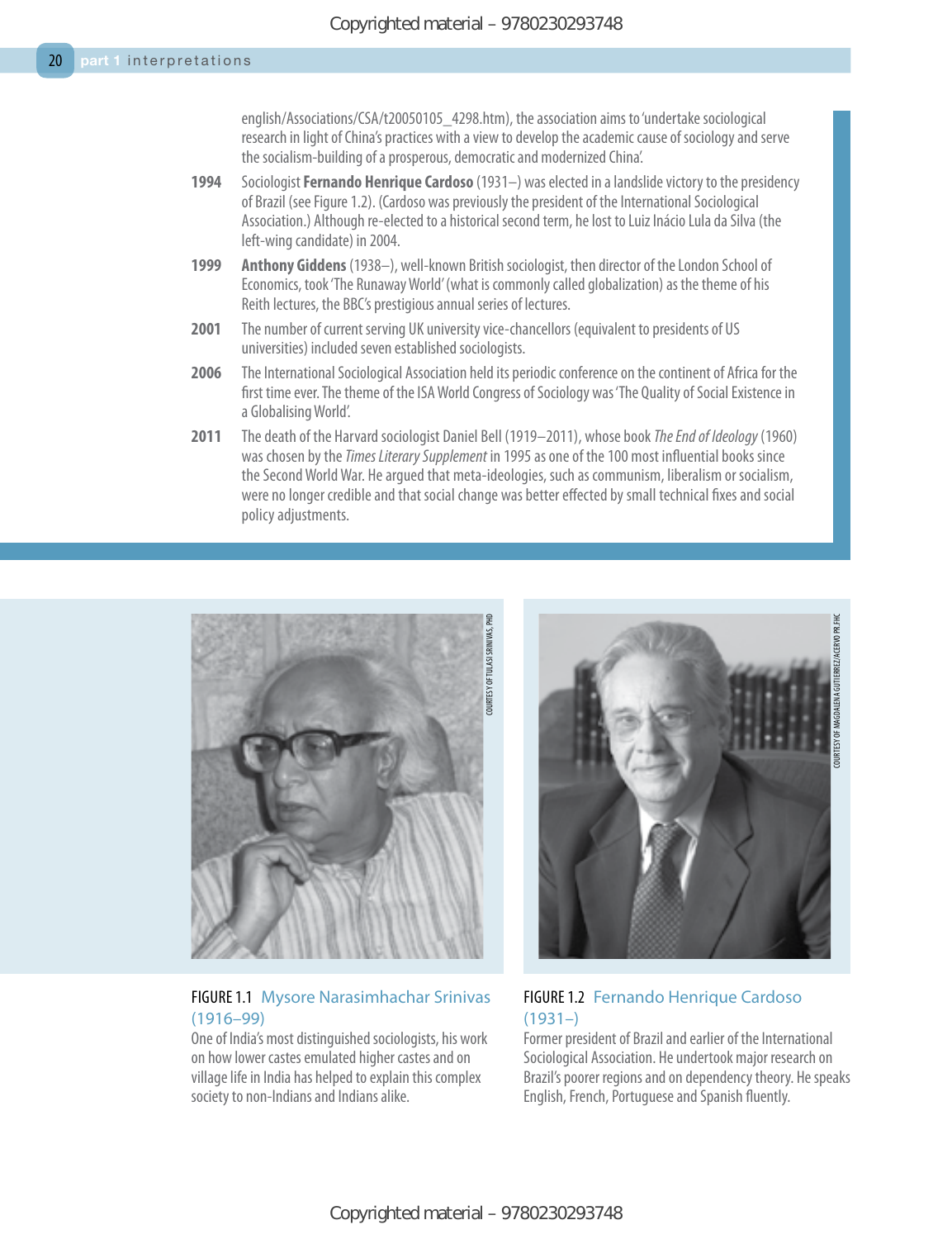english/Associations/CSA/t20050105_4298.htm), the association aims to 'undertake sociological research in light of China's practices with a view to develop the academic cause of sociology and serve the socialism-building of a prosperous, democratic and modernized China'.

**1994** Sociologist **Fernando Henrique Cardoso** (1931–) was elected in a landslide victory to the presidency of Brazil (see Figure 1.2). (Cardoso was previously the president of the International Sociological Association.) Although re-elected to a historical second term, he lost to Luiz Inácio Lula da Silva (the left-wing candidate) in 2004.

**1999** **Anthony Giddens** (1938–), well-known British sociologist, then director of the London School of Economics, took 'The Runaway World' (what is commonly called globalization) as the theme of his Reith lectures, the BBC's prestigious annual series of lectures.

**2001** The number of current serving UK university vice-chancellors (equivalent to presidents of US universities) included seven established sociologists.

**2006** The International Sociological Association held its periodic conference on the continent of Africa for the first time ever. The theme of the ISA World Congress of Sociology was 'The Quality of Social Existence in a Globalising World'.

**2011** The death of the Harvard sociologist Daniel Bell (1919–2011), whose book *The End of Ideology* (1960) was chosen by the *Times Literary Supplement* in 1995 as one of the 100 most influential books since the Second World War. He argued that meta-ideologies, such as communism, liberalism or socialism, were no longer credible and that social change was better effected by small technical fixes and social policy adjustments.

COURTESY OF TULASI SRINIVAS, PHD

FIGURE 1.1 Mysore Narasimhachar Srinivas (1916–99)
One of India's most distinguished sociologists, his work on how lower castes emulated higher castes and on village life in India has helped to explain this complex society to non-Indians and Indians alike.

COURTESY OF MAGDALENA GUTIERREZ/ACERVO PR.FHC

FIGURE 1.2 Fernando Henrique Cardoso (1931–)
Former president of Brazil and earlier of the International Sociological Association. He undertook major research on Brazil's poorer regions and on dependency theory. He speaks English, French, Portuguese and Spanish fluently.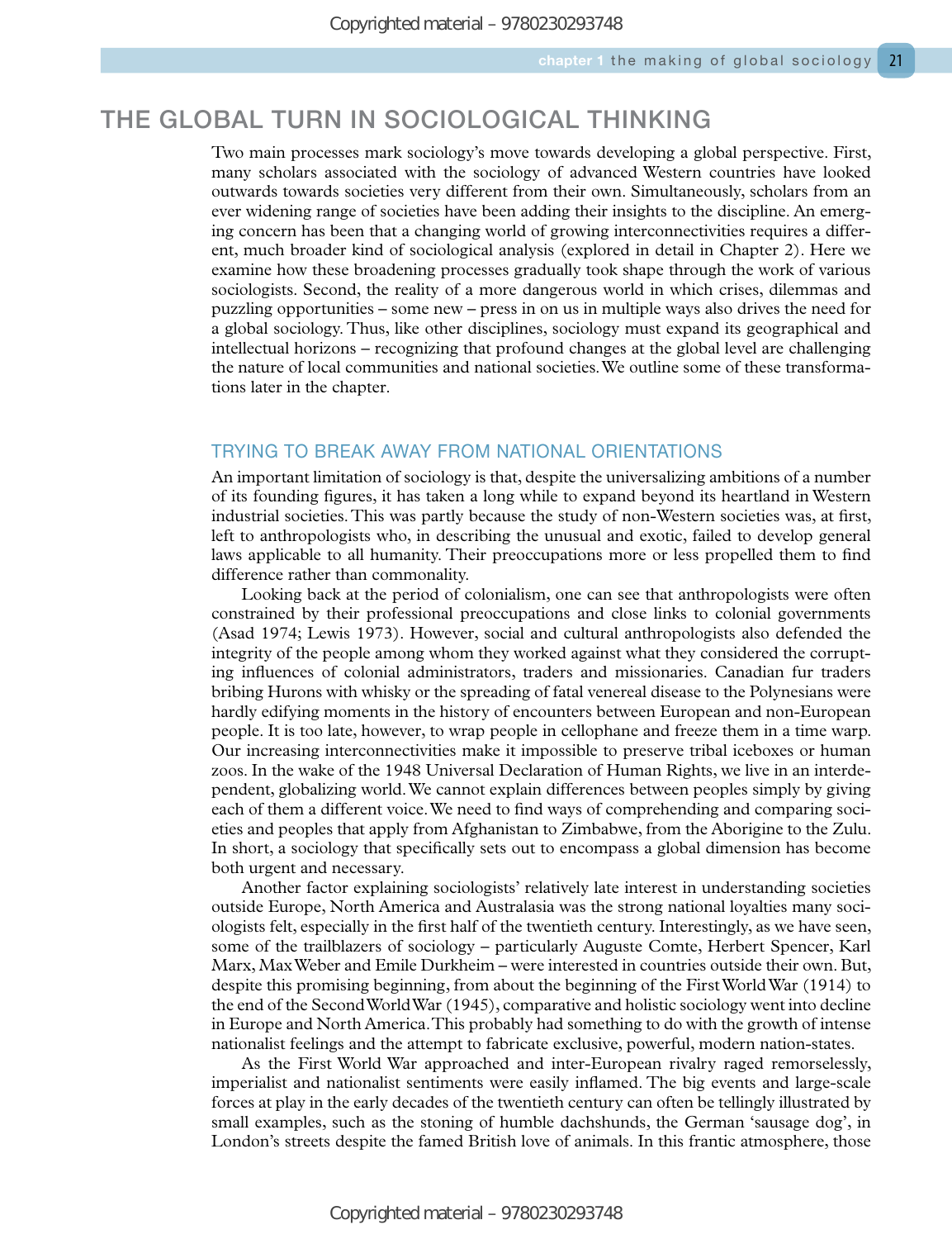## THE GLOBAL TURN IN SOCIOLOGICAL THINKING

Two main processes mark sociology's move towards developing a global perspective. First, many scholars associated with the sociology of advanced Western countries have looked outwards towards societies very different from their own. Simultaneously, scholars from an ever widening range of societies have been adding their insights to the discipline. An emerging concern has been that a changing world of growing interconnectivities requires a different, much broader kind of sociological analysis (explored in detail in Chapter 2). Here we examine how these broadening processes gradually took shape through the work of various sociologists. Second, the reality of a more dangerous world in which crises, dilemmas and puzzling opportunities – some new – press in on us in multiple ways also drives the need for a global sociology. Thus, like other disciplines, sociology must expand its geographical and intellectual horizons – recognizing that profound changes at the global level are challenging the nature of local communities and national societies. We outline some of these transformations later in the chapter.

### TRYING TO BREAK AWAY FROM NATIONAL ORIENTATIONS

An important limitation of sociology is that, despite the universalizing ambitions of a number of its founding figures, it has taken a long while to expand beyond its heartland in Western industrial societies. This was partly because the study of non-Western societies was, at first, left to anthropologists who, in describing the unusual and exotic, failed to develop general laws applicable to all humanity. Their preoccupations more or less propelled them to find difference rather than commonality.

Looking back at the period of colonialism, one can see that anthropologists were often constrained by their professional preoccupations and close links to colonial governments (Asad 1974; Lewis 1973). However, social and cultural anthropologists also defended the integrity of the people among whom they worked against what they considered the corrupting influences of colonial administrators, traders and missionaries. Canadian fur traders bribing Hurons with whisky or the spreading of fatal venereal disease to the Polynesians were hardly edifying moments in the history of encounters between European and non-European people. It is too late, however, to wrap people in cellophane and freeze them in a time warp. Our increasing interconnectivities make it impossible to preserve tribal iceboxes or human zoos. In the wake of the 1948 Universal Declaration of Human Rights, we live in an interdependent, globalizing world. We cannot explain differences between peoples simply by giving each of them a different voice. We need to find ways of comprehending and comparing societies and peoples that apply from Afghanistan to Zimbabwe, from the Aborigine to the Zulu. In short, a sociology that specifically sets out to encompass a global dimension has become both urgent and necessary.

Another factor explaining sociologists' relatively late interest in understanding societies outside Europe, North America and Australasia was the strong national loyalties many sociologists felt, especially in the first half of the twentieth century. Interestingly, as we have seen, some of the trailblazers of sociology – particularly Auguste Comte, Herbert Spencer, Karl Marx, Max Weber and Emile Durkheim – were interested in countries outside their own. But, despite this promising beginning, from about the beginning of the First World War (1914) to the end of the Second World War (1945), comparative and holistic sociology went into decline in Europe and North America. This probably had something to do with the growth of intense nationalist feelings and the attempt to fabricate exclusive, powerful, modern nation-states.

As the First World War approached and inter-European rivalry raged remorselessly, imperialist and nationalist sentiments were easily inflamed. The big events and large-scale forces at play in the early decades of the twentieth century can often be tellingly illustrated by small examples, such as the stoning of humble dachshunds, the German 'sausage dog', in London's streets despite the famed British love of animals. In this frantic atmosphere, those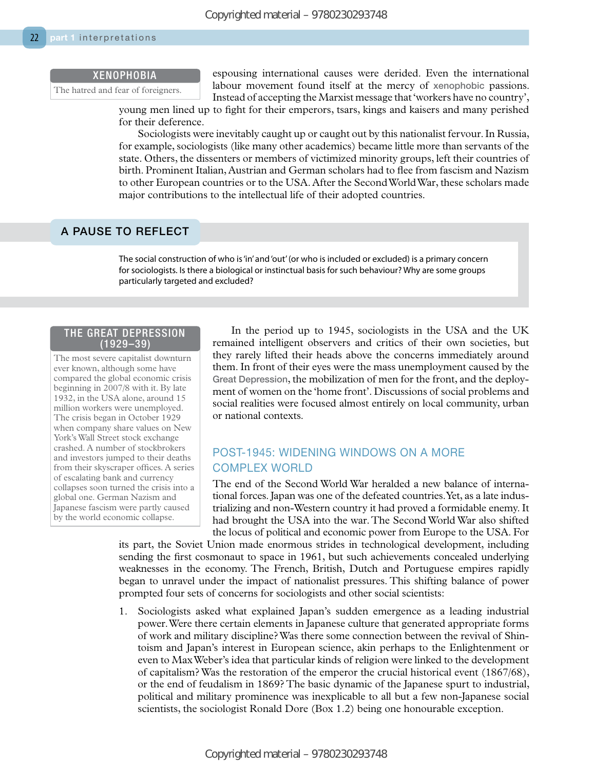**XENOPHOBIA**

The hatred and fear of foreigners.

espousing international causes were derided. Even the international labour movement found itself at the mercy of xenophobic passions. Instead of accepting the Marxist message that 'workers have no country', young men lined up to fight for their emperors, tsars, kings and kaisers and many perished for their deference.

Sociologists were inevitably caught up or caught out by this nationalist fervour. In Russia, for example, sociologists (like many other academics) became little more than servants of the state. Others, the dissenters or members of victimized minority groups, left their countries of birth. Prominent Italian, Austrian and German scholars had to flee from fascism and Nazism to other European countries or to the USA. After the Second World War, these scholars made major contributions to the intellectual life of their adopted countries.

**A PAUSE TO REFLECT**

The social construction of who is 'in' and 'out' (or who is included or excluded) is a primary concern for sociologists. Is there a biological or instinctual basis for such behaviour? Why are some groups particularly targeted and excluded?

**THE GREAT DEPRESSION (1929–39)**

The most severe capitalist downturn ever known, although some have compared the global economic crisis beginning in 2007/8 with it. By late 1932, in the USA alone, around 15 million workers were unemployed. The crisis began in October 1929 when company share values on New York's Wall Street stock exchange crashed. A number of stockbrokers and investors jumped to their deaths from their skyscraper offices. A series of escalating bank and currency collapses soon turned the crisis into a global one. German Nazism and Japanese fascism were partly caused by the world economic collapse.

In the period up to 1945, sociologists in the USA and the UK remained intelligent observers and critics of their own societies, but they rarely lifted their heads above the concerns immediately around them. In front of their eyes were the mass unemployment caused by the Great Depression, the mobilization of men for the front, and the deployment of women on the 'home front'. Discussions of social problems and social realities were focused almost entirely on local community, urban or national contexts.

## POST-1945: WIDENING WINDOWS ON A MORE COMPLEX WORLD

The end of the Second World War heralded a new balance of international forces. Japan was one of the defeated countries. Yet, as a late industrializing and non-Western country it had proved a formidable enemy. It had brought the USA into the war. The Second World War also shifted the locus of political and economic power from Europe to the USA. For its part, the Soviet Union made enormous strides in technological development, including sending the first cosmonaut to space in 1961, but such achievements concealed underlying weaknesses in the economy. The French, British, Dutch and Portuguese empires rapidly began to unravel under the impact of nationalist pressures. This shifting balance of power prompted four sets of concerns for sociologists and other social scientists:

1. Sociologists asked what explained Japan's sudden emergence as a leading industrial power. Were there certain elements in Japanese culture that generated appropriate forms of work and military discipline? Was there some connection between the revival of Shintoism and Japan's interest in European science, akin perhaps to the Enlightenment or even to Max Weber's idea that particular kinds of religion were linked to the development of capitalism? Was the restoration of the emperor the crucial historical event (1867/68), or the end of feudalism in 1869? The basic dynamic of the Japanese spurt to industrial, political and military prominence was inexplicable to all but a few non-Japanese social scientists, the sociologist Ronald Dore (Box 1.2) being one honourable exception.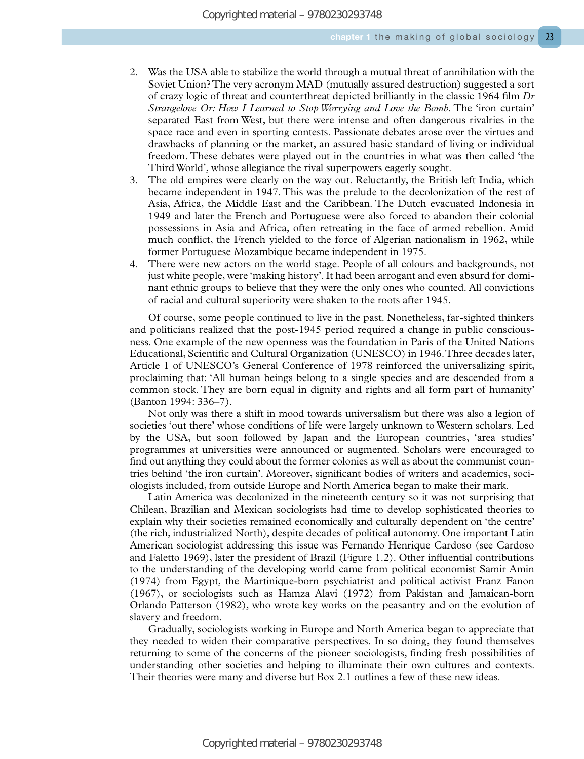2. Was the USA able to stabilize the world through a mutual threat of annihilation with the Soviet Union? The very acronym MAD (mutually assured destruction) suggested a sort of crazy logic of threat and counterthreat depicted brilliantly in the classic 1964 film *Dr Strangelove Or: How I Learned to Stop Worrying and Love the Bomb*. The 'iron curtain' separated East from West, but there were intense and often dangerous rivalries in the space race and even in sporting contests. Passionate debates arose over the virtues and drawbacks of planning or the market, an assured basic standard of living or individual freedom. These debates were played out in the countries in what was then called 'the Third World', whose allegiance the rival superpowers eagerly sought.
3. The old empires were clearly on the way out. Reluctantly, the British left India, which became independent in 1947. This was the prelude to the decolonization of the rest of Asia, Africa, the Middle East and the Caribbean. The Dutch evacuated Indonesia in 1949 and later the French and Portuguese were also forced to abandon their colonial possessions in Asia and Africa, often retreating in the face of armed rebellion. Amid much conflict, the French yielded to the force of Algerian nationalism in 1962, while former Portuguese Mozambique became independent in 1975.
4. There were new actors on the world stage. People of all colours and backgrounds, not just white people, were 'making history'. It had been arrogant and even absurd for dominant ethnic groups to believe that they were the only ones who counted. All convictions of racial and cultural superiority were shaken to the roots after 1945.

Of course, some people continued to live in the past. Nonetheless, far-sighted thinkers and politicians realized that the post-1945 period required a change in public consciousness. One example of the new openness was the foundation in Paris of the United Nations Educational, Scientific and Cultural Organization (UNESCO) in 1946. Three decades later, Article 1 of UNESCO's General Conference of 1978 reinforced the universalizing spirit, proclaiming that: 'All human beings belong to a single species and are descended from a common stock. They are born equal in dignity and rights and all form part of humanity' (Banton 1994: 336–7).

Not only was there a shift in mood towards universalism but there was also a legion of societies 'out there' whose conditions of life were largely unknown to Western scholars. Led by the USA, but soon followed by Japan and the European countries, 'area studies' programmes at universities were announced or augmented. Scholars were encouraged to find out anything they could about the former colonies as well as about the communist countries behind 'the iron curtain'. Moreover, significant bodies of writers and academics, sociologists included, from outside Europe and North America began to make their mark.

Latin America was decolonized in the nineteenth century so it was not surprising that Chilean, Brazilian and Mexican sociologists had time to develop sophisticated theories to explain why their societies remained economically and culturally dependent on 'the centre' (the rich, industrialized North), despite decades of political autonomy. One important Latin American sociologist addressing this issue was Fernando Henrique Cardoso (see Cardoso and Faletto 1969), later the president of Brazil (Figure 1.2). Other influential contributions to the understanding of the developing world came from political economist Samir Amin (1974) from Egypt, the Martinique-born psychiatrist and political activist Franz Fanon (1967), or sociologists such as Hamza Alavi (1972) from Pakistan and Jamaican-born Orlando Patterson (1982), who wrote key works on the peasantry and on the evolution of slavery and freedom.

Gradually, sociologists working in Europe and North America began to appreciate that they needed to widen their comparative perspectives. In so doing, they found themselves returning to some of the concerns of the pioneer sociologists, finding fresh possibilities of understanding other societies and helping to illuminate their own cultures and contexts. Their theories were many and diverse but Box 2.1 outlines a few of these new ideas.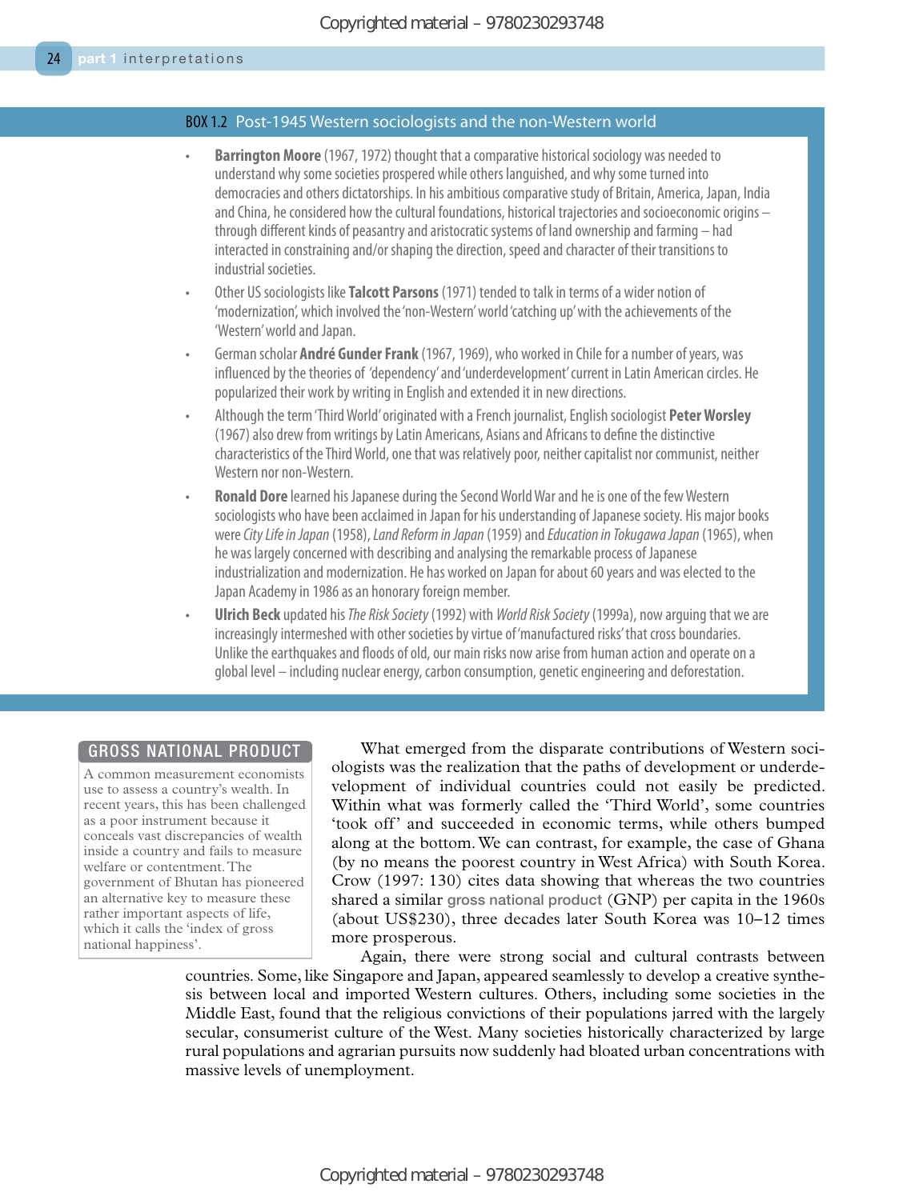### BOX 1.2 Post-1945 Western sociologists and the non-Western world

- **Barrington Moore** (1967, 1972) thought that a comparative historical sociology was needed to understand why some societies prospered while others languished, and why some turned into democracies and others dictatorships. In his ambitious comparative study of Britain, America, Japan, India and China, he considered how the cultural foundations, historical trajectories and socioeconomic origins – through different kinds of peasantry and aristocratic systems of land ownership and farming – had interacted in constraining and/or shaping the direction, speed and character of their transitions to industrial societies.
- Other US sociologists like **Talcott Parsons** (1971) tended to talk in terms of a wider notion of 'modernization', which involved the 'non-Western' world 'catching up' with the achievements of the 'Western' world and Japan.
- German scholar **André Gunder Frank** (1967, 1969), who worked in Chile for a number of years, was influenced by the theories of 'dependency' and 'underdevelopment' current in Latin American circles. He popularized their work by writing in English and extended it in new directions.
- Although the term 'Third World' originated with a French journalist, English sociologist **Peter Worsley** (1967) also drew from writings by Latin Americans, Asians and Africans to define the distinctive characteristics of the Third World, one that was relatively poor, neither capitalist nor communist, neither Western nor non-Western.
- **Ronald Dore** learned his Japanese during the Second World War and he is one of the few Western sociologists who have been acclaimed in Japan for his understanding of Japanese society. His major books were *City Life in Japan* (1958), *Land Reform in Japan* (1959) and *Education in Tokugawa Japan* (1965), when he was largely concerned with describing and analysing the remarkable process of Japanese industrialization and modernization. He has worked on Japan for about 60 years and was elected to the Japan Academy in 1986 as an honorary foreign member.
- **Ulrich Beck** updated his *The Risk Society* (1992) with *World Risk Society* (1999a), now arguing that we are increasingly intermeshed with other societies by virtue of 'manufactured risks' that cross boundaries. Unlike the earthquakes and floods of old, our main risks now arise from human action and operate on a global level – including nuclear energy, carbon consumption, genetic engineering and deforestation.

> **GROSS NATIONAL PRODUCT**
>
> A common measurement economists use to assess a country's wealth. In recent years, this has been challenged as a poor instrument because it conceals vast discrepancies of wealth inside a country and fails to measure welfare or contentment. The government of Bhutan has pioneered an alternative key to measure these rather important aspects of life, which it calls the 'index of gross national happiness'.

What emerged from the disparate contributions of Western sociologists was the realization that the paths of development or underdevelopment of individual countries could not easily be predicted. Within what was formerly called the 'Third World', some countries 'took off' and succeeded in economic terms, while others bumped along at the bottom. We can contrast, for example, the case of Ghana (by no means the poorest country in West Africa) with South Korea. Crow (1997: 130) cites data showing that whereas the two countries shared a similar gross national product (GNP) per capita in the 1960s (about US$230), three decades later South Korea was 10–12 times more prosperous.

Again, there were strong social and cultural contrasts between countries. Some, like Singapore and Japan, appeared seamlessly to develop a creative synthesis between local and imported Western cultures. Others, including some societies in the Middle East, found that the religious convictions of their populations jarred with the largely secular, consumerist culture of the West. Many societies historically characterized by large rural populations and agrarian pursuits now suddenly had bloated urban concentrations with massive levels of unemployment.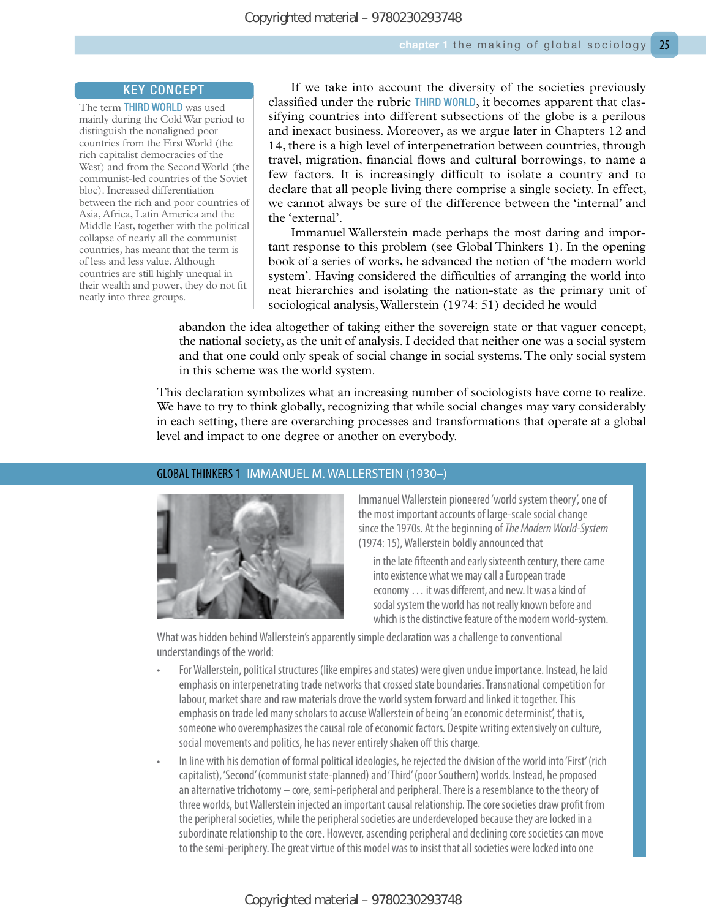> **KEY CONCEPT**
>
> The term **THIRD WORLD** was used mainly during the Cold War period to distinguish the nonaligned poor countries from the First World (the rich capitalist democracies of the West) and from the Second World (the communist-led countries of the Soviet bloc). Increased differentiation between the rich and poor countries of Asia, Africa, Latin America and the Middle East, together with the political collapse of nearly all the communist countries, has meant that the term is of less and less value. Although countries are still highly unequal in their wealth and power, they do not fit neatly into three groups.

If we take into account the diversity of the societies previously classified under the rubric THIRD WORLD, it becomes apparent that classifying countries into different subsections of the globe is a perilous and inexact business. Moreover, as we argue later in Chapters 12 and 14, there is a high level of interpenetration between countries, through travel, migration, financial flows and cultural borrowings, to name a few factors. It is increasingly difficult to isolate a country and to declare that all people living there comprise a single society. In effect, we cannot always be sure of the difference between the 'internal' and the 'external'.

Immanuel Wallerstein made perhaps the most daring and important response to this problem (see Global Thinkers 1). In the opening book of a series of works, he advanced the notion of 'the modern world system'. Having considered the difficulties of arranging the world into neat hierarchies and isolating the nation-state as the primary unit of sociological analysis, Wallerstein (1974: 51) decided he would

> abandon the idea altogether of taking either the sovereign state or that vaguer concept, the national society, as the unit of analysis. I decided that neither one was a social system and that one could only speak of social change in social systems. The only social system in this scheme was the world system.

This declaration symbolizes what an increasing number of sociologists have come to realize. We have to try to think globally, recognizing that while social changes may vary considerably in each setting, there are overarching processes and transformations that operate at a global level and impact to one degree or another on everybody.

## GLOBAL THINKERS 1 IMMANUEL M. WALLERSTEIN (1930–)

Immanuel Wallerstein pioneered 'world system theory', one of the most important accounts of large-scale social change since the 1970s. At the beginning of *The Modern World-System* (1974: 15), Wallerstein boldly announced that

> in the late fifteenth and early sixteenth century, there came into existence what we may call a European trade economy . . . it was different, and new. It was a kind of social system the world has not really known before and which is the distinctive feature of the modern world-system.

What was hidden behind Wallerstein's apparently simple declaration was a challenge to conventional understandings of the world:

- For Wallerstein, political structures (like empires and states) were given undue importance. Instead, he laid emphasis on interpenetrating trade networks that crossed state boundaries. Transnational competition for labour, market share and raw materials drove the world system forward and linked it together. This emphasis on trade led many scholars to accuse Wallerstein of being 'an economic determinist', that is, someone who overemphasizes the causal role of economic factors. Despite writing extensively on culture, social movements and politics, he has never entirely shaken off this charge.
- In line with his demotion of formal political ideologies, he rejected the division of the world into 'First' (rich capitalist), 'Second' (communist state-planned) and 'Third' (poor Southern) worlds. Instead, he proposed an alternative trichotomy – core, semi-peripheral and peripheral. There is a resemblance to the theory of three worlds, but Wallerstein injected an important causal relationship. The core societies draw profit from the peripheral societies, while the peripheral societies are underdeveloped because they are locked in a subordinate relationship to the core. However, ascending peripheral and declining core societies can move to the semi-periphery. The great virtue of this model was to insist that all societies were locked into one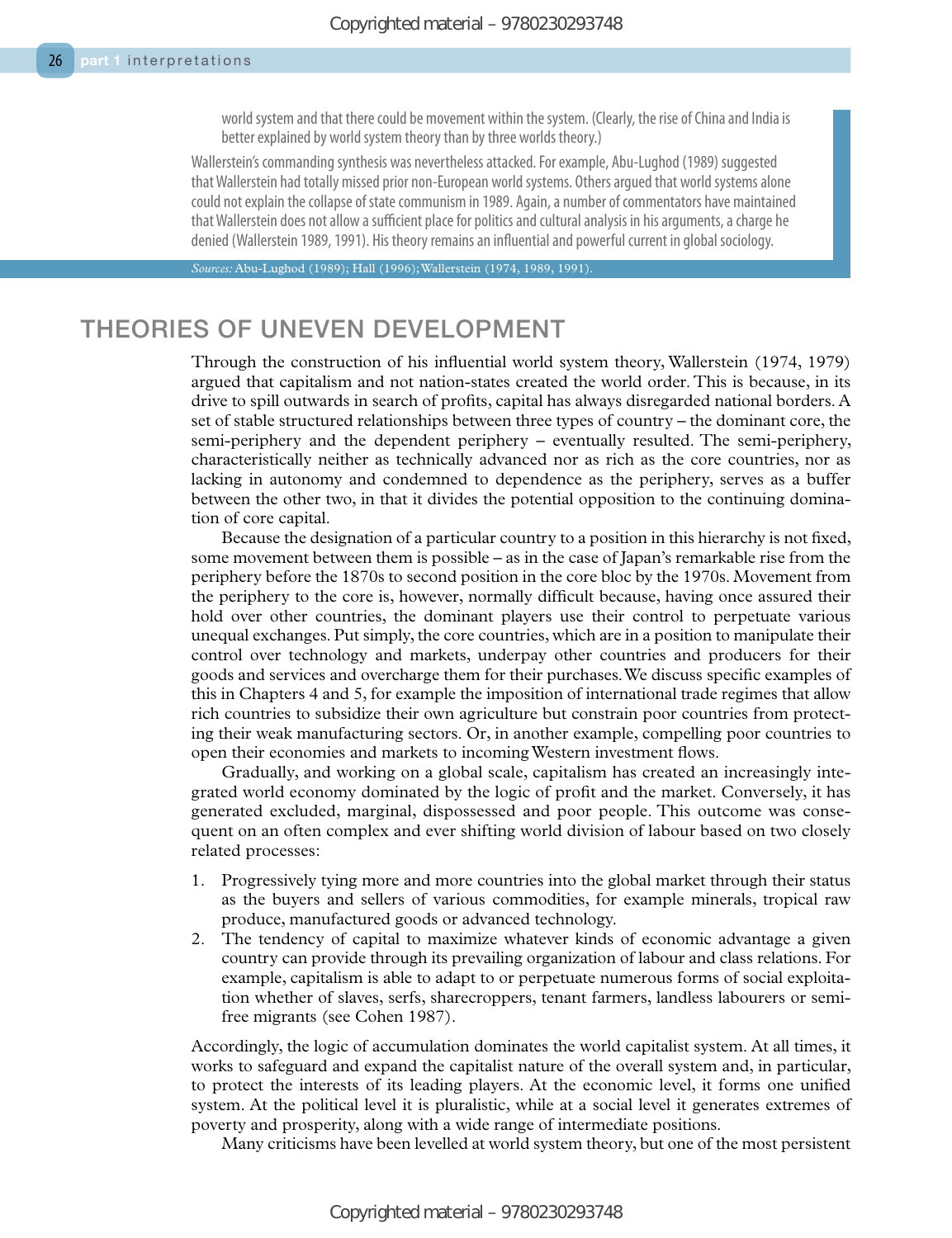world system and that there could be movement within the system. (Clearly, the rise of China and India is better explained by world system theory than by three worlds theory.)

Wallerstein's commanding synthesis was nevertheless attacked. For example, Abu-Lughod (1989) suggested that Wallerstein had totally missed prior non-European world systems. Others argued that world systems alone could not explain the collapse of state communism in 1989. Again, a number of commentators have maintained that Wallerstein does not allow a sufficient place for politics and cultural analysis in his arguments, a charge he denied (Wallerstein 1989, 1991). His theory remains an influential and powerful current in global sociology.

*Sources:* Abu-Lughod (1989); Hall (1996); Wallerstein (1974, 1989, 1991).

## THEORIES OF UNEVEN DEVELOPMENT

Through the construction of his influential world system theory, Wallerstein (1974, 1979) argued that capitalism and not nation-states created the world order. This is because, in its drive to spill outwards in search of profits, capital has always disregarded national borders. A set of stable structured relationships between three types of country – the dominant core, the semi-periphery and the dependent periphery – eventually resulted. The semi-periphery, characteristically neither as technically advanced nor as rich as the core countries, nor as lacking in autonomy and condemned to dependence as the periphery, serves as a buffer between the other two, in that it divides the potential opposition to the continuing domination of core capital.

Because the designation of a particular country to a position in this hierarchy is not fixed, some movement between them is possible – as in the case of Japan's remarkable rise from the periphery before the 1870s to second position in the core bloc by the 1970s. Movement from the periphery to the core is, however, normally difficult because, having once assured their hold over other countries, the dominant players use their control to perpetuate various unequal exchanges. Put simply, the core countries, which are in a position to manipulate their control over technology and markets, underpay other countries and producers for their goods and services and overcharge them for their purchases. We discuss specific examples of this in Chapters 4 and 5, for example the imposition of international trade regimes that allow rich countries to subsidize their own agriculture but constrain poor countries from protecting their weak manufacturing sectors. Or, in another example, compelling poor countries to open their economies and markets to incoming Western investment flows.

Gradually, and working on a global scale, capitalism has created an increasingly integrated world economy dominated by the logic of profit and the market. Conversely, it has generated excluded, marginal, dispossessed and poor people. This outcome was consequent on an often complex and ever shifting world division of labour based on two closely related processes:

1. Progressively tying more and more countries into the global market through their status as the buyers and sellers of various commodities, for example minerals, tropical raw produce, manufactured goods or advanced technology.
2. The tendency of capital to maximize whatever kinds of economic advantage a given country can provide through its prevailing organization of labour and class relations. For example, capitalism is able to adapt to or perpetuate numerous forms of social exploitation whether of slaves, serfs, sharecroppers, tenant farmers, landless labourers or semi-free migrants (see Cohen 1987).

Accordingly, the logic of accumulation dominates the world capitalist system. At all times, it works to safeguard and expand the capitalist nature of the overall system and, in particular, to protect the interests of its leading players. At the economic level, it forms one unified system. At the political level it is pluralistic, while at a social level it generates extremes of poverty and prosperity, along with a wide range of intermediate positions.

Many criticisms have been levelled at world system theory, but one of the most persistent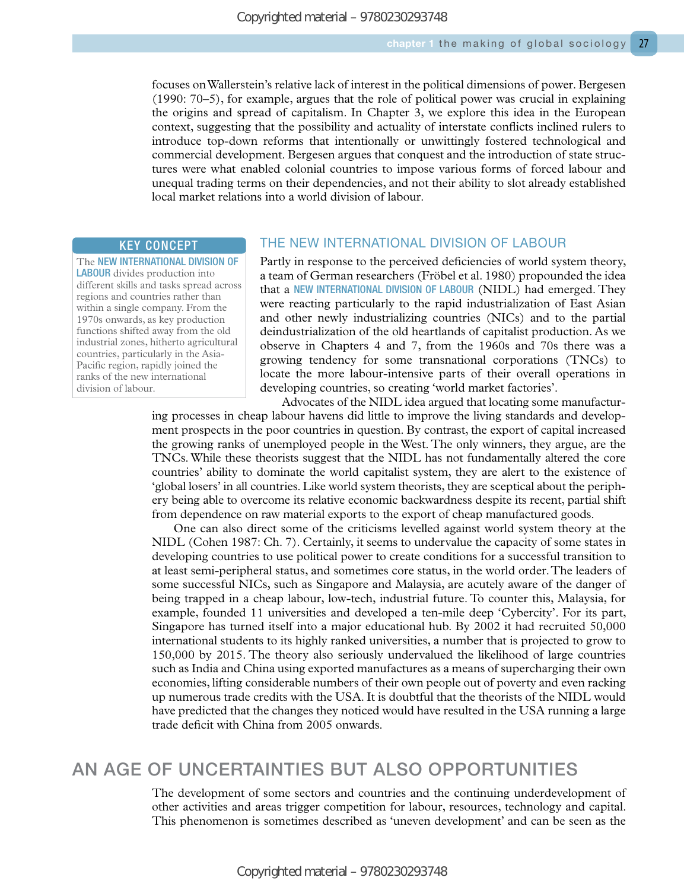focuses on Wallerstein's relative lack of interest in the political dimensions of power. Bergesen (1990: 70–5), for example, argues that the role of political power was crucial in explaining the origins and spread of capitalism. In Chapter 3, we explore this idea in the European context, suggesting that the possibility and actuality of interstate conflicts inclined rulers to introduce top-down reforms that intentionally or unwittingly fostered technological and commercial development. Bergesen argues that conquest and the introduction of state structures were what enabled colonial countries to impose various forms of forced labour and unequal trading terms on their dependencies, and not their ability to slot already established local market relations into a world division of labour.

> **KEY CONCEPT**
>
> The **NEW INTERNATIONAL DIVISION OF LABOUR** divides production into different skills and tasks spread across regions and countries rather than within a single company. From the 1970s onwards, as key production functions shifted away from the old industrial zones, hitherto agricultural countries, particularly in the Asia-Pacific region, rapidly joined the ranks of the new international division of labour.

### THE NEW INTERNATIONAL DIVISION OF LABOUR

Partly in response to the perceived deficiencies of world system theory, a team of German researchers (Fröbel et al. 1980) propounded the idea that a **NEW INTERNATIONAL DIVISION OF LABOUR** (NIDL) had emerged. They were reacting particularly to the rapid industrialization of East Asian and other newly industrializing countries (NICs) and to the partial deindustrialization of the old heartlands of capitalist production. As we observe in Chapters 4 and 7, from the 1960s and 70s there was a growing tendency for some transnational corporations (TNCs) to locate the more labour-intensive parts of their overall operations in developing countries, so creating 'world market factories'.

Advocates of the NIDL idea argued that locating some manufacturing processes in cheap labour havens did little to improve the living standards and development prospects in the poor countries in question. By contrast, the export of capital increased the growing ranks of unemployed people in the West. The only winners, they argue, are the TNCs. While these theorists suggest that the NIDL has not fundamentally altered the core countries' ability to dominate the world capitalist system, they are alert to the existence of 'global losers' in all countries. Like world system theorists, they are sceptical about the periphery being able to overcome its relative economic backwardness despite its recent, partial shift from dependence on raw material exports to the export of cheap manufactured goods.

One can also direct some of the criticisms levelled against world system theory at the NIDL (Cohen 1987: Ch. 7). Certainly, it seems to undervalue the capacity of some states in developing countries to use political power to create conditions for a successful transition to at least semi-peripheral status, and sometimes core status, in the world order. The leaders of some successful NICs, such as Singapore and Malaysia, are acutely aware of the danger of being trapped in a cheap labour, low-tech, industrial future. To counter this, Malaysia, for example, founded 11 universities and developed a ten-mile deep 'Cybercity'. For its part, Singapore has turned itself into a major educational hub. By 2002 it had recruited 50,000 international students to its highly ranked universities, a number that is projected to grow to 150,000 by 2015. The theory also seriously undervalued the likelihood of large countries such as India and China using exported manufactures as a means of supercharging their own economies, lifting considerable numbers of their own people out of poverty and even racking up numerous trade credits with the USA. It is doubtful that the theorists of the NIDL would have predicted that the changes they noticed would have resulted in the USA running a large trade deficit with China from 2005 onwards.

## AN AGE OF UNCERTAINTIES BUT ALSO OPPORTUNITIES

The development of some sectors and countries and the continuing underdevelopment of other activities and areas trigger competition for labour, resources, technology and capital. This phenomenon is sometimes described as 'uneven development' and can be seen as the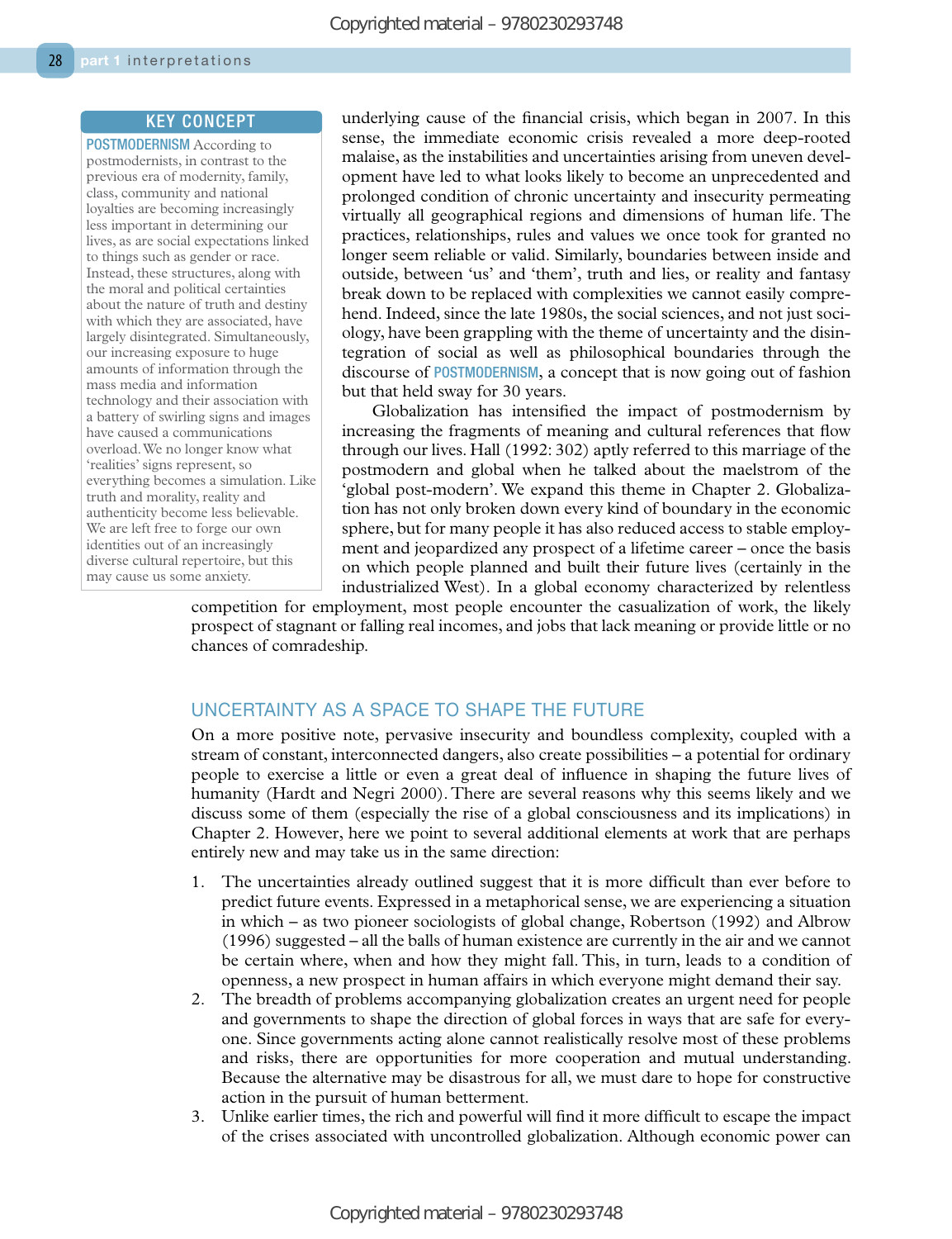> **KEY CONCEPT**
>
> **POSTMODERNISM** According to postmodernists, in contrast to the previous era of modernity, family, class, community and national loyalties are becoming increasingly less important in determining our lives, as are social expectations linked to things such as gender or race. Instead, these structures, along with the moral and political certainties about the nature of truth and destiny with which they are associated, have largely disintegrated. Simultaneously, our increasing exposure to huge amounts of information through the mass media and information technology and their association with a battery of swirling signs and images have caused a communications overload. We no longer know what 'realities' signs represent, so everything becomes a simulation. Like truth and morality, reality and authenticity become less believable. We are left free to forge our own identities out of an increasingly diverse cultural repertoire, but this may cause us some anxiety.

underlying cause of the financial crisis, which began in 2007. In this sense, the immediate economic crisis revealed a more deep-rooted malaise, as the instabilities and uncertainties arising from uneven development have led to what looks likely to become an unprecedented and prolonged condition of chronic uncertainty and insecurity permeating virtually all geographical regions and dimensions of human life. The practices, relationships, rules and values we once took for granted no longer seem reliable or valid. Similarly, boundaries between inside and outside, between 'us' and 'them', truth and lies, or reality and fantasy break down to be replaced with complexities we cannot easily comprehend. Indeed, since the late 1980s, the social sciences, and not just sociology, have been grappling with the theme of uncertainty and the disintegration of social as well as philosophical boundaries through the discourse of **POSTMODERNISM**, a concept that is now going out of fashion but that held sway for 30 years.

Globalization has intensified the impact of postmodernism by increasing the fragments of meaning and cultural references that flow through our lives. Hall (1992: 302) aptly referred to this marriage of the postmodern and global when he talked about the maelstrom of the 'global post-modern'. We expand this theme in Chapter 2. Globalization has not only broken down every kind of boundary in the economic sphere, but for many people it has also reduced access to stable employment and jeopardized any prospect of a lifetime career – once the basis on which people planned and built their future lives (certainly in the industrialized West). In a global economy characterized by relentless competition for employment, most people encounter the casualization of work, the likely prospect of stagnant or falling real incomes, and jobs that lack meaning or provide little or no chances of comradeship.

## UNCERTAINTY AS A SPACE TO SHAPE THE FUTURE

On a more positive note, pervasive insecurity and boundless complexity, coupled with a stream of constant, interconnected dangers, also create possibilities – a potential for ordinary people to exercise a little or even a great deal of influence in shaping the future lives of humanity (Hardt and Negri 2000). There are several reasons why this seems likely and we discuss some of them (especially the rise of a global consciousness and its implications) in Chapter 2. However, here we point to several additional elements at work that are perhaps entirely new and may take us in the same direction:

1. The uncertainties already outlined suggest that it is more difficult than ever before to predict future events. Expressed in a metaphorical sense, we are experiencing a situation in which – as two pioneer sociologists of global change, Robertson (1992) and Albrow (1996) suggested – all the balls of human existence are currently in the air and we cannot be certain where, when and how they might fall. This, in turn, leads to a condition of openness, a new prospect in human affairs in which everyone might demand their say.
2. The breadth of problems accompanying globalization creates an urgent need for people and governments to shape the direction of global forces in ways that are safe for everyone. Since governments acting alone cannot realistically resolve most of these problems and risks, there are opportunities for more cooperation and mutual understanding. Because the alternative may be disastrous for all, we must dare to hope for constructive action in the pursuit of human betterment.
3. Unlike earlier times, the rich and powerful will find it more difficult to escape the impact of the crises associated with uncontrolled globalization. Although economic power can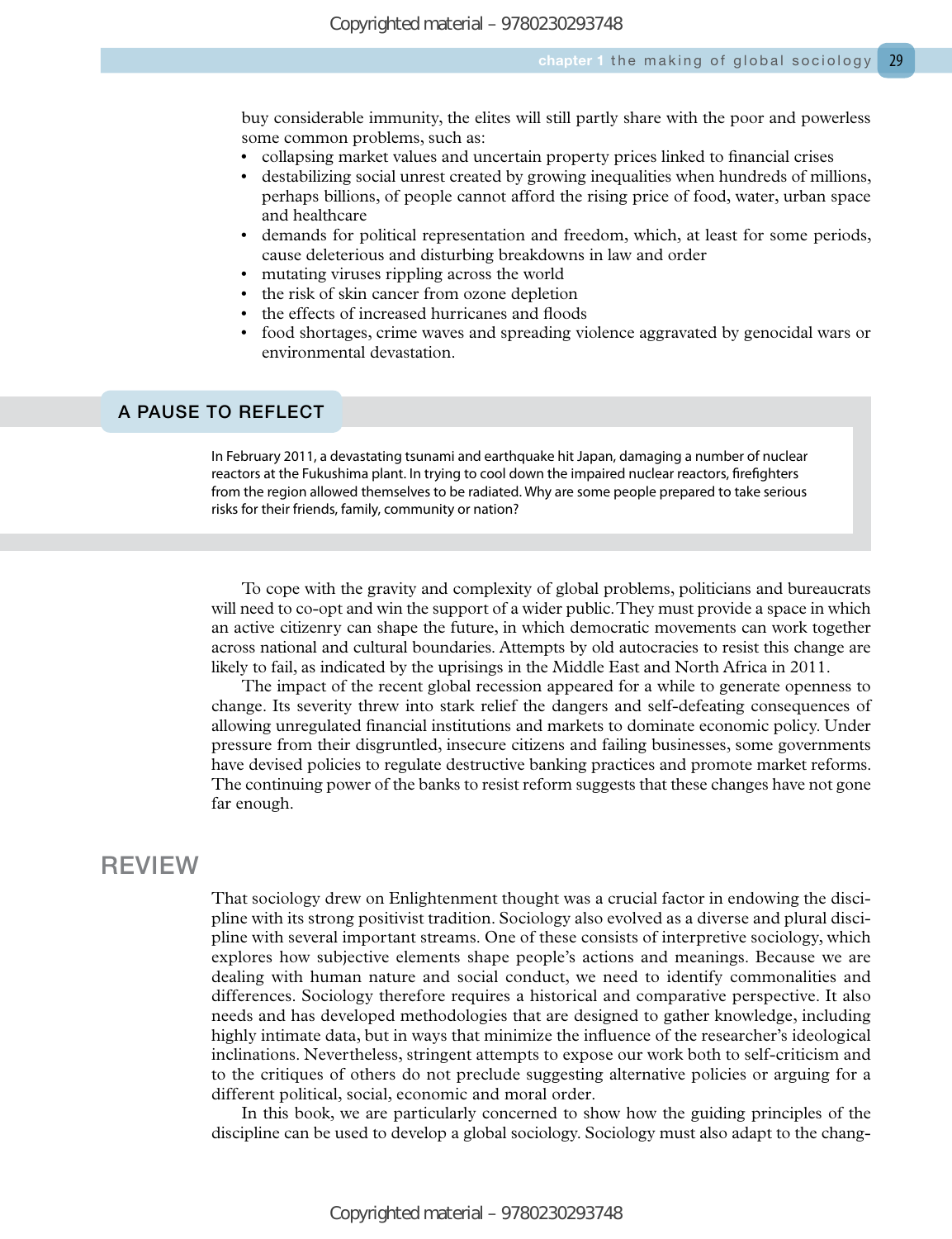buy considerable immunity, the elites will still partly share with the poor and powerless some common problems, such as:

- collapsing market values and uncertain property prices linked to financial crises
- destabilizing social unrest created by growing inequalities when hundreds of millions, perhaps billions, of people cannot afford the rising price of food, water, urban space and healthcare
- demands for political representation and freedom, which, at least for some periods, cause deleterious and disturbing breakdowns in law and order
- mutating viruses rippling across the world
- the risk of skin cancer from ozone depletion
- the effects of increased hurricanes and floods
- food shortages, crime waves and spreading violence aggravated by genocidal wars or environmental devastation.

### A PAUSE TO REFLECT

In February 2011, a devastating tsunami and earthquake hit Japan, damaging a number of nuclear reactors at the Fukushima plant. In trying to cool down the impaired nuclear reactors, firefighters from the region allowed themselves to be radiated. Why are some people prepared to take serious risks for their friends, family, community or nation?

To cope with the gravity and complexity of global problems, politicians and bureaucrats will need to co-opt and win the support of a wider public. They must provide a space in which an active citizenry can shape the future, in which democratic movements can work together across national and cultural boundaries. Attempts by old autocracies to resist this change are likely to fail, as indicated by the uprisings in the Middle East and North Africa in 2011.

The impact of the recent global recession appeared for a while to generate openness to change. Its severity threw into stark relief the dangers and self-defeating consequences of allowing unregulated financial institutions and markets to dominate economic policy. Under pressure from their disgruntled, insecure citizens and failing businesses, some governments have devised policies to regulate destructive banking practices and promote market reforms. The continuing power of the banks to resist reform suggests that these changes have not gone far enough.

## REVIEW

That sociology drew on Enlightenment thought was a crucial factor in endowing the discipline with its strong positivist tradition. Sociology also evolved as a diverse and plural discipline with several important streams. One of these consists of interpretive sociology, which explores how subjective elements shape people's actions and meanings. Because we are dealing with human nature and social conduct, we need to identify commonalities and differences. Sociology therefore requires a historical and comparative perspective. It also needs and has developed methodologies that are designed to gather knowledge, including highly intimate data, but in ways that minimize the influence of the researcher's ideological inclinations. Nevertheless, stringent attempts to expose our work both to self-criticism and to the critiques of others do not preclude suggesting alternative policies or arguing for a different political, social, economic and moral order.

In this book, we are particularly concerned to show how the guiding principles of the discipline can be used to develop a global sociology. Sociology must also adapt to the chang-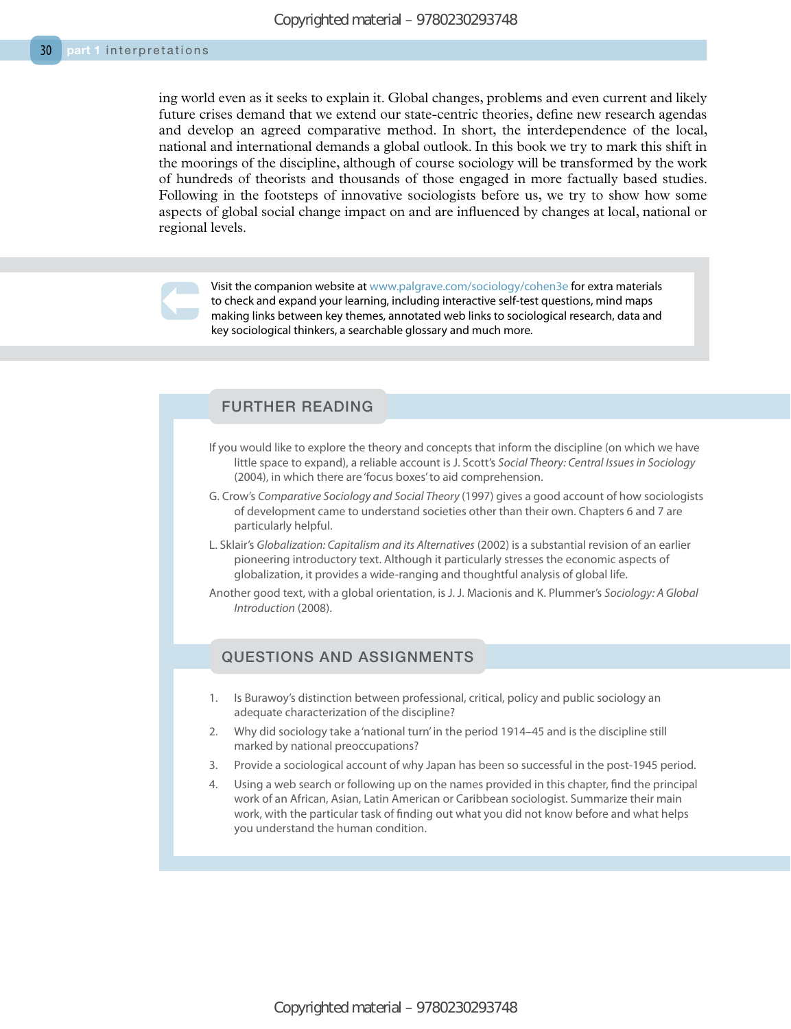ing world even as it seeks to explain it. Global changes, problems and even current and likely future crises demand that we extend our state-centric theories, define new research agendas and develop an agreed comparative method. In short, the interdependence of the local, national and international demands a global outlook. In this book we try to mark this shift in the moorings of the discipline, although of course sociology will be transformed by the work of hundreds of theorists and thousands of those engaged in more factually based studies. Following in the footsteps of innovative sociologists before us, we try to show how some aspects of global social change impact on and are influenced by changes at local, national or regional levels.

Visit the companion website at www.palgrave.com/sociology/cohen3e for extra materials to check and expand your learning, including interactive self-test questions, mind maps making links between key themes, annotated web links to sociological research, data and key sociological thinkers, a searchable glossary and much more.

## FURTHER READING

If you would like to explore the theory and concepts that inform the discipline (on which we have little space to expand), a reliable account is J. Scott's *Social Theory: Central Issues in Sociology* (2004), in which there are 'focus boxes' to aid comprehension.

G. Crow's *Comparative Sociology and Social Theory* (1997) gives a good account of how sociologists of development came to understand societies other than their own. Chapters 6 and 7 are particularly helpful.

L. Sklair's *Globalization: Capitalism and its Alternatives* (2002) is a substantial revision of an earlier pioneering introductory text. Although it particularly stresses the economic aspects of globalization, it provides a wide-ranging and thoughtful analysis of global life.

Another good text, with a global orientation, is J. J. Macionis and K. Plummer's *Sociology: A Global Introduction* (2008).

## QUESTIONS AND ASSIGNMENTS

1. Is Burawoy's distinction between professional, critical, policy and public sociology an adequate characterization of the discipline?
2. Why did sociology take a 'national turn' in the period 1914–45 and is the discipline still marked by national preoccupations?
3. Provide a sociological account of why Japan has been so successful in the post-1945 period.
4. Using a web search or following up on the names provided in this chapter, find the principal work of an African, Asian, Latin American or Caribbean sociologist. Summarize their main work, with the particular task of finding out what you did not know before and what helps you understand the human condition.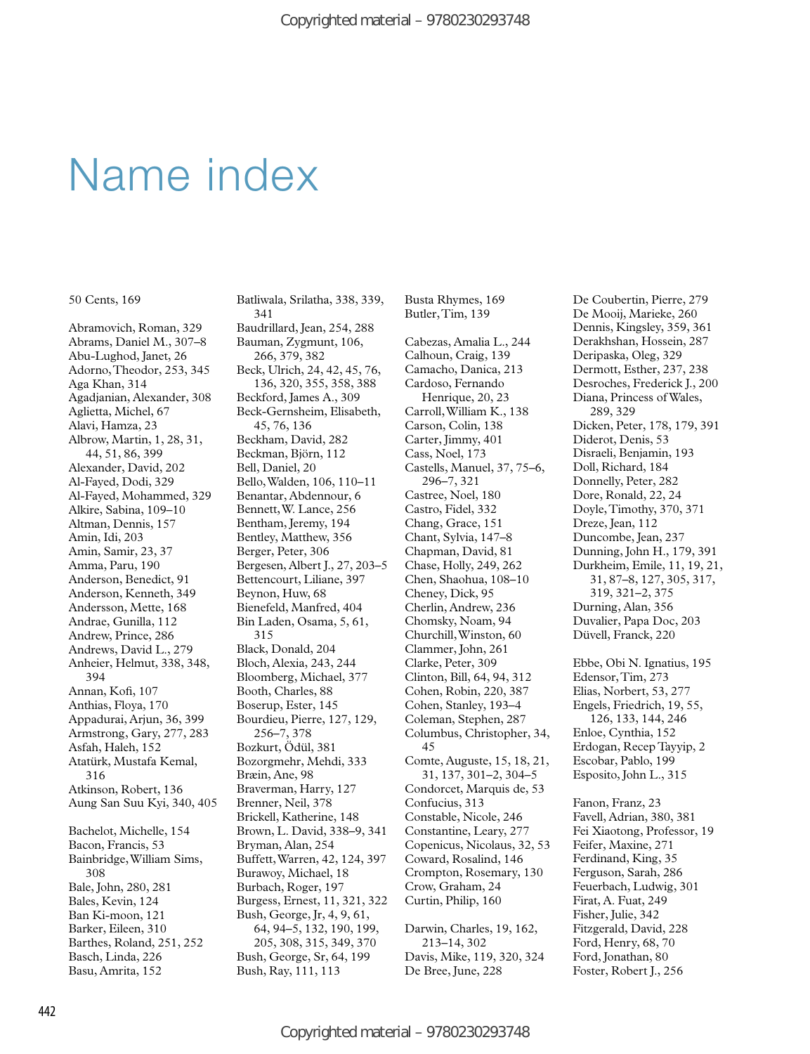# Name index

50 Cents, 169

Abramovich, Roman, 329
Abrams, Daniel M., 307–8
Abu-Lughod, Janet, 26
Adorno, Theodor, 253, 345
Aga Khan, 314
Agadjanian, Alexander, 308
Aglietta, Michel, 67
Alavi, Hamza, 23
Albrow, Martin, 1, 28, 31, 44, 51, 86, 399
Alexander, David, 202
Al-Fayed, Dodi, 329
Al-Fayed, Mohammed, 329
Alkire, Sabina, 109–10
Altman, Dennis, 157
Amin, Idi, 203
Amin, Samir, 23, 37
Amma, Paru, 190
Anderson, Benedict, 91
Anderson, Kenneth, 349
Andersson, Mette, 168
Andrae, Gunilla, 112
Andrew, Prince, 286
Andrews, David L., 279
Anheier, Helmut, 338, 348, 394
Annan, Kofi, 107
Anthias, Floya, 170
Appadurai, Arjun, 36, 399
Armstrong, Gary, 277, 283
Asfah, Haleh, 152
Atatürk, Mustafa Kemal, 316
Atkinson, Robert, 136
Aung San Suu Kyi, 340, 405

Bachelot, Michelle, 154
Bacon, Francis, 53
Bainbridge, William Sims, 308
Bale, John, 280, 281
Bales, Kevin, 124
Ban Ki-moon, 121
Barker, Eileen, 310
Barthes, Roland, 251, 252
Basch, Linda, 226
Basu, Amrita, 152
Batliwala, Srilatha, 338, 339, 341
Baudrillard, Jean, 254, 288
Bauman, Zygmunt, 106, 266, 379, 382
Beck, Ulrich, 24, 42, 45, 76, 136, 320, 355, 358, 388
Beckford, James A., 309
Beck-Gernsheim, Elisabeth, 45, 76, 136
Beckham, David, 282
Beckman, Björn, 112
Bell, Daniel, 20
Bello, Walden, 106, 110–11
Benantar, Abdennour, 6
Bennett, W. Lance, 256
Bentham, Jeremy, 194
Bentley, Matthew, 356
Berger, Peter, 306
Bergesen, Albert J., 27, 203–5
Bettencourt, Liliane, 397
Beynon, Huw, 68
Bienefeld, Manfred, 404
Bin Laden, Osama, 5, 61, 315
Black, Donald, 204
Bloch, Alexia, 243, 244
Bloomberg, Michael, 377
Booth, Charles, 88
Boserup, Ester, 145
Bourdieu, Pierre, 127, 129, 256–7, 378
Bozkurt, Ödül, 381
Bozorgmehr, Mehdi, 333
Bræin, Ane, 98
Braverman, Harry, 127
Brenner, Neil, 378
Brickell, Katherine, 148
Brown, L. David, 338–9, 341
Bryman, Alan, 254
Buffett, Warren, 42, 124, 397
Burawoy, Michael, 18
Burbach, Roger, 197
Burgess, Ernest, 11, 321, 322
Bush, George, Jr, 4, 9, 61, 64, 94–5, 132, 190, 199, 205, 308, 315, 349, 370
Bush, George, Sr, 64, 199
Bush, Ray, 111, 113
Busta Rhymes, 169
Butler, Tim, 139

Cabezas, Amalia L., 244
Calhoun, Craig, 139
Camacho, Danica, 213
Cardoso, Fernando Henrique, 20, 23
Carroll, William K., 138
Carson, Colin, 138
Carter, Jimmy, 401
Cass, Noel, 173
Castells, Manuel, 37, 75–6, 296–7, 321
Castree, Noel, 180
Castro, Fidel, 332
Chang, Grace, 151
Chant, Sylvia, 147–8
Chapman, David, 81
Chase, Holly, 249, 262
Chen, Shaohua, 108–10
Cheney, Dick, 95
Cherlin, Andrew, 236
Chomsky, Noam, 94
Churchill, Winston, 60
Clammer, John, 261
Clarke, Peter, 309
Clinton, Bill, 64, 94, 312
Cohen, Robin, 220, 387
Cohen, Stanley, 193–4
Coleman, Stephen, 287
Columbus, Christopher, 34, 45
Comte, Auguste, 15, 18, 21, 31, 137, 301–2, 304–5
Condorcet, Marquis de, 53
Confucius, 313
Constable, Nicole, 246
Constantine, Leary, 277
Copenicus, Nicolaus, 32, 53
Coward, Rosalind, 146
Crompton, Rosemary, 130
Crow, Graham, 24
Curtin, Philip, 160

Darwin, Charles, 19, 162, 213–14, 302
Davis, Mike, 119, 320, 324
De Bree, June, 228
De Coubertin, Pierre, 279
De Mooij, Marieke, 260
Dennis, Kingsley, 359, 361
Derakhshan, Hossein, 287
Deripaska, Oleg, 329
Dermott, Esther, 237, 238
Desroches, Frederick J., 200
Diana, Princess of Wales, 289, 329
Dicken, Peter, 178, 179, 391
Diderot, Denis, 53
Disraeli, Benjamin, 193
Doll, Richard, 184
Donnelly, Peter, 282
Dore, Ronald, 22, 24
Doyle, Timothy, 370, 371
Dreze, Jean, 112
Duncombe, Jean, 237
Dunning, John H., 179, 391
Durkheim, Emile, 11, 19, 21, 31, 87–8, 127, 305, 317, 319, 321–2, 375
Durning, Alan, 356
Duvalier, Papa Doc, 203
Düvell, Franck, 220

Ebbe, Obi N. Ignatius, 195
Edensor, Tim, 273
Elias, Norbert, 53, 277
Engels, Friedrich, 19, 55, 126, 133, 144, 246
Enloe, Cynthia, 152
Erdogan, Recep Tayyip, 2
Escobar, Pablo, 199
Esposito, John L., 315

Fanon, Franz, 23
Favell, Adrian, 380, 381
Fei Xiaotong, Professor, 19
Feifer, Maxine, 271
Ferdinand, King, 35
Ferguson, Sarah, 286
Feuerbach, Ludwig, 301
Firat, A. Fuat, 249
Fisher, Julie, 342
Fitzgerald, David, 228
Ford, Henry, 68, 70
Ford, Jonathan, 80
Foster, Robert J., 256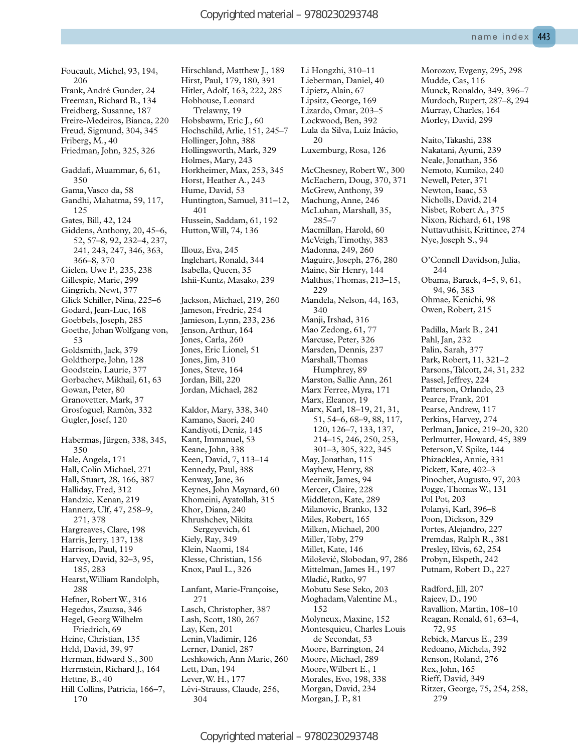Foucault, Michel, 93, 194, 206
Frank, André Gunder, 24
Freeman, Richard B., 134
Freidberg, Susanne, 187
Freire-Medeiros, Bianca, 220
Freud, Sigmund, 304, 345
Friberg, M., 40
Friedman, John, 325, 326

Gaddafi, Muammar, 6, 61, 350
Gama, Vasco da, 58
Gandhi, Mahatma, 59, 117, 125
Gates, Bill, 42, 124
Giddens, Anthony, 20, 45–6, 52, 57–8, 92, 232–4, 237, 241, 243, 247, 346, 363, 366–8, 370
Gielen, Uwe P., 235, 238
Gillespie, Marie, 299
Gingrich, Newt, 377
Glick Schiller, Nina, 225–6
Godard, Jean-Luc, 168
Goebbels, Joseph, 285
Goethe, Johan Wolfgang von, 53
Goldsmith, Jack, 379
Goldthorpe, John, 128
Goodstein, Laurie, 377
Gorbachev, Mikhail, 61, 63
Gowan, Peter, 80
Granovetter, Mark, 37
Grosfoguel, Ramón, 332
Gugler, Josef, 120

Habermas, Jürgen, 338, 345, 350
Hale, Angela, 171
Hall, Colin Michael, 271
Hall, Stuart, 28, 166, 387
Halliday, Fred, 312
Handzic, Kenan, 219
Hannerz, Ulf, 47, 258–9, 271, 378
Hargreaves, Clare, 198
Harris, Jerry, 137, 138
Harrison, Paul, 119
Harvey, David, 32–3, 95, 185, 283
Hearst, William Randolph, 288
Hefner, Robert W., 316
Hegedus, Zsuzsa, 346
Hegel, Georg Wilhelm Friedrich, 69
Heine, Christian, 135
Held, David, 39, 97
Herman, Edward S., 300
Herrnstein, Richard J., 164
Hettne, B., 40
Hill Collins, Patricia, 166–7, 170

Hirschland, Matthew J., 189
Hirst, Paul, 179, 180, 391
Hitler, Adolf, 163, 222, 285
Hobhouse, Leonard Trelawny, 19
Hobsbawm, Eric J., 60
Hochschild, Arlie, 151, 245–7
Hollinger, John, 388
Hollingsworth, Mark, 329
Holmes, Mary, 243
Horkheimer, Max, 253, 345
Horst, Heather A., 243
Hume, David, 53
Huntington, Samuel, 311–12, 401
Hussein, Saddam, 61, 192
Hutton, Will, 74, 136

Illouz, Eva, 245
Inglehart, Ronald, 344
Isabella, Queen, 35
Ishii-Kuntz, Masako, 239

Jackson, Michael, 219, 260
Jameson, Fredric, 254
Jamieson, Lynn, 233, 236
Jenson, Arthur, 164
Jones, Carla, 260
Jones, Eric Lionel, 51
Jones, Jim, 310
Jones, Steve, 164
Jordan, Bill, 220
Jordan, Michael, 282

Kaldor, Mary, 338, 340
Kamano, Saori, 240
Kandiyoti, Deniz, 145
Kant, Immanuel, 53
Keane, John, 338
Keen, David, 7, 113–14
Kennedy, Paul, 388
Kenway, Jane, 36
Keynes, John Maynard, 60
Khomeini, Ayatollah, 315
Khor, Diana, 240
Khrushchev, Nikita Sergeyevich, 61
Kiely, Ray, 349
Klein, Naomi, 184
Klesse, Christian, 156
Knox, Paul L., 326

Lanfant, Marie-Françoise, 271
Lasch, Christopher, 387
Lash, Scott, 180, 267
Lay, Ken, 201
Lenin, Vladimir, 126
Lerner, Daniel, 287
Leshkowich, Ann Marie, 260
Lett, Dan, 194
Lever, W. H., 177
Lévi-Strauss, Claude, 256, 304

Li Hongzhi, 310–11
Lieberman, Daniel, 40
Lipietz, Alain, 67
Lipsitz, George, 169
Lizardo, Omar, 203–5
Lockwood, Ben, 392
Lula da Silva, Luiz Inácio, 20
Luxemburg, Rosa, 126

McChesney, Robert W., 300
McEachern, Doug, 370, 371
McGrew, Anthony, 39
Machung, Anne, 246
McLuhan, Marshall, 35, 285–7
Macmillan, Harold, 60
McVeigh, Timothy, 383
Madonna, 249, 260
Maguire, Joseph, 276, 280
Maine, Sir Henry, 144
Malthus, Thomas, 213–15, 229
Mandela, Nelson, 44, 163, 340
Manji, Irshad, 316
Mao Zedong, 61, 77
Marcuse, Peter, 326
Marsden, Dennis, 237
Marshall, Thomas Humphrey, 89
Marston, Sallie Ann, 261
Marx Ferree, Myra, 171
Marx, Eleanor, 19
Marx, Karl, 18–19, 21, 31, 51, 54–6, 68–9, 88, 117, 120, 126–7, 133, 137, 214–15, 246, 250, 253, 301–3, 305, 322, 345
May, Jonathan, 115
Mayhew, Henry, 88
Meernik, James, 94
Mercer, Claire, 228
Middleton, Kate, 289
Milanovic, Branko, 132
Miles, Robert, 165
Milken, Michael, 200
Miller, Toby, 279
Millet, Kate, 146
Milošević, Slobodan, 97, 286
Mittelman, James H., 197
Mladić, Ratko, 97
Mobutu Sese Seko, 203
Moghadam, Valentine M., 152
Molyneux, Maxine, 152
Montesquieu, Charles Louis de Secondat, 53
Moore, Barrington, 24
Moore, Michael, 289
Moore, Wilbert E., 1
Morales, Evo, 198, 338
Morgan, David, 234
Morgan, J. P., 81

Morozov, Evgeny, 295, 298
Mudde, Cas, 116
Munck, Ronaldo, 349, 396–7
Murdoch, Rupert, 287–8, 294
Murray, Charles, 164
Morley, David, 299

Naito, Takashi, 238
Nakatani, Ayumi, 239
Neale, Jonathan, 356
Nemoto, Kumiko, 240
Newell, Peter, 371
Newton, Isaac, 53
Nicholls, David, 214
Nisbet, Robert A., 375
Nixon, Richard, 61, 198
Nuttavuthisit, Krittinee, 274
Nye, Joseph S., 94

O'Connell Davidson, Julia, 244
Obama, Barack, 4–5, 9, 61, 94, 96, 383
Ohmae, Kenichi, 98
Owen, Robert, 215

Padilla, Mark B., 241
Pahl, Jan, 232
Palin, Sarah, 377
Park, Robert, 11, 321–2
Parsons, Talcott, 24, 31, 232
Passel, Jeffrey, 224
Patterson, Orlando, 23
Pearce, Frank, 201
Pearse, Andrew, 117
Perkins, Harvey, 274
Perlman, Janice, 219–20, 320
Perlmutter, Howard, 45, 389
Peterson, V. Spike, 144
Phizacklea, Annie, 331
Pickett, Kate, 402–3
Pinochet, Augusto, 97, 203
Pogge, Thomas W., 131
Pol Pot, 203
Polanyi, Karl, 396–8
Poon, Dickson, 329
Portes, Alejandro, 227
Premdas, Ralph R., 381
Presley, Elvis, 62, 254
Probyn, Elspeth, 242
Putnam, Robert D., 227

Radford, Jill, 207
Rajeev, D., 190
Ravallion, Martin, 108–10
Reagan, Ronald, 61, 63–4, 72, 95
Rebick, Marcus E., 239
Redoano, Michela, 392
Renson, Roland, 276
Rex, John, 165
Rieff, David, 349
Ritzer, George, 75, 254, 258, 279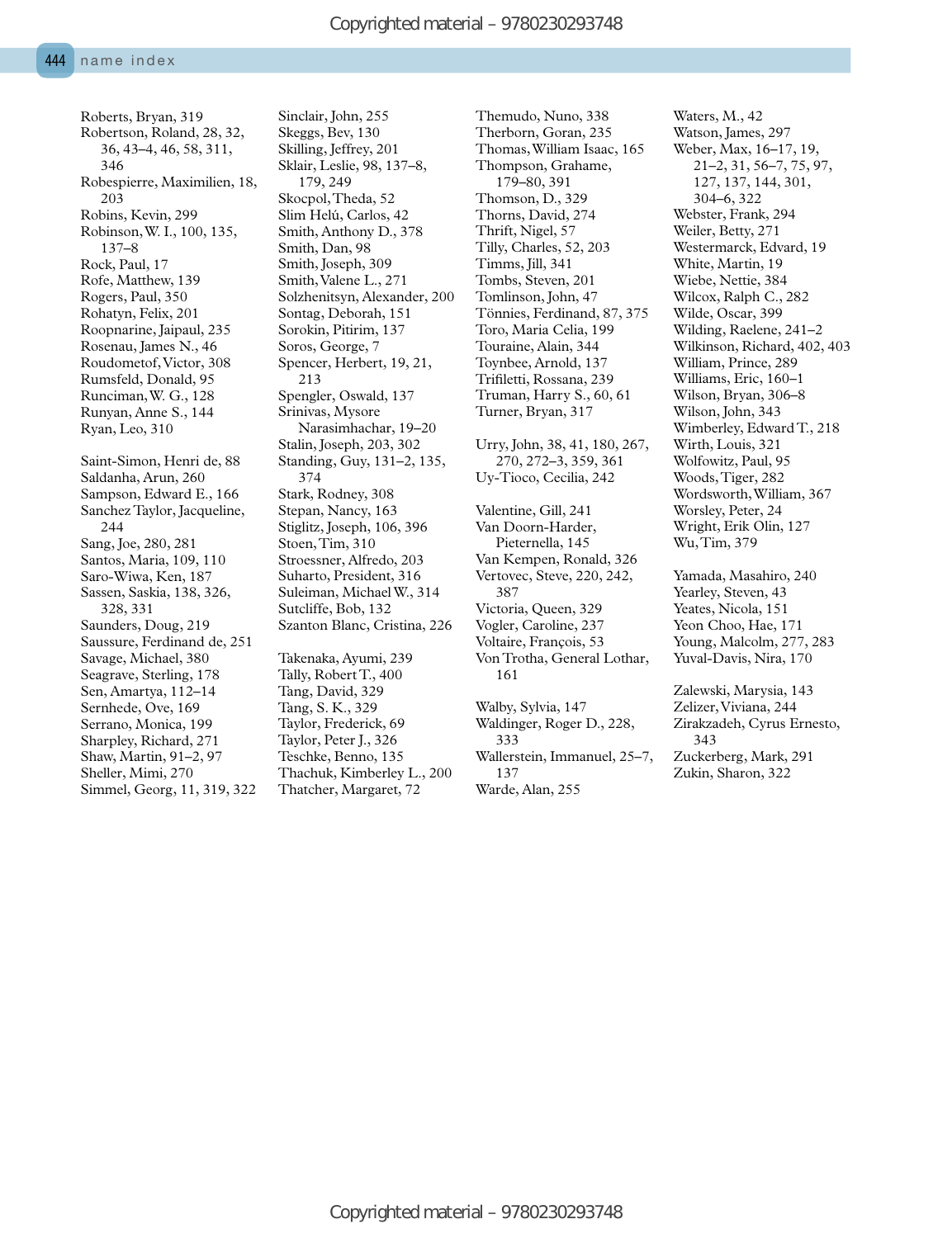Roberts, Bryan, 319
Robertson, Roland, 28, 32, 36, 43–4, 46, 58, 311, 346
Robespierre, Maximilien, 18, 203
Robins, Kevin, 299
Robinson, W. I., 100, 135, 137–8
Rock, Paul, 17
Rofe, Matthew, 139
Rogers, Paul, 350
Rohatyn, Felix, 201
Roopnarine, Jaipaul, 235
Rosenau, James N., 46
Roudometof, Victor, 308
Rumsfeld, Donald, 95
Runciman, W. G., 128
Runyan, Anne S., 144
Ryan, Leo, 310

Saint-Simon, Henri de, 88
Saldanha, Arun, 260
Sampson, Edward E., 166
Sanchez Taylor, Jacqueline, 244
Sang, Joe, 280, 281
Santos, Maria, 109, 110
Saro-Wiwa, Ken, 187
Sassen, Saskia, 138, 326, 328, 331
Saunders, Doug, 219
Saussure, Ferdinand de, 251
Savage, Michael, 380
Seagrave, Sterling, 178
Sen, Amartya, 112–14
Sernhede, Ove, 169
Serrano, Monica, 199
Sharpley, Richard, 271
Shaw, Martin, 91–2, 97
Sheller, Mimi, 270
Simmel, Georg, 11, 319, 322
Sinclair, John, 255
Skeggs, Bev, 130
Skilling, Jeffrey, 201
Sklair, Leslie, 98, 137–8, 179, 249
Skocpol, Theda, 52
Slim Helú, Carlos, 42
Smith, Anthony D., 378
Smith, Dan, 98
Smith, Joseph, 309
Smith, Valene L., 271
Solzhenitsyn, Alexander, 200
Sontag, Deborah, 151
Sorokin, Pitirim, 137
Soros, George, 7
Spencer, Herbert, 19, 21, 213
Spengler, Oswald, 137
Srinivas, Mysore Narasimhachar, 19–20
Stalin, Joseph, 203, 302
Standing, Guy, 131–2, 135, 374
Stark, Rodney, 308
Stepan, Nancy, 163
Stiglitz, Joseph, 106, 396
Stoen, Tim, 310
Stroessner, Alfredo, 203
Suharto, President, 316
Suleiman, Michael W., 314
Sutcliffe, Bob, 132
Szanton Blanc, Cristina, 226

Takenaka, Ayumi, 239
Tally, Robert T., 400
Tang, David, 329
Tang, S. K., 329
Taylor, Frederick, 69
Taylor, Peter J., 326
Teschke, Benno, 135
Thachuk, Kimberley L., 200
Thatcher, Margaret, 72
Themudo, Nuno, 338
Therborn, Goran, 235
Thomas, William Isaac, 165
Thompson, Grahame, 179–80, 391
Thomson, D., 329
Thorns, David, 274
Thrift, Nigel, 57
Tilly, Charles, 52, 203
Timms, Jill, 341
Tombs, Steven, 201
Tomlinson, John, 47
Tönnies, Ferdinand, 87, 375
Toro, Maria Celia, 199
Touraine, Alain, 344
Toynbee, Arnold, 137
Trifiletti, Rossana, 239
Truman, Harry S., 60, 61
Turner, Bryan, 317

Urry, John, 38, 41, 180, 267, 270, 272–3, 359, 361
Uy-Tioco, Cecilia, 242

Valentine, Gill, 241
Van Doorn-Harder, Pieternella, 145
Van Kempen, Ronald, 326
Vertovec, Steve, 220, 242, 387
Victoria, Queen, 329
Vogler, Caroline, 237
Voltaire, François, 53
Von Trotha, General Lothar, 161

Walby, Sylvia, 147
Waldinger, Roger D., 228, 333
Wallerstein, Immanuel, 25–7, 137
Warde, Alan, 255
Waters, M., 42
Watson, James, 297
Weber, Max, 16–17, 19, 21–2, 31, 56–7, 75, 97, 127, 137, 144, 301, 304–6, 322
Webster, Frank, 294
Weiler, Betty, 271
Westermarck, Edvard, 19
White, Martin, 19
Wiebe, Nettie, 384
Wilcox, Ralph C., 282
Wilde, Oscar, 399
Wilding, Raelene, 241–2
Wilkinson, Richard, 402, 403
William, Prince, 289
Williams, Eric, 160–1
Wilson, Bryan, 306–8
Wilson, John, 343
Wimberley, Edward T., 218
Wirth, Louis, 321
Wolfowitz, Paul, 95
Woods, Tiger, 282
Wordsworth, William, 367
Worsley, Peter, 24
Wright, Erik Olin, 127
Wu, Tim, 379

Yamada, Masahiro, 240
Yearley, Steven, 43
Yeates, Nicola, 151
Yeon Choo, Hae, 171
Young, Malcolm, 277, 283
Yuval-Davis, Nira, 170

Zalewski, Marysia, 143
Zelizer, Viviana, 244
Zirakzadeh, Cyrus Ernesto, 343
Zuckerberg, Mark, 291
Zukin, Sharon, 322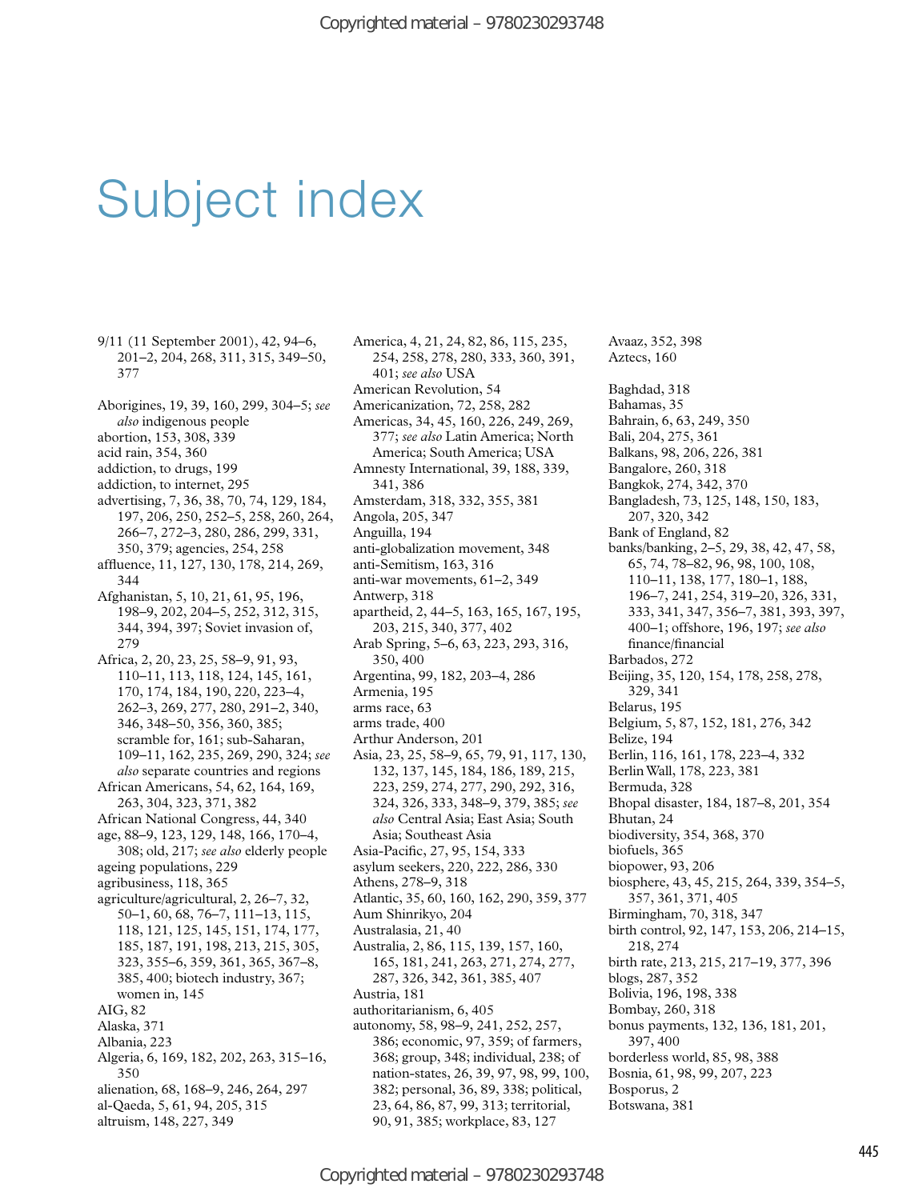# Subject index

9/11 (11 September 2001), 42, 94–6, 201–2, 204, 268, 311, 315, 349–50, 377

Aborigines, 19, 39, 160, 299, 304–5; *see also* indigenous people
abortion, 153, 308, 339
acid rain, 354, 360
addiction, to drugs, 199
addiction, to internet, 295
advertising, 7, 36, 38, 70, 74, 129, 184, 197, 206, 250, 252–5, 258, 260, 264, 266–7, 272–3, 280, 286, 299, 331, 350, 379; agencies, 254, 258
affluence, 11, 127, 130, 178, 214, 269, 344
Afghanistan, 5, 10, 21, 61, 95, 196, 198–9, 202, 204–5, 252, 312, 315, 344, 394, 397; Soviet invasion of, 279
Africa, 2, 20, 23, 25, 58–9, 91, 93, 110–11, 113, 118, 124, 145, 161, 170, 174, 184, 190, 220, 223–4, 262–3, 269, 277, 280, 291–2, 340, 346, 348–50, 356, 360, 385; scramble for, 161; sub-Saharan, 109–11, 162, 235, 269, 290, 324; *see also* separate countries and regions
African Americans, 54, 62, 164, 169, 263, 304, 323, 371, 382
African National Congress, 44, 340
age, 88–9, 123, 129, 148, 166, 170–4, 308; old, 217; *see also* elderly people
ageing populations, 229
agribusiness, 118, 365
agriculture/agricultural, 2, 26–7, 32, 50–1, 60, 68, 76–7, 111–13, 115, 118, 121, 125, 145, 151, 174, 177, 185, 187, 191, 198, 213, 215, 305, 323, 355–6, 359, 361, 365, 367–8, 385, 400; biotech industry, 367; women in, 145
AIG, 82
Alaska, 371
Albania, 223
Algeria, 6, 169, 182, 202, 263, 315–16, 350
alienation, 68, 168–9, 246, 264, 297
al-Qaeda, 5, 61, 94, 205, 315
altruism, 148, 227, 349
America, 4, 21, 24, 82, 86, 115, 235, 254, 258, 278, 280, 333, 360, 391, 401; *see also* USA
American Revolution, 54
Americanization, 72, 258, 282
Americas, 34, 45, 160, 226, 249, 269, 377; *see also* Latin America; North America; South America; USA
Amnesty International, 39, 188, 339, 341, 386
Amsterdam, 318, 332, 355, 381
Angola, 205, 347
Anguilla, 194
anti-globalization movement, 348
anti-Semitism, 163, 316
anti-war movements, 61–2, 349
Antwerp, 318
apartheid, 2, 44–5, 163, 165, 167, 195, 203, 215, 340, 377, 402
Arab Spring, 5–6, 63, 223, 293, 316, 350, 400
Argentina, 99, 182, 203–4, 286
Armenia, 195
arms race, 63
arms trade, 400
Arthur Anderson, 201
Asia, 23, 25, 58–9, 65, 79, 91, 117, 130, 132, 137, 145, 184, 186, 189, 215, 223, 259, 274, 277, 290, 292, 316, 324, 326, 333, 348–9, 379, 385; *see also* Central Asia; East Asia; South Asia; Southeast Asia
Asia-Pacific, 27, 95, 154, 333
asylum seekers, 220, 222, 286, 330
Athens, 278–9, 318
Atlantic, 35, 60, 160, 162, 290, 359, 377
Aum Shinrikyo, 204
Australasia, 21, 40
Australia, 2, 86, 115, 139, 157, 160, 165, 181, 241, 263, 271, 274, 277, 287, 326, 342, 361, 385, 407
Austria, 181
authoritarianism, 6, 405
autonomy, 58, 98–9, 241, 252, 257, 386; economic, 97, 359; of farmers, 368; group, 348; individual, 238; of nation-states, 26, 39, 97, 98, 99, 100, 382; personal, 36, 89, 338; political, 23, 64, 86, 87, 99, 313; territorial, 90, 91, 385; workplace, 83, 127
Avaaz, 352, 398
Aztecs, 160

Baghdad, 318
Bahamas, 35
Bahrain, 6, 63, 249, 350
Bali, 204, 275, 361
Balkans, 98, 206, 226, 381
Bangalore, 260, 318
Bangkok, 274, 342, 370
Bangladesh, 73, 125, 148, 150, 183, 207, 320, 342
Bank of England, 82
banks/banking, 2–5, 29, 38, 42, 47, 58, 65, 74, 78–82, 96, 98, 100, 108, 110–11, 138, 177, 180–1, 188, 196–7, 241, 254, 319–20, 326, 331, 333, 341, 347, 356–7, 381, 393, 397, 400–1; offshore, 196, 197; *see also* finance/financial
Barbados, 272
Beijing, 35, 120, 154, 178, 258, 278, 329, 341
Belarus, 195
Belgium, 5, 87, 152, 181, 276, 342
Belize, 194
Berlin, 116, 161, 178, 223–4, 332
Berlin Wall, 178, 223, 381
Bermuda, 328
Bhopal disaster, 184, 187–8, 201, 354
Bhutan, 24
biodiversity, 354, 368, 370
biofuels, 365
biopower, 93, 206
biosphere, 43, 45, 215, 264, 339, 354–5, 357, 361, 371, 405
Birmingham, 70, 318, 347
birth control, 92, 147, 153, 206, 214–15, 218, 274
birth rate, 213, 215, 217–19, 377, 396
blogs, 287, 352
Bolivia, 196, 198, 338
Bombay, 260, 318
bonus payments, 132, 136, 181, 201, 397, 400
borderless world, 85, 98, 388
Bosnia, 61, 98, 99, 207, 223
Bosporus, 2
Botswana, 381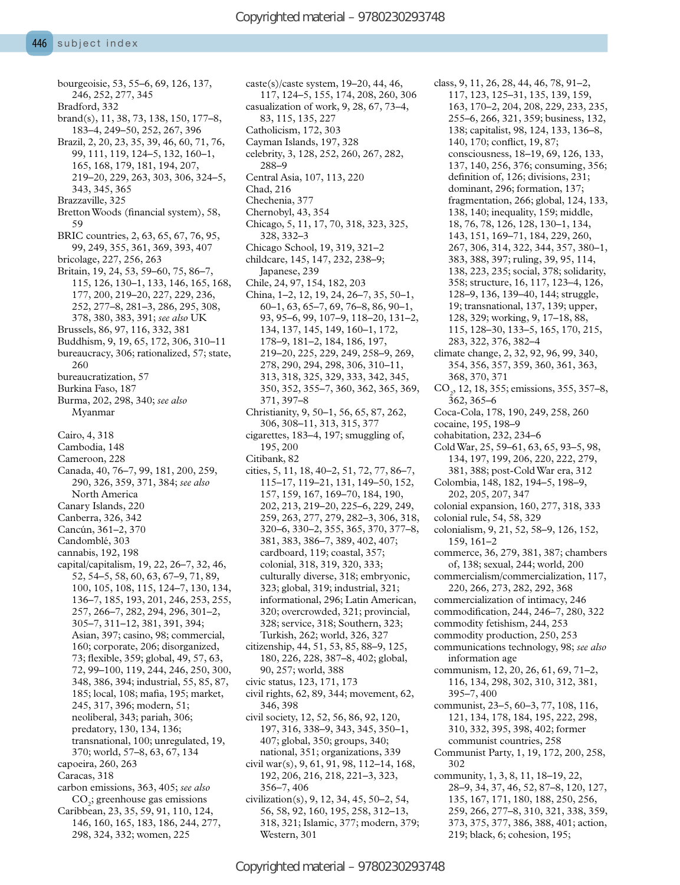bourgeoisie, 53, 55–6, 69, 126, 137, 246, 252, 277, 345
Bradford, 332
brand(s), 11, 38, 73, 138, 150, 177–8, 183–4, 249–50, 252, 267, 396
Brazil, 2, 20, 23, 35, 39, 46, 60, 71, 76, 99, 111, 119, 124–5, 132, 160–1, 165, 168, 179, 181, 194, 207, 219–20, 229, 263, 303, 306, 324–5, 343, 345, 365
Brazzaville, 325
Bretton Woods (financial system), 58, 59
BRIC countries, 2, 63, 65, 67, 76, 95, 99, 249, 355, 361, 369, 393, 407
bricolage, 227, 256, 263
Britain, 19, 24, 53, 59–60, 75, 86–7, 115, 126, 130–1, 133, 146, 165, 168, 177, 200, 219–20, 227, 229, 236, 252, 277–8, 281–3, 286, 295, 308, 378, 380, 383, 391; *see also* UK
Brussels, 86, 97, 116, 332, 381
Buddhism, 9, 19, 65, 172, 306, 310–11
bureaucracy, 306; rationalized, 57; state, 260
bureaucratization, 57
Burkina Faso, 187
Burma, 202, 298, 340; *see also* Myanmar

Cairo, 4, 318
Cambodia, 148
Cameroon, 228
Canada, 40, 76–7, 99, 181, 200, 259, 290, 326, 359, 371, 384; *see also* North America
Canary Islands, 220
Canberra, 326, 342
Cancún, 361–2, 370
Candomblé, 303
cannabis, 192, 198
capital/capitalism, 19, 22, 26–7, 32, 46, 52, 54–5, 58, 60, 63, 67–9, 71, 89, 100, 105, 108, 115, 124–7, 130, 134, 136–7, 185, 193, 201, 246, 253, 255, 257, 266–7, 282, 294, 296, 301–2, 305–7, 311–12, 381, 391, 394; Asian, 397; casino, 98; commercial, 160; corporate, 206; disorganized, 73; flexible, 359; global, 49, 57, 63, 72, 99–100, 119, 244, 246, 250, 300, 348, 386, 394; industrial, 55, 85, 87, 185; local, 108; mafia, 195; market, 245, 317, 396; modern, 51; neoliberal, 343; pariah, 306; predatory, 130, 134, 136; transnational, 100; unregulated, 19, 370; world, 57–8, 63, 67, 134
capoeira, 260, 263
Caracas, 318
carbon emissions, 363, 405; *see also* $CO_2$; greenhouse gas emissions
Caribbean, 23, 35, 59, 91, 110, 124, 146, 160, 165, 183, 186, 244, 277, 298, 324, 332; women, 225
caste(s)/caste system, 19–20, 44, 46, 117, 124–5, 155, 174, 208, 260, 306
casualization of work, 9, 28, 67, 73–4, 83, 115, 135, 227
Catholicism, 172, 303
Cayman Islands, 197, 328
celebrity, 3, 128, 252, 260, 267, 282, 288–9
Central Asia, 107, 113, 220
Chad, 216
Chechenia, 377
Chernobyl, 43, 354
Chicago, 5, 11, 17, 70, 318, 323, 325, 328, 332–3
Chicago School, 19, 319, 321–2
childcare, 145, 147, 232, 238–9; Japanese, 239
Chile, 24, 97, 154, 182, 203
China, 1–2, 12, 19, 24, 26–7, 35, 50–1, 60–1, 63, 65–7, 69, 76–8, 86, 90–1, 93, 95–6, 99, 107–9, 118–20, 131–2, 134, 137, 145, 149, 160–1, 172, 178–9, 181–2, 184, 186, 197, 219–20, 225, 229, 249, 258–9, 269, 278, 290, 294, 298, 306, 310–11, 313, 318, 325, 329, 333, 342, 345, 350, 352, 355–7, 360, 362, 365, 369, 371, 397–8
Christianity, 9, 50–1, 56, 65, 87, 262, 306, 308–11, 313, 315, 377
cigarettes, 183–4, 197; smuggling of, 195, 200
Citibank, 82
cities, 5, 11, 18, 40–2, 51, 72, 77, 86–7, 115–17, 119–21, 131, 149–50, 152, 157, 159, 167, 169–70, 184, 190, 202, 213, 219–20, 225–6, 229, 249, 259, 263, 277, 279, 282–3, 306, 318, 320–6, 330–2, 355, 365, 370, 377–8, 381, 383, 386–7, 389, 402, 407; cardboard, 119; coastal, 357; colonial, 318, 319, 320, 333; culturally diverse, 318; embryonic, 323; global, 319; industrial, 321; informational, 296; Latin American, 320; overcrowded, 321; provincial, 328; service, 318; Southern, 323; Turkish, 262; world, 326, 327
citizenship, 44, 51, 53, 85, 88–9, 125, 180, 226, 228, 387–8, 402; global, 90, 257; world, 388
civic status, 123, 171, 173
civil rights, 62, 89, 344; movement, 62, 346, 398
civil society, 12, 52, 56, 86, 92, 120, 197, 316, 338–9, 343, 345, 350–1, 407; global, 350; groups, 340; national, 351; organizations, 339
civil war(s), 9, 61, 91, 98, 112–14, 168, 192, 206, 216, 218, 221–3, 323, 356–7, 406
civilization(s), 9, 12, 34, 45, 50–2, 54, 56, 58, 92, 160, 195, 258, 312–13, 318, 321; Islamic, 377; modern, 379; Western, 301
class, 9, 11, 26, 28, 44, 46, 78, 91–2, 117, 123, 125–31, 135, 139, 159, 163, 170–2, 204, 208, 229, 233, 235, 255–6, 266, 321, 359; business, 132, 138; capitalist, 98, 124, 133, 136–8, 140, 170; conflict, 19, 87; consciousness, 18–19, 69, 126, 133, 137, 140, 256, 376; consuming, 356; definition of, 126; divisions, 231; dominant, 296; formation, 137; fragmentation, 266; global, 124, 133, 138, 140; inequality, 159; middle, 18, 76, 78, 126, 128, 130–1, 134, 143, 151, 169–71, 184, 229, 260, 267, 306, 314, 322, 344, 357, 380–1, 383, 388, 397; ruling, 39, 95, 114, 138, 223, 235; social, 378; solidarity, 358; structure, 16, 117, 123–4, 126, 128–9, 136, 139–40, 144; struggle, 19; transnational, 137, 139; upper, 128, 329; working, 9, 17–18, 88, 115, 128–30, 133–5, 165, 170, 215, 283, 322, 376, 382–4
climate change, 2, 32, 92, 96, 99, 340, 354, 356, 357, 359, 360, 361, 363, 368, 370, 371
$CO_2$, 12, 18, 355; emissions, 355, 357–8, 362, 365–6
Coca-Cola, 178, 190, 249, 258, 260
cocaine, 195, 198–9
cohabitation, 232, 234–6
Cold War, 25, 59–61, 63, 65, 93–5, 98, 134, 197, 199, 206, 220, 222, 279, 381, 388; post-Cold War era, 312
Colombia, 148, 182, 194–5, 198–9, 202, 205, 207, 347
colonial expansion, 160, 277, 318, 333
colonial rule, 54, 58, 329
colonialism, 9, 21, 52, 58–9, 126, 152, 159, 161–2
commerce, 36, 279, 381, 387; chambers of, 138; sexual, 244; world, 200
commercialism/commercialization, 117, 220, 266, 273, 282, 292, 368
commercialization of intimacy, 246
commodification, 244, 246–7, 280, 322
commodity fetishism, 244, 253
commodity production, 250, 253
communications technology, 98; *see also* information age
communism, 12, 20, 26, 61, 69, 71–2, 116, 134, 298, 302, 310, 312, 381, 395–7, 400
communist, 23–5, 60–3, 77, 108, 116, 121, 134, 178, 184, 195, 222, 298, 310, 332, 395, 398, 402; former communist countries, 258
Communist Party, 1, 19, 172, 200, 258, 302
community, 1, 3, 8, 11, 18–19, 22, 28–9, 34, 37, 46, 52, 87–8, 120, 127, 135, 167, 171, 180, 188, 250, 256, 259, 266, 277–8, 310, 321, 338, 359, 373, 375, 377, 386, 388, 401; action, 219; black, 6; cohesion, 195;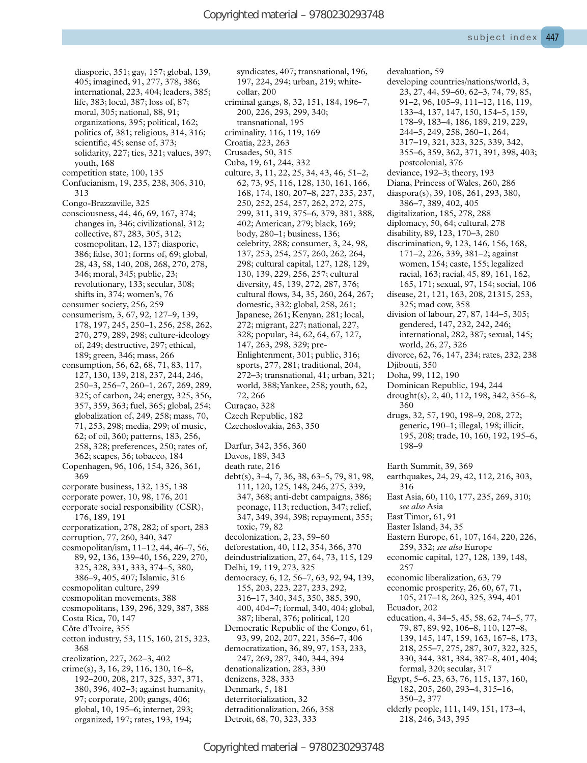diasporic, 351; gay, 157; global, 139, 405; imagined, 91, 277, 378, 386; international, 223, 404; leaders, 385; life, 383; local, 387; loss of, 87; moral, 305; national, 88, 91; organizations, 395; political, 162; politics of, 381; religious, 314, 316; scientific, 45; sense of, 373; solidarity, 227; ties, 321; values, 397; youth, 168

competition state, 100, 135

Confucianism, 19, 235, 238, 306, 310, 313

Congo-Brazzaville, 325

consciousness, 44, 46, 69, 167, 374; changes in, 346; civilizational, 312; collective, 87, 283, 305, 312; cosmopolitan, 12, 137; diasporic, 386; false, 301; forms of, 69; global, 28, 43, 58, 140, 208, 268, 270, 278, 346; moral, 345; public, 23; revolutionary, 133; secular, 308; shifts in, 374; women's, 76

consumer society, 256, 259

consumerism, 3, 67, 92, 127–9, 139, 178, 197, 245, 250–1, 256, 258, 262, 270, 279, 289, 298; culture-ideology of, 249; destructive, 297; ethical, 189; green, 346; mass, 266

consumption, 56, 62, 68, 71, 83, 117, 127, 130, 139, 218, 237, 244, 246, 250–3, 256–7, 260–1, 267, 269, 289, 325; of carbon, 24; energy, 325, 356, 357, 359, 363; fuel, 365; global, 254; globalization of, 249, 258; mass, 70, 71, 253, 298; media, 299; of music, 62; of oil, 360; patterns, 183, 256, 258, 328; preferences, 250; rates of, 362; scapes, 36; tobacco, 184

Copenhagen, 96, 106, 154, 326, 361, 369

corporate business, 132, 135, 138

corporate power, 10, 98, 176, 201

corporate social responsibility (CSR), 176, 189, 191

corporatization, 278, 282; of sport, 283

corruption, 77, 260, 340, 347

cosmopolitan/ism, 11–12, 44, 46–7, 56, 89, 92, 136, 139–40, 156, 229, 270, 325, 328, 331, 333, 374–5, 380, 386–9, 405, 407; Islamic, 316

cosmopolitan culture, 299

cosmopolitan movements, 388

cosmopolitans, 139, 296, 329, 387, 388

Costa Rica, 70, 147

Côte d'Ivoire, 355

cotton industry, 53, 115, 160, 215, 323, 368

creolization, 227, 262–3, 402

crime(s), 3, 16, 29, 116, 130, 16–8, 192–200, 208, 217, 325, 337, 371, 380, 396, 402–3; against humanity, 97; corporate, 200; gangs, 406; global, 10, 195–6; internet, 293; organized, 197; rates, 193, 194; syndicates, 407; transnational, 196, 197, 224, 294; urban, 219; white-collar, 200

criminal gangs, 8, 32, 151, 184, 196–7, 200, 226, 293, 299, 340; transnational, 195

criminality, 116, 119, 169

Croatia, 223, 263

Crusades, 50, 315

Cuba, 19, 61, 244, 332

culture, 3, 11, 22, 25, 34, 43, 46, 51–2, 62, 73, 95, 116, 128, 130, 161, 166, 168, 174, 180, 207–8, 227, 235, 237, 250, 252, 254, 257, 262, 272, 275, 299, 311, 319, 375–6, 379, 381, 388, 402; American, 279; black, 169; body, 280–1; business, 136; celebrity, 288; consumer, 3, 24, 98, 137, 253, 254, 257, 260, 262, 264, 298; cultural capital, 127, 128, 129, 130, 139, 229, 256, 257; cultural diversity, 45, 139, 272, 287, 376; cultural flows, 34, 35, 260, 264, 267; domestic, 332; global, 258, 261; Japanese, 261; Kenyan, 281; local, 272; migrant, 227; national, 227, 328; popular, 34, 62, 64, 67, 127, 147, 263, 298, 329; pre-Enlightenment, 301; public, 316; sports, 277, 281; traditional, 204, 272–3; transnational, 41; urban, 321; world, 388; Yankee, 258; youth, 62, 72, 266

Curaçao, 328

Czech Republic, 182

Czechoslovakia, 263, 350

Darfur, 342, 356, 360

Davos, 189, 343

death rate, 216

debt(s), 3–4, 7, 36, 38, 63–5, 79, 81, 98, 111, 120, 125, 148, 246, 275, 339, 347, 368; anti-debt campaigns, 386; peonage, 113; reduction, 347; relief, 347, 349, 394, 398; repayment, 355; toxic, 79, 82

decolonization, 2, 23, 59–60

deforestation, 40, 112, 354, 366, 370

deindustrialization, 27, 64, 73, 115, 129

Delhi, 19, 119, 273, 325

democracy, 6, 12, 56–7, 63, 92, 94, 139, 155, 203, 223, 227, 233, 292, 316–17, 340, 345, 350, 385, 390, 400, 404–7; formal, 340, 404; global, 387; liberal, 376; political, 120

Democratic Republic of the Congo, 61, 93, 99, 202, 207, 221, 356–7, 406

democratization, 36, 89, 97, 153, 233, 247, 269, 287, 340, 344, 394

denationalization, 283, 330

denizens, 328, 333

Denmark, 5, 181

deterritorialization, 32

detraditionalization, 266, 358

Detroit, 68, 70, 323, 333

devaluation, 59

developing countries/nations/world, 3, 23, 27, 44, 59–60, 62–3, 74, 79, 85, 91–2, 96, 105–9, 111–12, 116, 119, 133–4, 137, 147, 150, 154–5, 159, 178–9, 183–4, 186, 189, 219, 229, 244–5, 249, 258, 260–1, 264, 317–19, 321, 323, 325, 339, 342, 355–6, 359, 362, 371, 391, 398, 403; postcolonial, 376

deviance, 192–3; theory, 193

Diana, Princess of Wales, 260, 286

diaspora(s), 39, 108, 261, 293, 380, 386–7, 389, 402, 405

digitalization, 185, 278, 288

diplomacy, 50, 64; cultural, 278

disability, 89, 123, 170–3, 280

discrimination, 9, 123, 146, 156, 168, 171–2, 226, 339, 381–2; against women, 154; caste, 155; legalized racial, 163; racial, 45, 89, 161, 162, 165, 171; sexual, 97, 154; social, 106

disease, 21, 121, 163, 208, 21315, 253, 325; mad cow, 358

division of labour, 27, 87, 144–5, 305; gendered, 147, 232, 242, 246; international, 282, 387; sexual, 145; world, 26, 27, 326

divorce, 62, 76, 147, 234; rates, 232, 238

Djibouti, 350

Doha, 99, 112, 190

Dominican Republic, 194, 244

drought(s), 2, 40, 112, 198, 342, 356–8, 360

drugs, 32, 57, 190, 198–9, 208, 272; generic, 190–1; illegal, 198; illicit, 195, 208; trade, 10, 160, 192, 195–6, 198–9

Earth Summit, 39, 369

earthquakes, 24, 29, 42, 112, 216, 303, 316

East Asia, 60, 110, 177, 235, 269, 310; *see also* Asia

East Timor, 61, 91

Easter Island, 34, 35

Eastern Europe, 61, 107, 164, 220, 226, 259, 332; *see also* Europe

economic capital, 127, 128, 139, 148, 257

economic liberalization, 63, 79

economic prosperity, 26, 60, 67, 71, 105, 217–18, 260, 325, 394, 401

Ecuador, 202

education, 4, 34–5, 45, 58, 62, 74–5, 77, 79, 87, 89, 92, 106–8, 110, 127–8, 139, 145, 147, 159, 163, 167–8, 173, 218, 255–7, 275, 287, 307, 322, 325, 330, 344, 381, 384, 387–8, 401, 404; formal, 320; secular, 317

Egypt, 5–6, 23, 63, 76, 115, 137, 160, 182, 205, 260, 293–4, 315–16, 350–2, 377

elderly people, 111, 149, 151, 173–4, 218, 246, 343, 395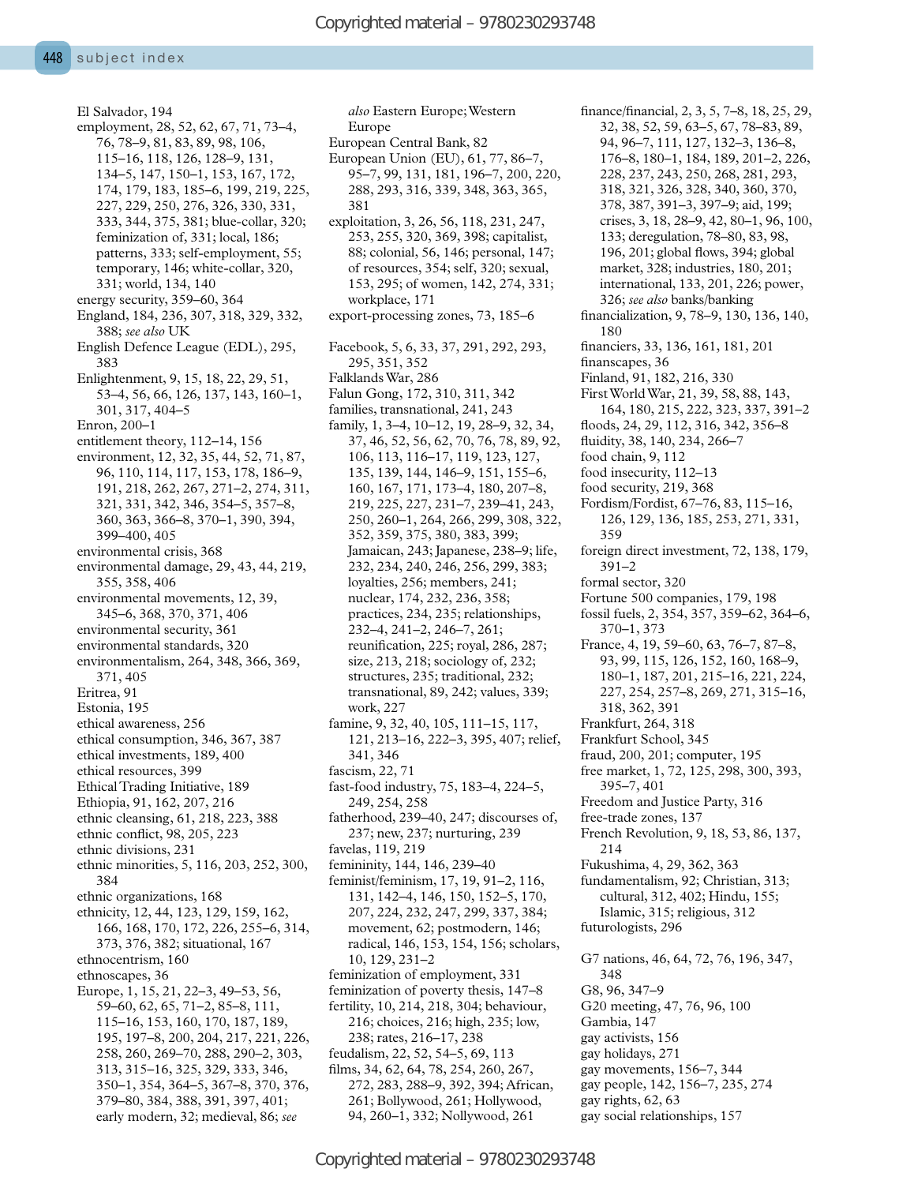El Salvador, 194
employment, 28, 52, 62, 67, 71, 73–4, 76, 78–9, 81, 83, 89, 98, 106, 115–16, 118, 126, 128–9, 131, 134–5, 147, 150–1, 153, 167, 172, 174, 179, 183, 185–6, 199, 219, 225, 227, 229, 250, 276, 326, 330, 331, 333, 344, 375, 381; blue-collar, 320; feminization of, 331; local, 186; patterns, 333; self-employment, 55; temporary, 146; white-collar, 320, 331; world, 134, 140
energy security, 359–60, 364
England, 184, 236, 307, 318, 329, 332, 388; *see also* UK
English Defence League (EDL), 295, 383
Enlightenment, 9, 15, 18, 22, 29, 51, 53–4, 56, 66, 126, 137, 143, 160–1, 301, 317, 404–5
Enron, 200–1
entitlement theory, 112–14, 156
environment, 12, 32, 35, 44, 52, 71, 87, 96, 110, 114, 117, 153, 178, 186–9, 191, 218, 262, 267, 271–2, 274, 311, 321, 331, 342, 346, 354–5, 357–8, 360, 363, 366–8, 370–1, 390, 394, 399–400, 405
environmental crisis, 368
environmental damage, 29, 43, 44, 219, 355, 358, 406
environmental movements, 12, 39, 345–6, 368, 370, 371, 406
environmental security, 361
environmental standards, 320
environmentalism, 264, 348, 366, 369, 371, 405
Eritrea, 91
Estonia, 195
ethical awareness, 256
ethical consumption, 346, 367, 387
ethical investments, 189, 400
ethical resources, 399
Ethical Trading Initiative, 189
Ethiopia, 91, 162, 207, 216
ethnic cleansing, 61, 218, 223, 388
ethnic conflict, 98, 205, 223
ethnic divisions, 231
ethnic minorities, 5, 116, 203, 252, 300, 384
ethnic organizations, 168
ethnicity, 12, 44, 123, 129, 159, 162, 166, 168, 170, 172, 226, 255–6, 314, 373, 376, 382; situational, 167
ethnocentrism, 160
ethnoscapes, 36
Europe, 1, 15, 21, 22–3, 49–53, 56, 59–60, 62, 65, 71–2, 85–8, 111, 115–16, 153, 160, 170, 187, 189, 195, 197–8, 200, 204, 217, 221, 226, 258, 260, 269–70, 288, 290–2, 303, 313, 315–16, 325, 329, 333, 346, 350–1, 354, 364–5, 367–8, 370, 376, 379–80, 384, 388, 391, 397, 401; early modern, 32; medieval, 86; *see also* Eastern Europe; Western Europe
European Central Bank, 82
European Union (EU), 61, 77, 86–7, 95–7, 99, 131, 181, 196–7, 200, 220, 288, 293, 316, 339, 348, 363, 365, 381
exploitation, 3, 26, 56, 118, 231, 247, 253, 255, 320, 369, 398; capitalist, 88; colonial, 56, 146; personal, 147; of resources, 354; self, 320; sexual, 153, 295; of women, 142, 274, 331; workplace, 171
export-processing zones, 73, 185–6

Facebook, 5, 6, 33, 37, 291, 292, 293, 295, 351, 352
Falklands War, 286
Falun Gong, 172, 310, 311, 342
families, transnational, 241, 243
family, 1, 3–4, 10–12, 19, 28–9, 32, 34, 37, 46, 52, 56, 62, 70, 76, 78, 89, 92, 106, 113, 116–17, 119, 123, 127, 135, 139, 144, 146–9, 151, 155–6, 160, 167, 171, 173–4, 180, 207–8, 219, 225, 227, 231–7, 239–41, 243, 250, 260–1, 264, 266, 299, 308, 322, 352, 359, 375, 380, 383, 399; Jamaican, 243; Japanese, 238–9; life, 232, 234, 240, 246, 256, 299, 383; loyalties, 256; members, 241; nuclear, 174, 232, 236, 358; practices, 234, 235; relationships, 232–4, 241–2, 246–7, 261; reunification, 225; royal, 286, 287; size, 213, 218; sociology of, 232; structures, 235; traditional, 232; transnational, 89, 242; values, 339; work, 227
famine, 9, 32, 40, 105, 111–15, 117, 121, 213–16, 222–3, 395, 407; relief, 341, 346
fascism, 22, 71
fast-food industry, 75, 183–4, 224–5, 249, 254, 258
fatherhood, 239–40, 247; discourses of, 237; new, 237; nurturing, 239
favelas, 119, 219
femininity, 144, 146, 239–40
feminist/feminism, 17, 19, 91–2, 116, 131, 142–4, 146, 150, 152–5, 170, 207, 224, 232, 247, 299, 337, 384; movement, 62; postmodern, 146; radical, 146, 153, 154, 156; scholars, 10, 129, 231–2
feminization of employment, 331
feminization of poverty thesis, 147–8
fertility, 10, 214, 218, 304; behaviour, 216; choices, 216; high, 235; low, 238; rates, 216–17, 238
feudalism, 22, 52, 54–5, 69, 113
films, 34, 62, 64, 78, 254, 260, 267, 272, 283, 288–9, 392, 394; African, 261; Bollywood, 261; Hollywood, 94, 260–1, 332; Nollywood, 261
finance/financial, 2, 3, 5, 7–8, 18, 25, 29, 32, 38, 52, 59, 63–5, 67, 78–83, 89, 94, 96–7, 111, 127, 132–3, 136–8, 176–8, 180–1, 184, 189, 201–2, 226, 228, 237, 243, 250, 268, 281, 293, 318, 321, 326, 328, 340, 360, 370, 378, 387, 391–3, 397–9; aid, 199; crises, 3, 18, 28–9, 42, 80–1, 96, 100, 133; deregulation, 78–80, 83, 98, 196, 201; global flows, 394; global market, 328; industries, 180, 201; international, 133, 201, 226; power, 326; *see also* banks/banking
financialization, 9, 78–9, 130, 136, 140, 180
financiers, 33, 136, 161, 181, 201
finanscapes, 36
Finland, 91, 182, 216, 330
First World War, 21, 39, 58, 88, 143, 164, 180, 215, 222, 323, 337, 391–2
floods, 24, 29, 112, 316, 342, 356–8
fluidity, 38, 140, 234, 266–7
food chain, 9, 112
food insecurity, 112–13
food security, 219, 368
Fordism/Fordist, 67–76, 83, 115–16, 126, 129, 136, 185, 253, 271, 331, 359
foreign direct investment, 72, 138, 179, 391–2
formal sector, 320
Fortune 500 companies, 179, 198
fossil fuels, 2, 354, 357, 359–62, 364–6, 370–1, 373
France, 4, 19, 59–60, 63, 76–7, 87–8, 93, 99, 115, 126, 152, 160, 168–9, 180–1, 187, 201, 215–16, 221, 224, 227, 254, 257–8, 269, 271, 315–16, 318, 362, 391
Frankfurt, 264, 318
Frankfurt School, 345
fraud, 200, 201; computer, 195
free market, 1, 72, 125, 298, 300, 393, 395–7, 401
Freedom and Justice Party, 316
free-trade zones, 137
French Revolution, 9, 18, 53, 86, 137, 214
Fukushima, 4, 29, 362, 363
fundamentalism, 92; Christian, 313; cultural, 312, 402; Hindu, 155; Islamic, 315; religious, 312
futurologists, 296

G7 nations, 46, 64, 72, 76, 196, 347, 348
G8, 96, 347–9
G20 meeting, 47, 76, 96, 100
Gambia, 147
gay activists, 156
gay holidays, 271
gay movements, 156–7, 344
gay people, 142, 156–7, 235, 274
gay rights, 62, 63
gay social relationships, 157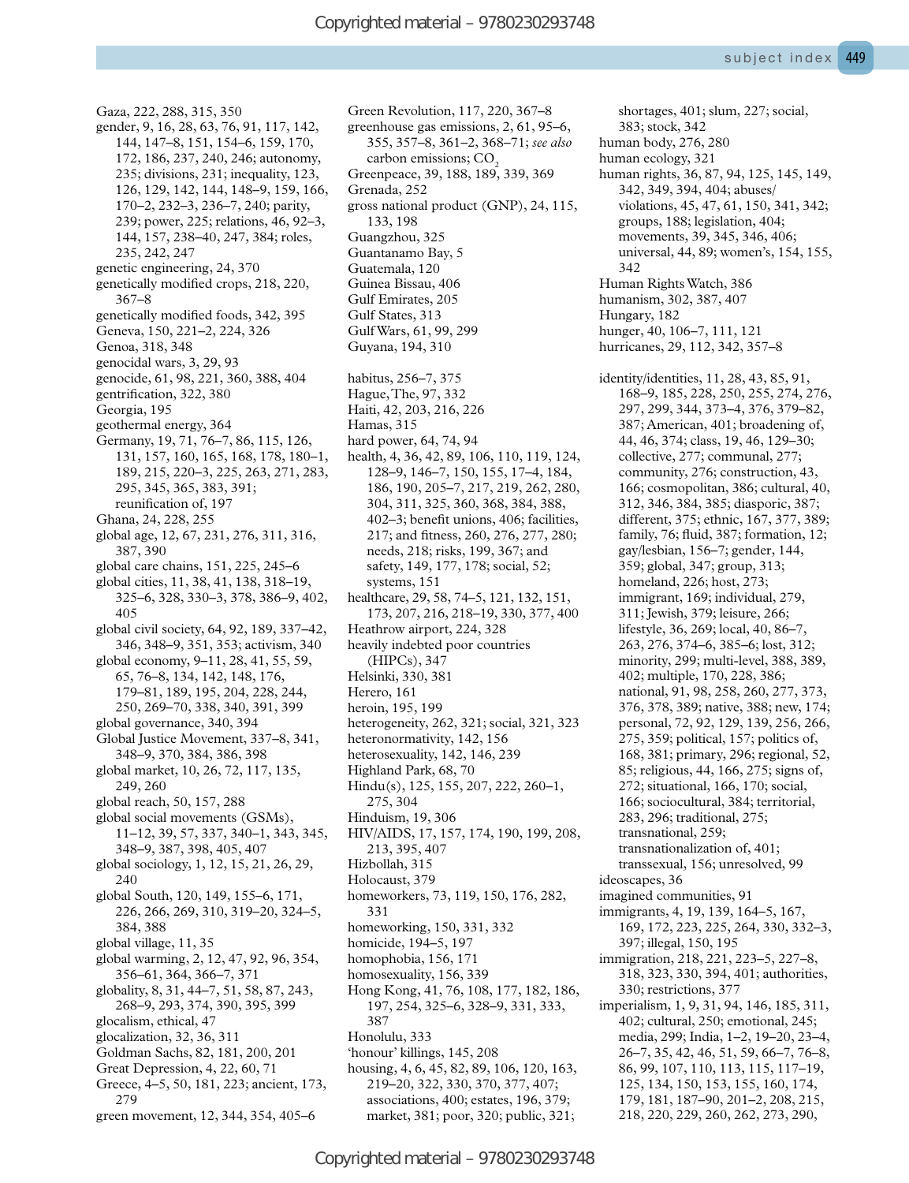Gaza, 222, 288, 315, 350
gender, 9, 16, 28, 63, 76, 91, 117, 142, 144, 147–8, 151, 154–6, 159, 170, 172, 186, 237, 240, 246; autonomy, 235; divisions, 231; inequality, 123, 126, 129, 142, 144, 148–9, 159, 166, 170–2, 232–3, 236–7, 240; parity, 239; power, 225; relations, 46, 92–3, 144, 157, 238–40, 247, 384; roles, 235, 242, 247
genetic engineering, 24, 370
genetically modified crops, 218, 220, 367–8
genetically modified foods, 342, 395
Geneva, 150, 221–2, 224, 326
Genoa, 318, 348
genocidal wars, 3, 29, 93
genocide, 61, 98, 221, 360, 388, 404
gentrification, 322, 380
Georgia, 195
geothermal energy, 364
Germany, 19, 71, 76–7, 86, 115, 126, 131, 157, 160, 165, 168, 178, 180–1, 189, 215, 220–3, 225, 263, 271, 283, 295, 345, 365, 383, 391; reunification of, 197
Ghana, 24, 228, 255
global age, 12, 67, 231, 276, 311, 316, 387, 390
global care chains, 151, 225, 245–6
global cities, 11, 38, 41, 138, 318–19, 325–6, 328, 330–3, 378, 386–9, 402, 405
global civil society, 64, 92, 189, 337–42, 346, 348–9, 351, 353; activism, 340
global economy, 9–11, 28, 41, 55, 59, 65, 76–8, 134, 142, 148, 176, 179–81, 189, 195, 204, 228, 244, 250, 269–70, 338, 340, 391, 399
global governance, 340, 394
Global Justice Movement, 337–8, 341, 348–9, 370, 384, 386, 398
global market, 10, 26, 72, 117, 135, 249, 260
global reach, 50, 157, 288
global social movements (GSMs), 11–12, 39, 57, 337, 340–1, 343, 345, 348–9, 387, 398, 405, 407
global sociology, 1, 12, 15, 21, 26, 29, 240
global South, 120, 149, 155–6, 171, 226, 266, 269, 310, 319–20, 324–5, 384, 388
global village, 11, 35
global warming, 2, 12, 47, 92, 96, 354, 356–61, 364, 366–7, 371
globality, 8, 31, 44–7, 51, 58, 87, 243, 268–9, 293, 374, 390, 395, 399
glocalism, ethical, 47
glocalization, 32, 36, 311
Goldman Sachs, 82, 181, 200, 201
Great Depression, 4, 22, 60, 71
Greece, 4–5, 50, 181, 223; ancient, 173, 279
green movement, 12, 344, 354, 405–6
Green Revolution, 117, 220, 367–8
greenhouse gas emissions, 2, 61, 95–6, 355, 357–8, 361–2, 368–71; *see also* carbon emissions; $CO_2$
Greenpeace, 39, 188, 189, 339, 369
Grenada, 252
gross national product (GNP), 24, 115, 133, 198
Guangzhou, 325
Guantanamo Bay, 5
Guatemala, 120
Guinea Bissau, 406
Gulf Emirates, 205
Gulf States, 313
Gulf Wars, 61, 99, 299
Guyana, 194, 310

habitus, 256–7, 375
Hague, The, 97, 332
Haiti, 42, 203, 216, 226
Hamas, 315
hard power, 64, 74, 94
health, 4, 36, 42, 89, 106, 110, 119, 124, 128–9, 146–7, 150, 155, 17–4, 184, 186, 190, 205–7, 217, 219, 262, 280, 304, 311, 325, 360, 368, 384, 388, 402–3; benefit unions, 406; facilities, 217; and fitness, 260, 276, 277, 280; needs, 218; risks, 199, 367; and safety, 149, 177, 178; social, 52; systems, 151
healthcare, 29, 58, 74–5, 121, 132, 151, 173, 207, 216, 218–19, 330, 377, 400
Heathrow airport, 224, 328
heavily indebted poor countries (HIPCs), 347
Helsinki, 330, 381
Herero, 161
heroin, 195, 199
heterogeneity, 262, 321; social, 321, 323
heteronormativity, 142, 156
heterosexuality, 142, 146, 239
Highland Park, 68, 70
Hindu(s), 125, 155, 207, 222, 260–1, 275, 304
Hinduism, 19, 306
HIV/AIDS, 17, 157, 174, 190, 199, 208, 213, 395, 407
Hizbollah, 315
Holocaust, 379
homeworkers, 73, 119, 150, 176, 282, 331
homeworking, 150, 331, 332
homicide, 194–5, 197
homophobia, 156, 171
homosexuality, 156, 339
Hong Kong, 41, 76, 108, 177, 182, 186, 197, 254, 325–6, 328–9, 331, 333, 387
Honolulu, 333
'honour' killings, 145, 208
housing, 4, 6, 45, 82, 89, 106, 120, 163, 219–20, 322, 330, 370, 377, 407; associations, 400; estates, 196, 379; market, 381; poor, 320; public, 321; shortages, 401; slum, 227; social, 383; stock, 342
human body, 276, 280
human ecology, 321
human rights, 36, 87, 94, 125, 145, 149, 342, 349, 394, 404; abuses/violations, 45, 47, 61, 150, 341, 342; groups, 188; legislation, 404; movements, 39, 345, 346, 406; universal, 44, 89; women's, 154, 155, 342
Human Rights Watch, 386
humanism, 302, 387, 407
Hungary, 182
hunger, 40, 106–7, 111, 121
hurricanes, 29, 112, 342, 357–8

identity/identities, 11, 28, 43, 85, 91, 168–9, 185, 228, 250, 255, 274, 276, 297, 299, 344, 373–4, 376, 379–82, 387; American, 401; broadening of, 44, 46, 374; class, 19, 46, 129–30; collective, 277; communal, 277; community, 276; construction, 43, 166; cosmopolitan, 386; cultural, 40, 312, 346, 384, 385; diasporic, 387; different, 375; ethnic, 167, 377, 389; family, 76; fluid, 387; formation, 12; gay/lesbian, 156–7; gender, 144, 359; global, 347; group, 313; homeland, 226; host, 273; immigrant, 169; individual, 279, 311; Jewish, 379; leisure, 266; lifestyle, 36, 269; local, 40, 86–7, 263, 276, 374–6, 385–6; lost, 312; minority, 299; multi-level, 388, 389, 402; multiple, 170, 228, 386; national, 91, 98, 258, 260, 277, 373, 376, 378, 389; native, 388; new, 174; personal, 72, 92, 129, 139, 256, 266, 275, 359; political, 157; politics of, 168, 381; primary, 296; regional, 52, 85; religious, 44, 166, 275; signs of, 272; situational, 166, 170; social, 166; sociocultural, 384; territorial, 283, 296; traditional, 275; transnational, 259; transnationalization of, 401; transsexual, 156; unresolved, 99
ideoscapes, 36
imagined communities, 91
immigrants, 4, 19, 139, 164–5, 167, 169, 172, 223, 225, 264, 330, 332–3, 397; illegal, 150, 195
immigration, 218, 221, 223–5, 227–8, 318, 323, 330, 394, 401; authorities, 330; restrictions, 377
imperialism, 1, 9, 31, 94, 146, 185, 311, 402; cultural, 250; emotional, 245; media, 299; India, 1–2, 19–20, 23–4, 26–7, 35, 42, 46, 51, 59, 66–7, 76–8, 86, 99, 107, 110, 113, 115, 117–19, 125, 134, 150, 153, 155, 160, 174, 179, 181, 187–90, 201–2, 208, 215, 218, 220, 229, 260, 262, 273, 290,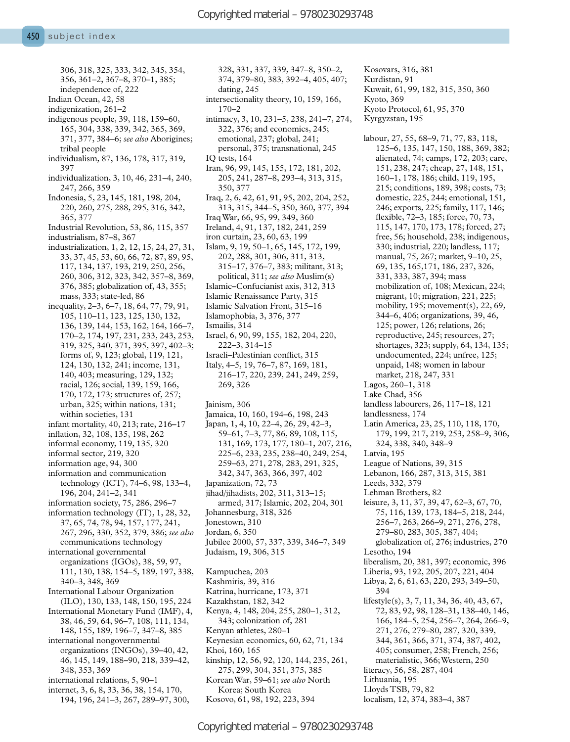306, 318, 325, 333, 342, 345, 354, 356, 361–2, 367–8, 370–1, 385; independence of, 222
Indian Ocean, 42, 58
indigenization, 261–2
indigenous people, 39, 118, 159–60, 165, 304, 338, 339, 342, 365, 369, 371, 377, 384–6; *see also* Aborigines; tribal people
individualism, 87, 136, 178, 317, 319, 397
individualization, 3, 10, 46, 231–4, 240, 247, 266, 359
Indonesia, 5, 23, 145, 181, 198, 204, 220, 260, 275, 288, 295, 316, 342, 365, 377
Industrial Revolution, 53, 86, 115, 357
industrialism, 87–8, 367
industrialization, 1, 2, 12, 15, 24, 27, 31, 33, 37, 45, 53, 60, 66, 72, 87, 89, 95, 117, 134, 137, 193, 219, 250, 256, 260, 306, 312, 323, 342, 357–8, 369, 376, 385; globalization of, 43, 355; mass, 333; state-led, 86
inequality, 2–3, 6–7, 18, 64, 77, 79, 91, 105, 110–11, 123, 125, 130, 132, 136, 139, 144, 153, 162, 164, 166–7, 170–2, 174, 197, 231, 233, 243, 253, 319, 325, 340, 371, 395, 397, 402–3; forms of, 9, 123; global, 119, 121, 124, 130, 132, 241; income, 131, 140, 403; measuring, 129, 132; racial, 126; social, 139, 159, 166, 170, 172, 173; structures of, 257; urban, 325; within nations, 131; within societies, 131
infant mortality, 40, 213; rate, 216–17
inflation, 32, 108, 135, 198, 262
informal economy, 119, 135, 320
informal sector, 219, 320
information age, 94, 300
information and communication technology (ICT), 74–6, 98, 133–4, 196, 204, 241–2, 341
information society, 75, 286, 296–7
information technology (IT), 1, 28, 32, 37, 65, 74, 78, 94, 157, 177, 241, 267, 296, 330, 352, 379, 386; *see also* communications technology
international governmental organizations (IGOs), 38, 59, 97, 111, 130, 138, 154–5, 189, 197, 338, 340–3, 348, 369
International Labour Organization (ILO), 130, 133, 148, 150, 195, 224
International Monetary Fund (IMF), 4, 38, 46, 59, 64, 96–7, 108, 111, 134, 148, 155, 189, 196–7, 347–8, 385
international nongovernmental organizations (INGOs), 39–40, 42, 46, 145, 149, 188–90, 218, 339–42, 348, 353, 369
international relations, 5, 90–1
internet, 3, 6, 8, 33, 36, 38, 154, 170, 194, 196, 241–3, 267, 289–97, 300, 328, 331, 337, 339, 347–8, 350–2, 374, 379–80, 383, 392–4, 405, 407; dating, 245
intersectionality theory, 10, 159, 166, 170–2
intimacy, 3, 10, 231–5, 238, 241–7, 274, 322, 376; and economics, 245; emotional, 237; global, 241; personal, 375; transnational, 245
IQ tests, 164
Iran, 96, 99, 145, 155, 172, 181, 202, 205, 241, 287–8, 293–4, 313, 315, 350, 377
Iraq, 2, 6, 42, 61, 91, 95, 202, 204, 252, 313, 315, 344–5, 350, 360, 377, 394
Iraq War, 66, 95, 99, 349, 360
Ireland, 4, 91, 137, 182, 241, 259
iron curtain, 23, 60, 63, 199
Islam, 9, 19, 50–1, 65, 145, 172, 199, 202, 288, 301, 306, 311, 313, 315–17, 376–7, 383; militant, 313; political, 311; *see also* Muslim(s)
Islamic–Confucianist axis, 312, 313
Islamic Renaissance Party, 315
Islamic Salvation Front, 315–16
Islamophobia, 3, 376, 377
Ismailis, 314
Israel, 6, 90, 99, 155, 182, 204, 220, 222–3, 314–15
Israeli–Palestinian conflict, 315
Italy, 4–5, 19, 76–7, 87, 169, 181, 216–17, 220, 239, 241, 249, 259, 269, 326

Jainism, 306
Jamaica, 10, 160, 194–6, 198, 243
Japan, 1, 4, 10, 22–4, 26, 29, 42–3, 59–61, 7–3, 77, 86, 89, 108, 115, 131, 169, 173, 177, 180–1, 207, 216, 225–6, 233, 235, 238–40, 249, 254, 259–63, 271, 278, 283, 291, 325, 342, 347, 363, 366, 397, 402
Japanization, 72, 73
jihad/jihadists, 202, 311, 313–15; armed, 317; Islamic, 202, 204, 301
Johannesburg, 318, 326
Jonestown, 310
Jordan, 6, 350
Jubilee 2000, 57, 337, 339, 346–7, 349
Judaism, 19, 306, 315

Kampuchea, 203
Kashmiris, 39, 316
Katrina, hurricane, 173, 371
Kazakhstan, 182, 342
Kenya, 4, 148, 204, 255, 280–1, 312, 343; colonization of, 281
Kenyan athletes, 280–1
Keynesian economics, 60, 62, 71, 134
Khoi, 160, 165
kinship, 12, 56, 92, 120, 144, 235, 261, 275, 299, 304, 351, 375, 385
Korean War, 59–61; *see also* North Korea; South Korea
Kosovo, 61, 98, 192, 223, 394
Kosovars, 316, 381
Kurdistan, 91
Kuwait, 61, 99, 182, 315, 350, 360
Kyoto, 369
Kyoto Protocol, 61, 95, 370
Kyrgyzstan, 195

labour, 27, 55, 68–9, 71, 77, 83, 118, 125–6, 135, 147, 150, 188, 369, 382; alienated, 74; camps, 172, 203; care, 151, 238, 247; cheap, 27, 148, 151, 160–1, 178, 186; child, 119, 195, 215; conditions, 189, 398; costs, 73; domestic, 225, 244; emotional, 151, 246; exports, 225; family, 117, 146; flexible, 72–3, 185; force, 70, 73, 115, 147, 170, 173, 178; forced, 27; free, 56; household, 238; indigenous, 330; industrial, 220; landless, 117; manual, 75, 267; market, 9–10, 25, 69, 135, 165,171, 186, 237, 326, 331, 333, 387, 394; mass mobilization of, 108; Mexican, 224; migrant, 10; migration, 221, 225; mobility, 195; movement(s), 22, 69, 344–6, 406; organizations, 39, 46, 125; power, 126; relations, 26; reproductive, 245; resources, 27; shortages, 323; supply, 64, 134, 135; undocumented, 224; unfree, 125; unpaid, 148; women in labour market, 218, 247, 331
Lagos, 260–1, 318
Lake Chad, 356
landless labourers, 26, 117–18, 121
landlessness, 174
Latin America, 23, 25, 110, 118, 170, 179, 199, 217, 219, 253, 258–9, 306, 324, 338, 340, 348–9
Latvia, 195
League of Nations, 39, 315
Lebanon, 166, 287, 313, 315, 381
Leeds, 332, 379
Lehman Brothers, 82
leisure, 3, 11, 37, 39, 47, 62–3, 67, 70, 75, 116, 139, 173, 184–5, 218, 244, 256–7, 263, 266–9, 271, 276, 278, 279–80, 283, 305, 387, 404; globalization of, 276; industries, 270
Lesotho, 194
liberalism, 20, 381, 397; economic, 396
Liberia, 93, 192, 205, 207, 221, 404
Libya, 2, 6, 61, 63, 220, 293, 349–50, 394
lifestyle(s), 3, 7, 11, 34, 36, 40, 43, 67, 72, 83, 92, 98, 128–31, 138–40, 146, 166, 184–5, 254, 256–7, 264, 266–9, 271, 276, 279–80, 287, 320, 339, 344, 361, 366, 371, 374, 387, 402, 405; consumer, 258; French, 256; materialistic, 366; Western, 250
literacy, 56, 58, 287, 404
Lithuania, 195
Lloyds TSB, 79, 82
localism, 12, 374, 383–4, 387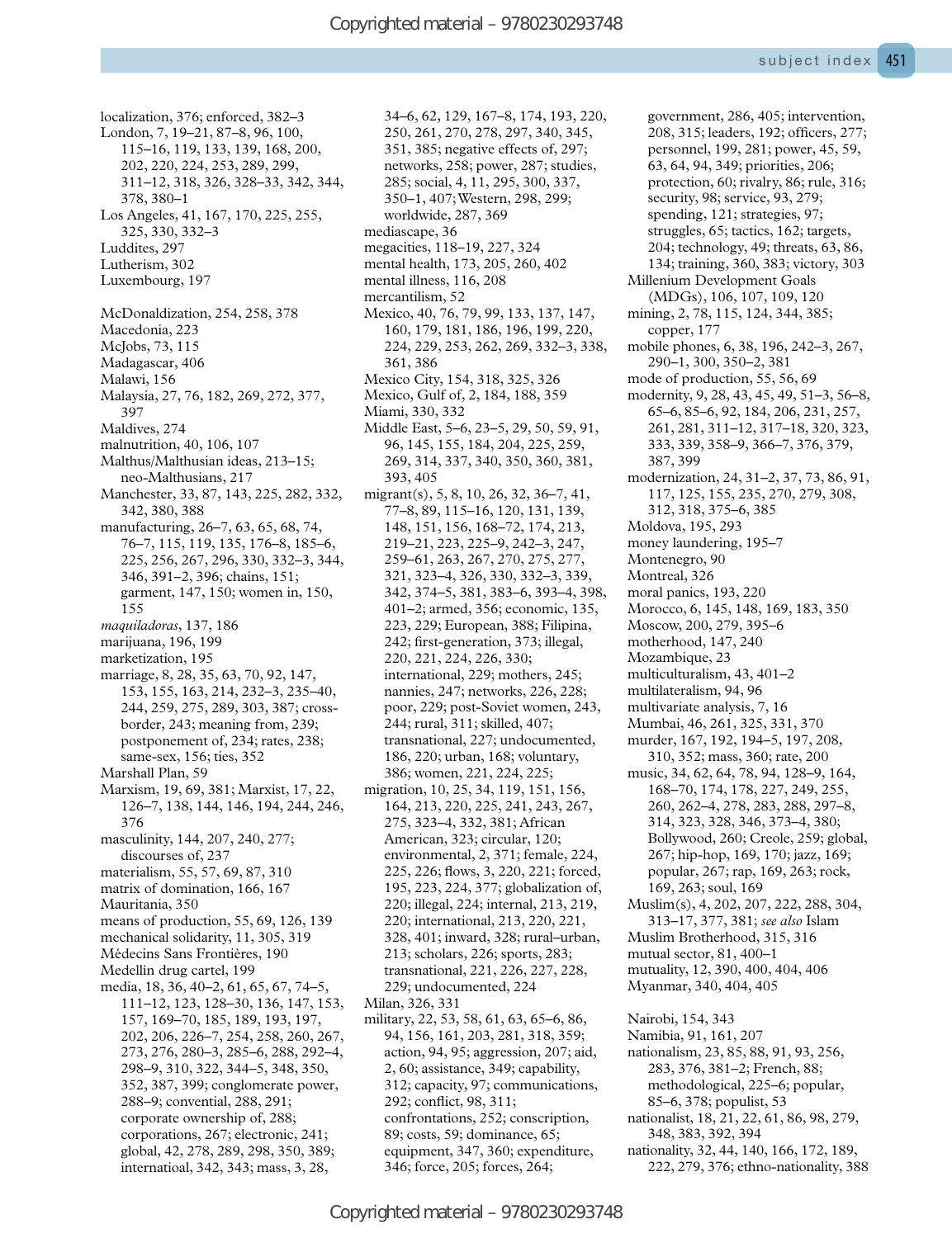localization, 376; enforced, 382–3
London, 7, 19–21, 87–8, 96, 100, 115–16, 119, 133, 139, 168, 200, 202, 220, 224, 253, 289, 299, 311–12, 318, 326, 328–33, 342, 344, 378, 380–1
Los Angeles, 41, 167, 170, 225, 255, 325, 330, 332–3
Luddites, 297
Lutherism, 302
Luxembourg, 197

McDonaldization, 254, 258, 378
Macedonia, 223
McJobs, 73, 115
Madagascar, 406
Malawi, 156
Malaysia, 27, 76, 182, 269, 272, 377, 397
Maldives, 274
malnutrition, 40, 106, 107
Malthus/Malthusian ideas, 213–15; neo-Malthusians, 217
Manchester, 33, 87, 143, 225, 282, 332, 342, 380, 388
manufacturing, 26–7, 63, 65, 68, 74, 76–7, 115, 119, 135, 176–8, 185–6, 225, 256, 267, 296, 330, 332–3, 344, 346, 391–2, 396; chains, 151; garment, 147, 150; women in, 150, 155
*maquiladoras*, 137, 186
marijuana, 196, 199
marketization, 195
marriage, 8, 28, 35, 63, 70, 92, 147, 153, 155, 163, 214, 232–3, 235–40, 244, 259, 275, 289, 303, 387; cross-border, 243; meaning from, 239; postponement of, 234; rates, 238; same-sex, 156; ties, 352
Marshall Plan, 59
Marxism, 19, 69, 381; Marxist, 17, 22, 126–7, 138, 144, 146, 194, 244, 246, 376
masculinity, 144, 207, 240, 277; discourses of, 237
materialism, 55, 57, 69, 87, 310
matrix of domination, 166, 167
Mauritania, 350
means of production, 55, 69, 126, 139
mechanical solidarity, 11, 305, 319
Médecins Sans Frontières, 190
Medellín drug cartel, 199
media, 18, 36, 40–2, 61, 65, 67, 74–5, 111–12, 123, 128–30, 136, 147, 153, 157, 169–70, 185, 189, 193, 197, 202, 206, 226–7, 254, 258, 260, 267, 273, 276, 280–3, 285–6, 288, 292–4, 298–9, 310, 322, 344–5, 348, 350, 352, 387, 399; conglomerate power, 288–9; convential, 288, 291; corporate ownership of, 288; corporations, 267; electronic, 241; global, 42, 278, 289, 298, 350, 389; internatioal, 342, 343; mass, 3, 28, 34–6, 62, 129, 167–8, 174, 193, 220, 250, 261, 270, 278, 297, 340, 345, 351, 385; negative effects of, 297; networks, 258; power, 287; studies, 285; social, 4, 11, 295, 300, 337, 350–1, 407; Western, 298, 299; worldwide, 287, 369
mediascape, 36
megacities, 118–19, 227, 324
mental health, 173, 205, 260, 402
mental illness, 116, 208
mercantilism, 52
Mexico, 40, 76, 79, 99, 133, 137, 147, 160, 179, 181, 186, 196, 199, 220, 224, 229, 253, 262, 269, 332–3, 338, 361, 386
Mexico City, 154, 318, 325, 326
Mexico, Gulf of, 2, 184, 188, 359
Miami, 330, 332
Middle East, 5–6, 23–5, 29, 50, 59, 91, 96, 145, 155, 184, 204, 225, 259, 269, 314, 337, 340, 350, 360, 381, 393, 405
migrant(s), 5, 8, 10, 26, 32, 36–7, 41, 77–8, 89, 115–16, 120, 131, 139, 148, 151, 156, 168–72, 174, 213, 219–21, 223, 225–9, 242–3, 247, 259–61, 263, 267, 270, 275, 277, 321, 323–4, 326, 330, 332–3, 339, 342, 374–5, 381, 383–6, 393–4, 398, 401–2; armed, 356; economic, 135, 223, 229; European, 388; Filipina, 242; first-generation, 373; illegal, 220, 221, 224, 226, 330; international, 229; mothers, 245; nannies, 247; networks, 226, 228; poor, 229; post-Soviet women, 243, 244; rural, 311; skilled, 407; transnational, 227; undocumented, 186, 220; urban, 168; voluntary, 386; women, 221, 224, 225;
migration, 10, 25, 34, 119, 151, 156, 164, 213, 220, 225, 241, 243, 267, 275, 323–4, 332, 381; African American, 323; circular, 120; environmental, 2, 371; female, 224, 225, 226; flows, 3, 220, 221; forced, 195, 223, 224, 377; globalization of, 220; illegal, 224; internal, 213, 219, 220; international, 213, 220, 221, 328, 401; inward, 328; rural–urban, 213; scholars, 226; sports, 283; transnational, 221, 226, 227, 228, 229; undocumented, 224
Milan, 326, 331
military, 22, 53, 58, 61, 63, 65–6, 86, 94, 156, 161, 203, 281, 318, 359; action, 94, 95; aggression, 207; aid, 2, 60; assistance, 349; capability, 312; capacity, 97; communications, 292; conflict, 98, 311; confrontations, 252; conscription, 89; costs, 59; dominance, 65; equipment, 347, 360; expenditure, 346; force, 205; forces, 264; government, 286, 405; intervention, 208, 315; leaders, 192; officers, 277; personnel, 199, 281; power, 45, 59, 63, 64, 94, 349; priorities, 206; protection, 60; rivalry, 86; rule, 316; security, 98; service, 93, 279; spending, 121; strategies, 97; struggles, 65; tactics, 162; targets, 204; technology, 49; threats, 63, 86, 134; training, 360, 383; victory, 303
Millenium Development Goals (MDGs), 106, 107, 109, 120
mining, 2, 78, 115, 124, 344, 385; copper, 177
mobile phones, 6, 38, 196, 242–3, 267, 290–1, 300, 350–2, 381
mode of production, 55, 56, 69
modernity, 9, 28, 43, 45, 49, 51–3, 56–8, 65–6, 85–6, 92, 184, 206, 231, 257, 261, 281, 311–12, 317–18, 320, 323, 333, 339, 358–9, 366–7, 376, 379, 387, 399
modernization, 24, 31–2, 37, 73, 86, 91, 117, 125, 155, 235, 270, 279, 308, 312, 318, 375–6, 385
Moldova, 195, 293
money laundering, 195–7
Montenegro, 90
Montreal, 326
moral panics, 193, 220
Morocco, 6, 145, 148, 169, 183, 350
Moscow, 200, 279, 395–6
motherhood, 147, 240
Mozambique, 23
multiculturalism, 43, 401–2
multilateralism, 94, 96
multivariate analysis, 7, 16
Mumbai, 46, 261, 325, 331, 370
murder, 167, 192, 194–5, 197, 208, 310, 352; mass, 360; rate, 200
music, 34, 62, 64, 78, 94, 128–9, 164, 168–70, 174, 178, 227, 249, 255, 260, 262–4, 278, 283, 288, 297–8, 314, 323, 328, 346, 373–4, 380; Bollywood, 260; Creole, 259; global, 267; hip-hop, 169, 170; jazz, 169; popular, 267; rap, 169, 263; rock, 169, 263; soul, 169
Muslim(s), 4, 202, 207, 222, 288, 304, 313–17, 377, 381; *see also* Islam
Muslim Brotherhood, 315, 316
mutual sector, 81, 400–1
mutuality, 12, 390, 400, 404, 406
Myanmar, 340, 404, 405

Nairobi, 154, 343
Namibia, 91, 161, 207
nationalism, 23, 85, 88, 91, 93, 256, 283, 376, 381–2; French, 88; methodological, 225–6; popular, 85–6, 378; populist, 53
nationalist, 18, 21, 22, 61, 86, 98, 279, 348, 383, 392, 394
nationality, 32, 44, 140, 166, 172, 189, 222, 279, 376; ethno-nationality, 388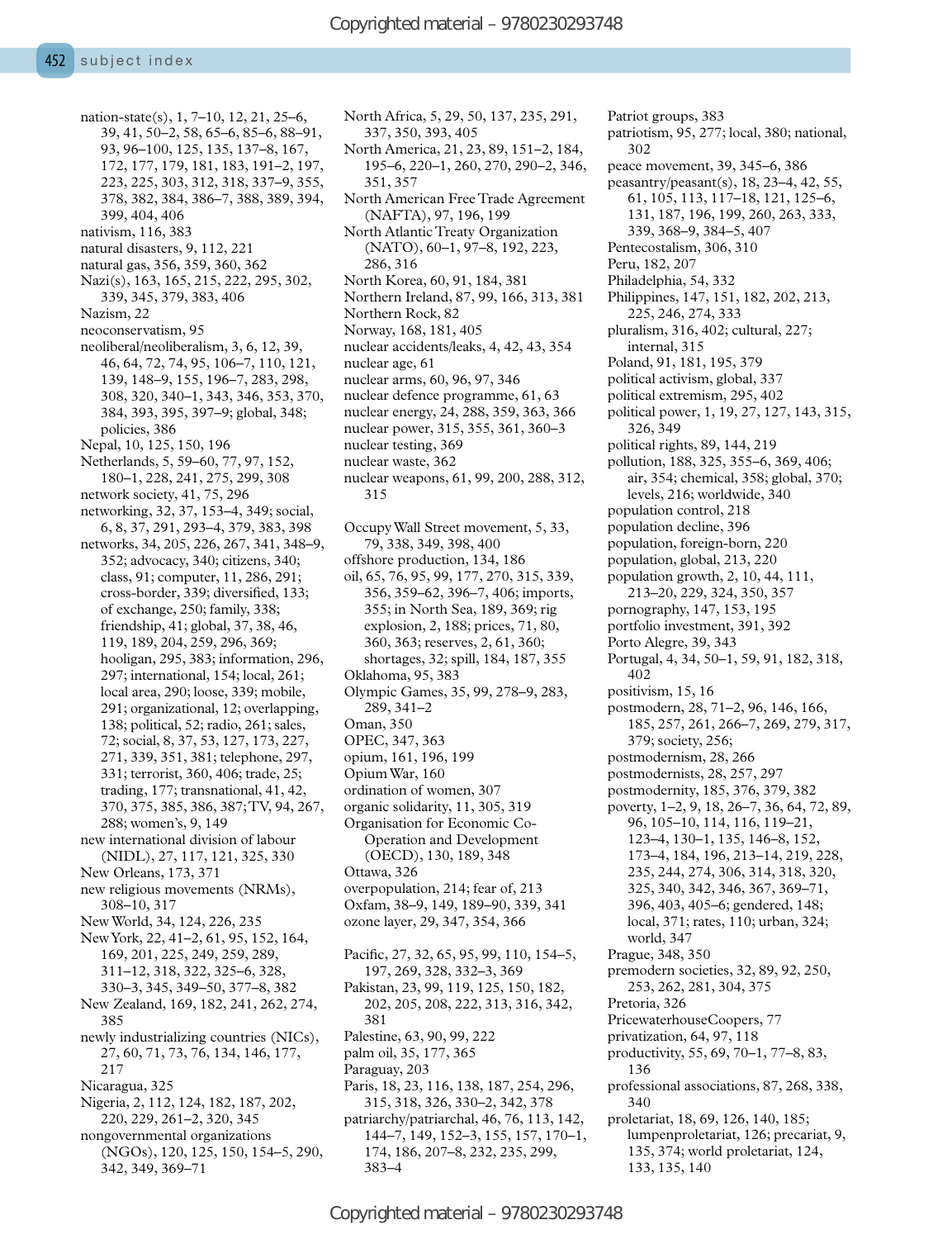nation-state(s), 1, 7–10, 12, 21, 25–6, 39, 41, 50–2, 58, 65–6, 85–6, 88–91, 93, 96–100, 125, 135, 137–8, 167, 172, 177, 179, 181, 183, 191–2, 197, 223, 225, 303, 312, 318, 337–9, 355, 378, 382, 384, 386–7, 388, 389, 394, 399, 404, 406
nativism, 116, 383
natural disasters, 9, 112, 221
natural gas, 356, 359, 360, 362
Nazi(s), 163, 165, 215, 222, 295, 302, 339, 345, 379, 383, 406
Nazism, 22
neoconservatism, 95
neoliberal/neoliberalism, 3, 6, 12, 39, 46, 64, 72, 74, 95, 106–7, 110, 121, 139, 148–9, 155, 196–7, 283, 298, 308, 320, 340–1, 343, 346, 353, 370, 384, 393, 395, 397–9; global, 348; policies, 386
Nepal, 10, 125, 150, 196
Netherlands, 5, 59–60, 77, 97, 152, 180–1, 228, 241, 275, 299, 308
network society, 41, 75, 296
networking, 32, 37, 153–4, 349; social, 6, 8, 37, 291, 293–4, 379, 383, 398
networks, 34, 205, 226, 267, 341, 348–9, 352; advocacy, 340; citizens, 338; class, 91; computer, 11, 286, 291; cross-border, 339; diversified, 133; of exchange, 250; family, 338; friendship, 41; global, 37, 38, 46, 119, 189, 204, 259, 296, 369; hooligan, 295, 383; information, 296, 297; international, 154; local, 261; local area, 290; loose, 339; mobile, 291; organizational, 12; overlapping, 138; political, 52; radio, 261; sales, 72; social, 8, 37, 53, 127, 173, 227, 271, 339, 351, 381; telephone, 297, 331; terrorist, 360, 406; trade, 25; trading, 177; transnational, 41, 42, 370, 375, 385, 386, 387; TV, 94, 267, 288; women's, 9, 149
new international division of labour (NIDL), 27, 117, 121, 325, 330
New Orleans, 173, 371
new religious movements (NRMs), 308–10, 317
New World, 34, 124, 226, 235
New York, 22, 41–2, 61, 95, 152, 164, 169, 201, 225, 249, 259, 289, 311–12, 318, 322, 325–6, 328, 330–3, 345, 349–50, 377–8, 382
New Zealand, 169, 182, 241, 262, 274, 385
newly industrializing countries (NICs), 27, 60, 71, 73, 76, 134, 146, 177, 217
Nicaragua, 325
Nigeria, 2, 112, 124, 182, 187, 202, 220, 229, 261–2, 320, 345
nongovernmental organizations (NGOs), 120, 125, 150, 154–5, 290, 342, 349, 369–71
North Africa, 5, 29, 50, 137, 235, 291, 337, 350, 393, 405
North America, 21, 23, 89, 151–2, 184, 195–6, 220–1, 260, 270, 290–2, 346, 351, 357
North American Free Trade Agreement (NAFTA), 97, 196, 199
North Atlantic Treaty Organization (NATO), 60–1, 97–8, 192, 223, 286, 316
North Korea, 60, 91, 184, 381
Northern Ireland, 87, 99, 166, 313, 381
Northern Rock, 82
Norway, 168, 181, 405
nuclear accidents/leaks, 4, 42, 43, 354
nuclear age, 61
nuclear arms, 60, 96, 97, 346
nuclear defence programme, 61, 63
nuclear energy, 24, 288, 359, 363, 366
nuclear power, 315, 355, 361, 360–3
nuclear testing, 369
nuclear waste, 362
nuclear weapons, 61, 99, 200, 288, 312, 315

Occupy Wall Street movement, 5, 33, 79, 338, 349, 398, 400
offshore production, 134, 186
oil, 65, 76, 95, 99, 177, 270, 315, 339, 356, 359–62, 396–7, 406; imports, 355; in North Sea, 189, 369; rig explosion, 2, 188; prices, 71, 80, 360, 363; reserves, 2, 61, 360; shortages, 32; spill, 184, 187, 355
Oklahoma, 95, 383
Olympic Games, 35, 99, 278–9, 283, 289, 341–2
Oman, 350
OPEC, 347, 363
opium, 161, 196, 199
Opium War, 160
ordination of women, 307
organic solidarity, 11, 305, 319
Organisation for Economic Co-Operation and Development (OECD), 130, 189, 348
Ottawa, 326
overpopulation, 214; fear of, 213
Oxfam, 38–9, 149, 189–90, 339, 341
ozone layer, 29, 347, 354, 366

Pacific, 27, 32, 65, 95, 99, 110, 154–5, 197, 269, 328, 332–3, 369
Pakistan, 23, 99, 119, 125, 150, 182, 202, 205, 208, 222, 313, 316, 342, 381
Palestine, 63, 90, 99, 222
palm oil, 35, 177, 365
Paraguay, 203
Paris, 18, 23, 116, 138, 187, 254, 296, 315, 318, 326, 330–2, 342, 378
patriarchy/patriarchal, 46, 76, 113, 142, 144–7, 149, 152–3, 155, 157, 170–1, 174, 186, 207–8, 232, 235, 299, 383–4
Patriot groups, 383
patriotism, 95, 277; local, 380; national, 302
peace movement, 39, 345–6, 386
peasantry/peasant(s), 18, 23–4, 42, 55, 61, 105, 113, 117–18, 121, 125–6, 131, 187, 196, 199, 260, 263, 333, 339, 368–9, 384–5, 407
Pentecostalism, 306, 310
Peru, 182, 207
Philadelphia, 54, 332
Philippines, 147, 151, 182, 202, 213, 225, 246, 274, 333
pluralism, 316, 402; cultural, 227; internal, 315
Poland, 91, 181, 195, 379
political activism, global, 337
political extremism, 295, 402
political power, 1, 19, 27, 127, 143, 315, 326, 349
political rights, 89, 144, 219
pollution, 188, 325, 355–6, 369, 406; air, 354; chemical, 358; global, 370; levels, 216; worldwide, 340
population control, 218
population decline, 396
population, foreign-born, 220
population, global, 213, 220
population growth, 2, 10, 44, 111, 213–20, 229, 324, 350, 357
pornography, 147, 153, 195
portfolio investment, 391, 392
Porto Alegre, 39, 343
Portugal, 4, 34, 50–1, 59, 91, 182, 318, 402
positivism, 15, 16
postmodern, 28, 71–2, 96, 146, 166, 185, 257, 261, 266–7, 269, 279, 317, 379; society, 256;
postmodernism, 28, 266
postmodernists, 28, 257, 297
postmodernity, 185, 376, 379, 382
poverty, 1–2, 9, 18, 26–7, 36, 64, 72, 89, 96, 105–10, 114, 116, 119–21, 123–4, 130–1, 135, 146–8, 152, 173–4, 184, 196, 213–14, 219, 228, 235, 244, 274, 306, 314, 318, 320, 325, 340, 342, 346, 367, 369–71, 396, 403, 405–6; gendered, 148; local, 371; rates, 110; urban, 324; world, 347
Prague, 348, 350
premodern societies, 32, 89, 92, 250, 253, 262, 281, 304, 375
Pretoria, 326
PricewaterhouseCoopers, 77
privatization, 64, 97, 118
productivity, 55, 69, 70–1, 77–8, 83, 136
professional associations, 87, 268, 338, 340
proletariat, 18, 69, 126, 140, 185; lumpenproletariat, 126; precariat, 9, 135, 374; world proletariat, 124, 133, 135, 140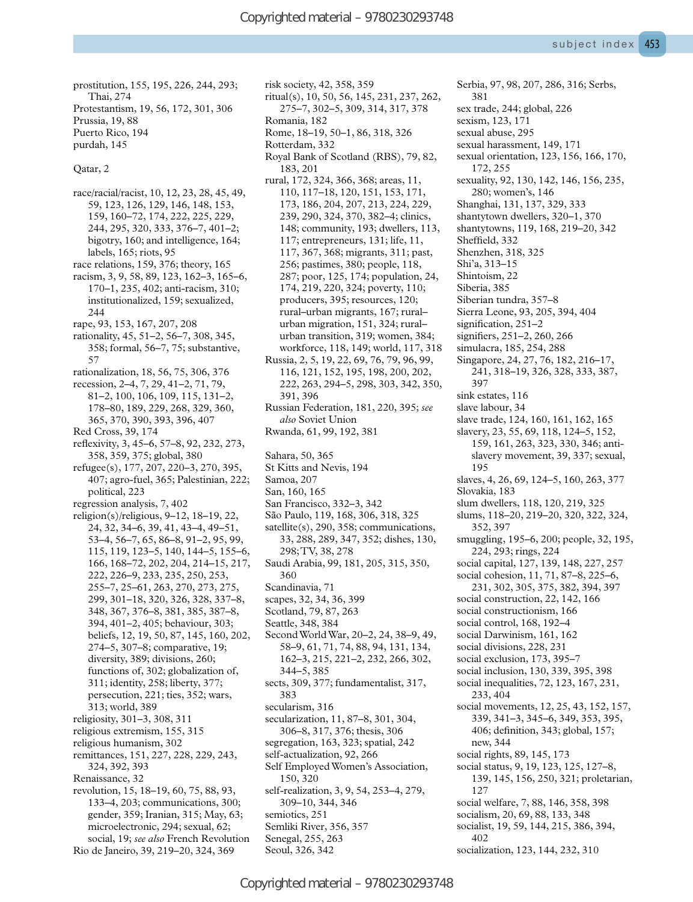prostitution, 155, 195, 226, 244, 293; Thai, 274
Protestantism, 19, 56, 172, 301, 306
Prussia, 19, 88
Puerto Rico, 194
purdah, 145

Qatar, 2

race/racial/racist, 10, 12, 23, 28, 45, 49, 59, 123, 126, 129, 146, 148, 153, 159, 160–72, 174, 222, 225, 229, 244, 295, 320, 333, 376–7, 401–2; bigotry, 160; and intelligence, 164; labels, 165; riots, 95
race relations, 159, 376; theory, 165
racism, 3, 9, 58, 89, 123, 162–3, 165–6, 170–1, 235, 402; anti-racism, 310; institutionalized, 159; sexualized, 244
rape, 93, 153, 167, 207, 208
rationality, 45, 51–2, 56–7, 308, 345, 358; formal, 56–7, 75; substantive, 57
rationalization, 18, 56, 75, 306, 376
recession, 2–4, 7, 29, 41–2, 71, 79, 81–2, 100, 106, 109, 115, 131–2, 178–80, 189, 229, 268, 329, 360, 365, 370, 390, 393, 396, 407
Red Cross, 39, 174
reflexivity, 3, 45–6, 57–8, 92, 232, 273, 358, 359, 375; global, 380
refugee(s), 177, 207, 220–3, 270, 395, 407; agro-fuel, 365; Palestinian, 222; political, 223
regression analysis, 7, 402
religion(s)/religious, 9–12, 18–19, 22, 24, 32, 34–6, 39, 41, 43–4, 49–51, 53–4, 56–7, 65, 86–8, 91–2, 95, 99, 115, 119, 123–5, 140, 144–5, 155–6, 166, 168–72, 202, 204, 214–15, 217, 222, 226–9, 233, 235, 250, 253, 255–7, 25–61, 263, 270, 273, 275, 299, 301–18, 320, 326, 328, 337–8, 348, 367, 376–8, 381, 385, 387–8, 394, 401–2, 405; behaviour, 303; beliefs, 12, 19, 50, 87, 145, 160, 202, 274–5, 307–8; comparative, 19; diversity, 389; divisions, 260; functions of, 302; globalization of, 311; identity, 258; liberty, 377; persecution, 221; ties, 352; wars, 313; world, 389
religiosity, 301–3, 308, 311
religious extremism, 155, 315
religious humanism, 302
remittances, 151, 227, 228, 229, 243, 324, 392, 393
Renaissance, 32
revolution, 15, 18–19, 60, 75, 88, 93, 133–4, 203; communications, 300; gender, 359; Iranian, 315; May, 63; microelectronic, 294; sexual, 62; social, 19; *see also* French Revolution
Rio de Janeiro, 39, 219–20, 324, 369
risk society, 42, 358, 359
ritual(s), 10, 50, 56, 145, 231, 237, 262, 275–7, 302–5, 309, 314, 317, 378
Romania, 182
Rome, 18–19, 50–1, 86, 318, 326
Rotterdam, 332
Royal Bank of Scotland (RBS), 79, 82, 183, 201
rural, 172, 324, 366, 368; areas, 11, 110, 117–18, 120, 151, 153, 171, 173, 186, 204, 207, 213, 224, 229, 239, 290, 324, 370, 382–4; clinics, 148; community, 193; dwellers, 113, 117; entrepreneurs, 131; life, 11, 117, 367, 368; migrants, 311; past, 256; pastimes, 380; people, 118, 287; poor, 125, 174; population, 24, 174, 219, 220, 324; poverty, 110; producers, 395; resources, 120; rural–urban migrants, 167; rural–urban migration, 151, 324; rural–urban transition, 319; women, 384; workforce, 118, 149; world, 117, 318
Russia, 2, 5, 19, 22, 69, 76, 79, 96, 99, 116, 121, 152, 195, 198, 200, 202, 222, 263, 294–5, 298, 303, 342, 350, 391, 396
Russian Federation, 181, 220, 395; *see also* Soviet Union
Rwanda, 61, 99, 192, 381

Sahara, 50, 365
St Kitts and Nevis, 194
Samoa, 207
San, 160, 165
San Francisco, 332–3, 342
São Paulo, 119, 168, 306, 318, 325
satellite(s), 290, 358; communications, 33, 288, 289, 347, 352; dishes, 130, 298; TV, 38, 278
Saudi Arabia, 99, 181, 205, 315, 350, 360
Scandinavia, 71
scapes, 32, 34, 36, 399
Scotland, 79, 87, 263
Seattle, 348, 384
Second World War, 20–2, 24, 38–9, 49, 58–9, 61, 71, 74, 88, 94, 131, 134, 162–3, 215, 221–2, 232, 266, 302, 344–5, 385
sects, 309, 377; fundamentalist, 317, 383
secularism, 316
secularization, 11, 87–8, 301, 304, 306–8, 317, 376; thesis, 306
segregation, 163, 323; spatial, 242
self-actualization, 92, 266
Self Employed Women's Association, 150, 320
self-realization, 3, 9, 54, 253–4, 279, 309–10, 344, 346
semiotics, 251
Semliki River, 356, 357
Senegal, 255, 263
Seoul, 326, 342
Serbia, 97, 98, 207, 286, 316; Serbs, 381
sex trade, 244; global, 226
sexism, 123, 171
sexual abuse, 295
sexual harassment, 149, 171
sexual orientation, 123, 156, 166, 170, 172, 255
sexuality, 92, 130, 142, 146, 156, 235, 280; women's, 146
Shanghai, 131, 137, 329, 333
shantytown dwellers, 320–1, 370
shantytowns, 119, 168, 219–20, 342
Sheffield, 332
Shenzhen, 318, 325
Shi'a, 313–15
Shintoism, 22
Siberia, 385
Siberian tundra, 357–8
Sierra Leone, 93, 205, 394, 404
signification, 251–2
signifiers, 251–2, 260, 266
simulacra, 185, 254, 288
Singapore, 24, 27, 76, 182, 216–17, 241, 318–19, 326, 328, 333, 387, 397
sink estates, 116
slave labour, 34
slave trade, 124, 160, 161, 162, 165
slavery, 23, 55, 69, 118, 124–5, 152, 159, 161, 263, 323, 330, 346; anti-slavery movement, 39, 337; sexual, 195
slaves, 4, 26, 69, 124–5, 160, 263, 377
Slovakia, 183
slum dwellers, 118, 120, 219, 325
slums, 118–20, 219–20, 320, 322, 324, 352, 397
smuggling, 195–6, 200; people, 32, 195, 224, 293; rings, 224
social capital, 127, 139, 148, 227, 257
social cohesion, 11, 71, 87–8, 225–6, 231, 302, 305, 375, 382, 394, 397
social construction, 22, 142, 166
social constructionism, 166
social control, 168, 192–4
social Darwinism, 161, 162
social divisions, 228, 231
social exclusion, 173, 395–7
social inclusion, 130, 339, 395, 398
social inequalities, 72, 123, 167, 231, 233, 404
social movements, 12, 25, 43, 152, 157, 339, 341–3, 345–6, 349, 353, 395, 406; definition, 343; global, 157; new, 344
social rights, 89, 145, 173
social status, 9, 19, 123, 125, 127–8, 139, 145, 156, 250, 321; proletarian, 127
social welfare, 7, 88, 146, 358, 398
socialism, 20, 69, 88, 133, 348
socialist, 19, 59, 144, 215, 386, 394, 402
socialization, 123, 144, 232, 310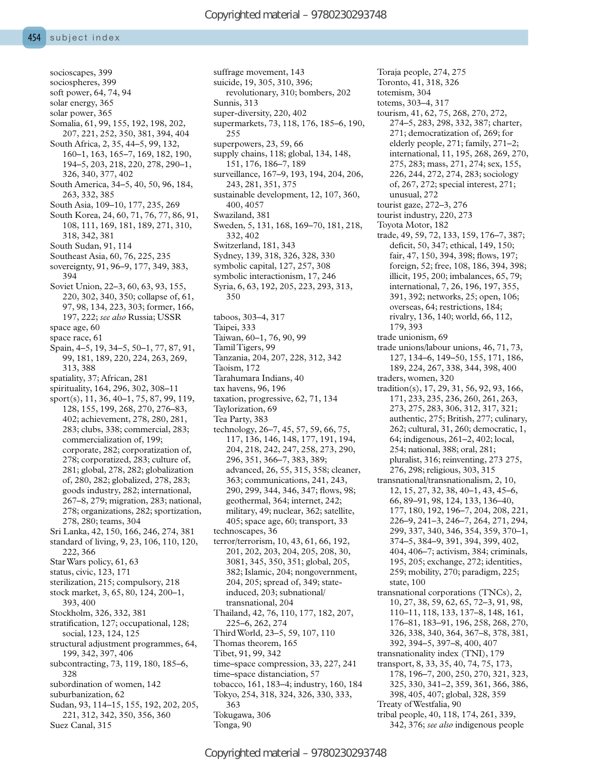socioscapes, 399
sociospheres, 399
soft power, 64, 74, 94
solar energy, 365
solar power, 365
Somalia, 61, 99, 155, 192, 198, 202, 207, 221, 252, 350, 381, 394, 404
South Africa, 2, 35, 44–5, 99, 132, 160–1, 163, 165–7, 169, 182, 190, 194–5, 203, 218, 220, 278, 290–1, 326, 340, 377, 402
South America, 34–5, 40, 50, 96, 184, 263, 332, 385
South Asia, 109–10, 177, 235, 269
South Korea, 24, 60, 71, 76, 77, 86, 91, 108, 111, 169, 181, 189, 271, 310, 318, 342, 381
South Sudan, 91, 114
Southeast Asia, 60, 76, 225, 235
sovereignty, 91, 96–9, 177, 349, 383, 394
Soviet Union, 22–3, 60, 63, 93, 155, 220, 302, 340, 350; collapse of, 61, 97, 98, 134, 223, 303; former, 166, 197, 222; *see also* Russia; USSR
space age, 60
space race, 61
Spain, 4–5, 19, 34–5, 50–1, 77, 87, 91, 99, 181, 189, 220, 224, 263, 269, 313, 388
spatiality, 37; African, 281
spirituality, 164, 296, 302, 308–11
sport(s), 11, 36, 40–1, 75, 87, 99, 119, 128, 155, 199, 268, 270, 276–83, 402; achievement, 278, 280, 281, 283; clubs, 338; commercial, 283; commercialization of, 199; corporate, 282; corporatization of, 278; corporatized, 283; culture of, 281; global, 278, 282; globalization of, 280, 282; globalized, 278, 283; goods industry, 282; international, 267–8, 279; migration, 283; national, 278; organizations, 282; sportization, 278, 280; teams, 304
Sri Lanka, 42, 150, 166, 246, 274, 381
standard of living, 9, 23, 106, 110, 120, 222, 366
Star Wars policy, 61, 63
status, civic, 123, 171
sterilization, 215; compulsory, 218
stock market, 3, 65, 80, 124, 200–1, 393, 400
Stockholm, 326, 332, 381
stratification, 127; occupational, 128; social, 123, 124, 125
structural adjustment programmes, 64, 199, 342, 397, 406
subcontracting, 73, 119, 180, 185–6, 328
subordination of women, 142
suburbanization, 62
Sudan, 93, 114–15, 155, 192, 202, 205, 221, 312, 342, 350, 356, 360
Suez Canal, 315
suffrage movement, 143
suicide, 19, 305, 310, 396; revolutionary, 310; bombers, 202
Sunnis, 313
super-diversity, 220, 402
supermarkets, 73, 118, 176, 185–6, 190, 255
superpowers, 23, 59, 66
supply chains, 118; global, 134, 148, 151, 176, 186–7, 189
surveillance, 167–9, 193, 194, 204, 206, 243, 281, 351, 375
sustainable development, 12, 107, 360, 400, 4057
Swaziland, 381
Sweden, 5, 131, 168, 169–70, 181, 218, 332, 402
Switzerland, 181, 343
Sydney, 139, 318, 326, 328, 330
symbolic capital, 127, 257, 308
symbolic interactionism, 17, 246
Syria, 6, 63, 192, 205, 223, 293, 313, 350

taboos, 303–4, 317
Taipei, 333
Taiwan, 60–1, 76, 90, 99
Tamil Tigers, 99
Tanzania, 204, 207, 228, 312, 342
Taoism, 172
Tarahumara Indians, 40
tax havens, 96, 196
taxation, progressive, 62, 71, 134
Taylorization, 69
Tea Party, 383
technology, 26–7, 45, 57, 59, 66, 75, 117, 136, 146, 148, 177, 191, 194, 204, 218, 242, 247, 258, 273, 290, 296, 351, 366–7, 383, 389; advanced, 26, 55, 315, 358; cleaner, 363; communications, 241, 243, 290, 299, 344, 346, 347; flows, 98; geothermal, 364; internet, 242; military, 49; nuclear, 362; satellite, 405; space age, 60; transport, 33
technoscapes, 36
terror/terrorism, 10, 43, 61, 66, 192, 201, 202, 203, 204, 205, 208, 30, 3081, 345, 350, 351; global, 205, 382; Islamic, 204; nongovernment, 204, 205; spread of, 349; state-induced, 203; subnational/transnational, 204
Thailand, 42, 76, 110, 177, 182, 207, 225–6, 262, 274
Third World, 23–5, 59, 107, 110
Thomas theorem, 165
Tibet, 91, 99, 342
time–space compression, 33, 227, 241
time–space distanciation, 57
tobacco, 161, 183–4; industry, 160, 184
Tokyo, 254, 318, 324, 326, 330, 333, 363
Tokugawa, 306
Tonga, 90
Toraja people, 274, 275
Toronto, 41, 318, 326
totemism, 304
totems, 303–4, 317
tourism, 41, 62, 75, 268, 270, 272, 274–5, 283, 298, 332, 387; charter, 271; democratization of, 269; for elderly people, 271; family, 271–2; international, 11, 195, 268, 269, 270, 275, 283; mass, 271, 274; sex, 155, 226, 244, 272, 274, 283; sociology of, 267, 272; special interest, 271; unusual, 272
tourist gaze, 272–3, 276
tourist industry, 220, 273
Toyota Motor, 182
trade, 49, 59, 72, 133, 159, 176–7, 387; deficit, 50, 347; ethical, 149, 150; fair, 47, 150, 394, 398; flows, 197; foreign, 52; free, 108, 186, 394, 398; illicit, 195, 200; imbalances, 65, 79; international, 7, 26, 196, 197, 355, 391, 392; networks, 25; open, 106; overseas, 64; restrictions, 184; rivalry, 136, 140; world, 66, 112, 179, 393
trade unionism, 69
trade unions/labour unions, 46, 71, 73, 127, 134–6, 149–50, 155, 171, 186, 189, 224, 267, 338, 344, 398, 400
traders, women, 320
tradition(s), 17, 29, 31, 56, 92, 93, 166, 171, 233, 235, 236, 260, 261, 263, 273, 275, 283, 306, 312, 317, 321; authentic, 275; British, 277; culinary, 262; cultural, 31, 260; democratic, 1, 64; indigenous, 261–2, 402; local, 254; national, 388; oral, 281; pluralist, 316; reinventing, 273 275, 276, 298; religious, 303, 315
transnational/transnationalism, 2, 10, 12, 15, 27, 32, 38, 40–1, 43, 45–6, 66, 89–91, 98, 124, 133, 136–40, 177, 180, 192, 196–7, 204, 208, 221, 226–9, 241–3, 246–7, 264, 271, 294, 299, 337, 340, 346, 354, 359, 370–1, 374–5, 384–9, 391, 394, 399, 402, 404, 406–7; activism, 384; criminals, 195, 205; exchange, 272; identities, 259; mobility, 270; paradigm, 225; state, 100
transnational corporations (TNCs), 2, 10, 27, 38, 59, 62, 65, 72–3, 91, 98, 110–11, 118, 133, 137–8, 148, 161, 176–81, 183–91, 196, 258, 268, 270, 326, 338, 340, 364, 367–8, 378, 381, 392, 394–5, 397–8, 400, 407
transnationality index (TNI), 179
transport, 8, 33, 35, 40, 74, 75, 173, 178, 196–7, 200, 250, 270, 321, 323, 325, 330, 341–2, 359, 361, 366, 386, 398, 405, 407; global, 328, 359
Treaty of Westfalia, 90
tribal people, 40, 118, 174, 261, 339, 342, 376; *see also* indigenous people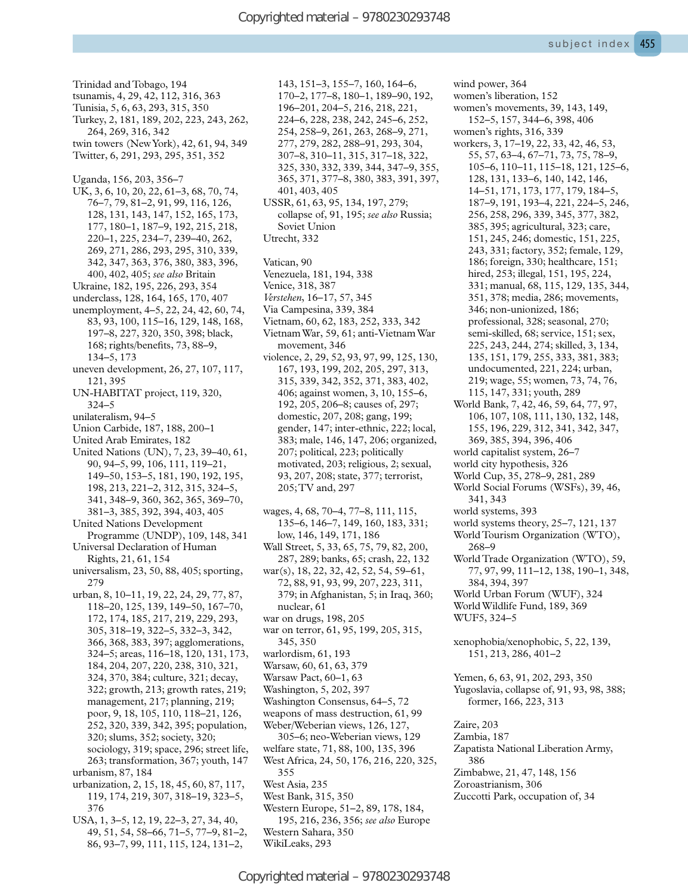Trinidad and Tobago, 194
tsunamis, 4, 29, 42, 112, 316, 363
Tunisia, 5, 6, 63, 293, 315, 350
Turkey, 2, 181, 189, 202, 223, 243, 262, 264, 269, 316, 342
twin towers (New York), 42, 61, 94, 349
Twitter, 6, 291, 293, 295, 351, 352

Uganda, 156, 203, 356–7
UK, 3, 6, 10, 20, 22, 61–3, 68, 70, 74, 76–7, 79, 81–2, 91, 99, 116, 126, 128, 131, 143, 147, 152, 165, 173, 177, 180–1, 187–9, 192, 215, 218, 220–1, 225, 234–7, 239–40, 262, 269, 271, 286, 293, 295, 310, 339, 342, 347, 363, 376, 380, 383, 396, 400, 402, 405; *see also* Britain
Ukraine, 182, 195, 226, 293, 354
underclass, 128, 164, 165, 170, 407
unemployment, 4–5, 22, 24, 42, 60, 74, 83, 93, 100, 115–16, 129, 148, 168, 197–8, 227, 320, 350, 398; black, 168; rights/benefits, 73, 88–9, 134–5, 173
uneven development, 26, 27, 107, 117, 121, 395
UN-HABITAT project, 119, 320, 324–5
unilateralism, 94–5
Union Carbide, 187, 188, 200–1
United Arab Emirates, 182
United Nations (UN), 7, 23, 39–40, 61, 90, 94–5, 99, 106, 111, 119–21, 149–50, 153–5, 181, 190, 192, 195, 198, 213, 221–2, 312, 315, 324–5, 341, 348–9, 360, 362, 365, 369–70, 381–3, 385, 392, 394, 403, 405
United Nations Development Programme (UNDP), 109, 148, 341
Universal Declaration of Human Rights, 21, 61, 154
universalism, 23, 50, 88, 405; sporting, 279
urban, 8, 10–11, 19, 22, 24, 29, 77, 87, 118–20, 125, 139, 149–50, 167–70, 172, 174, 185, 217, 219, 229, 293, 305, 318–19, 322–5, 332–3, 342, 366, 368, 383, 397; agglomerations, 324–5; areas, 116–18, 120, 131, 173, 184, 204, 207, 220, 238, 310, 321, 324, 370, 384; culture, 321; decay, 322; growth, 213; growth rates, 219; management, 217; planning, 219; poor, 9, 18, 105, 110, 118–21, 126, 252, 320, 339, 342, 395; population, 320; slums, 352; society, 320; sociology, 319; space, 296; street life, 263; transformation, 367; youth, 147
urbanism, 87, 184
urbanization, 2, 15, 18, 45, 60, 87, 117, 119, 174, 219, 307, 318–19, 323–5, 376
USA, 1, 3–5, 12, 19, 22–3, 27, 34, 40, 49, 51, 54, 58–66, 71–5, 77–9, 81–2, 86, 93–7, 99, 111, 115, 124, 131–2, 143, 151–3, 155–7, 160, 164–6, 170–2, 177–8, 180–1, 189–90, 192, 196–201, 204–5, 216, 218, 221, 224–6, 228, 238, 242, 245–6, 252, 254, 258–9, 261, 263, 268–9, 271, 277, 279, 282, 288–91, 293, 304, 307–8, 310–11, 315, 317–18, 322, 325, 330, 332, 339, 344, 347–9, 355, 365, 371, 377–8, 380, 383, 391, 397, 401, 403, 405
USSR, 61, 63, 95, 134, 197, 279; collapse of, 91, 195; *see also* Russia; Soviet Union
Utrecht, 332

Vatican, 90
Venezuela, 181, 194, 338
Venice, 318, 387
*Verstehen*, 16–17, 57, 345
Via Campesina, 339, 384
Vietnam, 60, 62, 183, 252, 333, 342
Vietnam War, 59, 61; anti-Vietnam War movement, 346
violence, 2, 29, 52, 93, 97, 99, 125, 130, 167, 193, 199, 202, 205, 297, 313, 315, 339, 342, 352, 371, 383, 402, 406; against women, 3, 10, 155–6, 192, 205, 206–8; causes of, 297; domestic, 207, 208; gang, 199; gender, 147; inter-ethnic, 222; local, 383; male, 146, 147, 206; organized, 207; political, 223; politically motivated, 203; religious, 2; sexual, 93, 207, 208; state, 377; terrorist, 205; TV and, 297

wages, 4, 68, 70–4, 77–8, 111, 115, 135–6, 146–7, 149, 160, 183, 331; low, 146, 149, 171, 186
Wall Street, 5, 33, 65, 75, 79, 82, 200, 287, 289; banks, 65; crash, 22, 132
war(s), 18, 22, 32, 42, 52, 54, 59–61, 72, 88, 91, 93, 99, 207, 223, 311, 379; in Afghanistan, 5; in Iraq, 360; nuclear, 61
war on drugs, 198, 205
war on terror, 61, 95, 199, 205, 315, 345, 350
warlordism, 61, 193
Warsaw, 60, 61, 63, 379
Warsaw Pact, 60–1, 63
Washington, 5, 202, 397
Washington Consensus, 64–5, 72
weapons of mass destruction, 61, 99
Weber/Weberian views, 126, 127, 305–6; neo-Weberian views, 129
welfare state, 71, 88, 100, 135, 396
West Africa, 24, 50, 176, 216, 220, 325, 355
West Asia, 235
West Bank, 315, 350
Western Europe, 51–2, 89, 178, 184, 195, 216, 236, 356; *see also* Europe
Western Sahara, 350
WikiLeaks, 293
wind power, 364
women's liberation, 152
women's movements, 39, 143, 149, 152–5, 157, 344–6, 398, 406
women's rights, 316, 339
workers, 3, 17–19, 22, 33, 42, 46, 53, 55, 57, 63–4, 67–71, 73, 75, 78–9, 105–6, 110–11, 115–18, 121, 125–6, 128, 131, 133–6, 140, 142, 146, 14–51, 171, 173, 177, 179, 184–5, 187–9, 191, 193–4, 221, 224–5, 246, 256, 258, 296, 339, 345, 377, 382, 385, 395; agricultural, 323; care, 151, 245, 246; domestic, 151, 225, 243, 331; factory, 352; female, 129, 186; foreign, 330; healthcare, 151; hired, 253; illegal, 151, 195, 224, 331; manual, 68, 115, 129, 135, 344, 351, 378; media, 286; movements, 346; non-unionized, 186; professional, 328; seasonal, 270; semi-skilled, 68; service, 151; sex, 225, 243, 244, 274; skilled, 3, 134, 135, 151, 179, 255, 333, 381, 383; undocumented, 221, 224; urban, 219; wage, 55; women, 73, 74, 76, 115, 147, 331; youth, 289
World Bank, 7, 42, 46, 59, 64, 77, 97, 106, 107, 108, 111, 130, 132, 148, 155, 196, 229, 312, 341, 342, 347, 369, 385, 394, 396, 406
world capitalist system, 26–7
world city hypothesis, 326
World Cup, 35, 278–9, 281, 289
World Social Forums (WSFs), 39, 46, 341, 343
world systems, 393
world systems theory, 25–7, 121, 137
World Tourism Organization (WTO), 268–9
World Trade Organization (WTO), 59, 77, 97, 99, 111–12, 138, 190–1, 348, 384, 394, 397
World Urban Forum (WUF), 324
World Wildlife Fund, 189, 369
WUF5, 324–5

xenophobia/xenophobic, 5, 22, 139, 151, 213, 286, 401–2

Yemen, 6, 63, 91, 202, 293, 350
Yugoslavia, collapse of, 91, 93, 98, 388; former, 166, 223, 313

Zaire, 203
Zambia, 187
Zapatista National Liberation Army, 386
Zimbabwe, 21, 47, 148, 156
Zoroastrianism, 306
Zuccotti Park, occupation of, 34